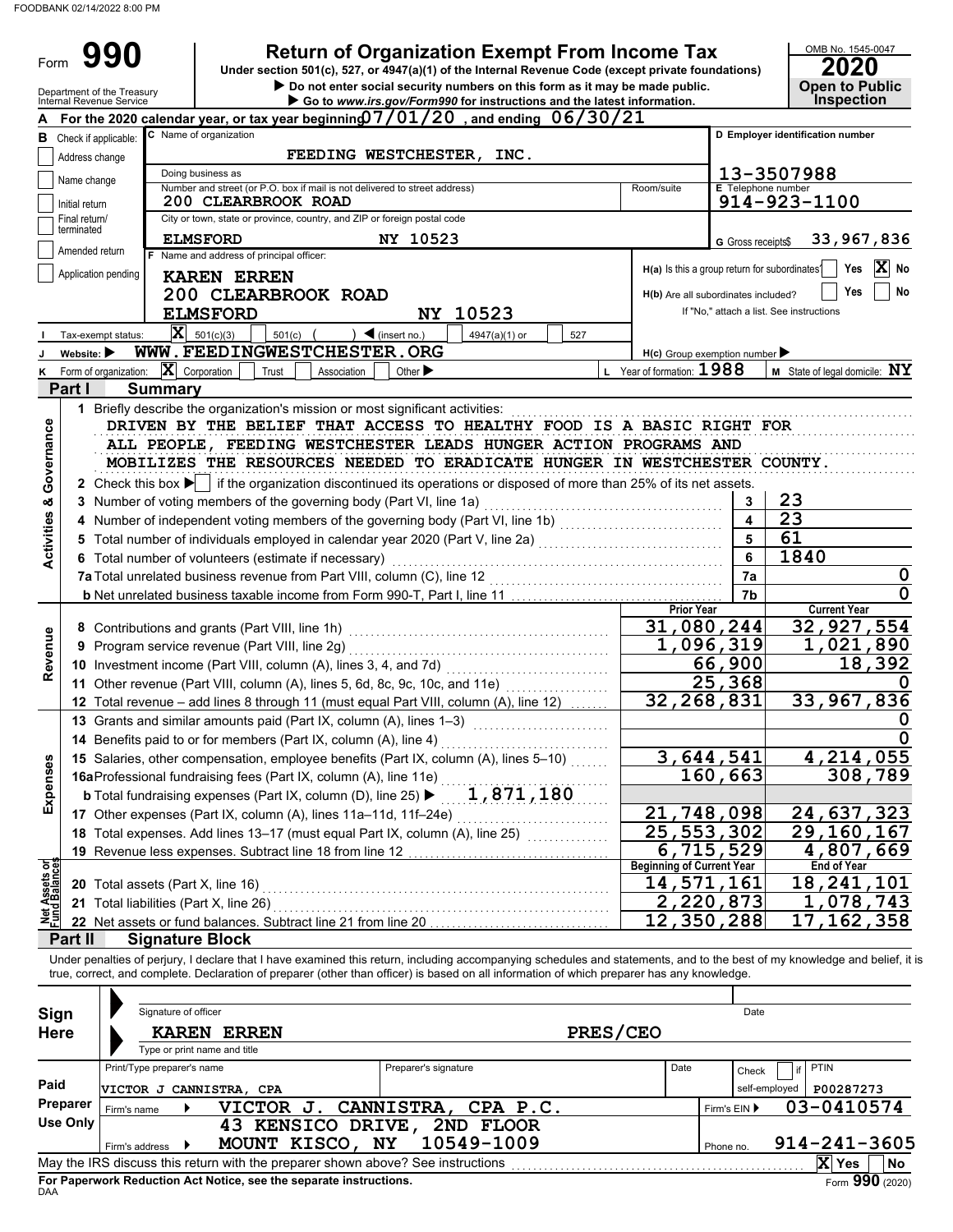FOODBANK 02/14/2022 8:00 PM

Form **990**

# Return of Organization Exempt From Income Tax

Under section 501(c), 527, or 4947(a)(1) of the Internal Revenue Code (except private foundations)

▶ Do not enter social security numbers on this form as it may be made public.

▶ Go to *www.irs.gov/Form990* for instructions and the latest information.

OMB No. 1545-0047

**2020**

**Open to Public Inspection**

Department of the Treasury
Internal Revenue Service

**A** For the 2020 calendar year, or tax year beginning 07/01/20 , and ending 06/30/21

**B** Check if applicable:
- Address change
- Name change
- Initial return
- Final return/terminated
- Amended return
- Application pending

**C** Name of organization: FEEDING WESTCHESTER, INC.

Doing business as

Number and street (or P.O. box if mail is not delivered to street address): 200 CLEARBROOK ROAD | Room/suite

City or town, state or province, country, and ZIP or foreign postal code: ELMSFORD NY 10523

**D** Employer identification number: 13-3507988

**E** Telephone number: 914-923-1100

**G** Gross receipts$ 33,967,836

**F** Name and address of principal officer:
KAREN ERREN
200 CLEARBROOK ROAD
ELMSFORD NY 10523

H(a) Is this a group return for subordinates? Yes [ ] No [X]

H(b) Are all subordinates included? Yes [ ] No [ ]
If "No," attach a list. See instructions

**I** Tax-exempt status: [X] 501(c)(3) [ ] 501(c) ( ) ◀ (insert no.) [ ] 4947(a)(1) or [ ] 527

**J** Website: ▶ WWW.FEEDINGWESTCHESTER.ORG

H(c) Group exemption number ▶

**K** Form of organization: [X] Corporation [ ] Trust [ ] Association [ ] Other ▶

**L** Year of formation: 1988

**M** State of legal domicile: NY

## Part I Summary

**Activities & Governance**

1 Briefly describe the organization's mission or most significant activities:
DRIVEN BY THE BELIEF THAT ACCESS TO HEALTHY FOOD IS A BASIC RIGHT FOR ALL PEOPLE, FEEDING WESTCHESTER LEADS HUNGER ACTION PROGRAMS AND MOBILIZES THE RESOURCES NEEDED TO ERADICATE HUNGER IN WESTCHESTER COUNTY.

2 Check this box ▶ [ ] if the organization discontinued its operations or disposed of more than 25% of its net assets.

| | | |
|---|---|---|
| 3 Number of voting members of the governing body (Part VI, line 1a) | 3 | 23 |
| 4 Number of independent voting members of the governing body (Part VI, line 1b) | 4 | 23 |
| 5 Total number of individuals employed in calendar year 2020 (Part V, line 2a) | 5 | 61 |
| 6 Total number of volunteers (estimate if necessary) | 6 | 1840 |
| 7a Total unrelated business revenue from Part VIII, column (C), line 12 | 7a | 0 |
| b Net unrelated business taxable income from Form 990-T, Part I, line 11 | 7b | 0 |

| | Prior Year | Current Year |
|---|---|---|
| **Revenue** | | |
| 8 Contributions and grants (Part VIII, line 1h) | 31,080,244 | 32,927,554 |
| 9 Program service revenue (Part VIII, line 2g) | 1,096,319 | 1,021,890 |
| 10 Investment income (Part VIII, column (A), lines 3, 4, and 7d) | 66,900 | 18,392 |
| 11 Other revenue (Part VIII, column (A), lines 5, 6d, 8c, 9c, 10c, and 11e) | 25,368 | 0 |
| 12 Total revenue – add lines 8 through 11 (must equal Part VIII, column (A), line 12) | 32,268,831 | 33,967,836 |
| **Expenses** | | |
| 13 Grants and similar amounts paid (Part IX, column (A), lines 1–3) | | 0 |
| 14 Benefits paid to or for members (Part IX, column (A), line 4) | | 0 |
| 15 Salaries, other compensation, employee benefits (Part IX, column (A), lines 5–10) | 3,644,541 | 4,214,055 |
| 16a Professional fundraising fees (Part IX, column (A), line 11e) | 160,663 | 308,789 |
| b Total fundraising expenses (Part IX, column (D), line 25) ▶ 1,871,180 | | |
| 17 Other expenses (Part IX, column (A), lines 11a–11d, 11f–24e) | 21,748,098 | 24,637,323 |
| 18 Total expenses. Add lines 13–17 (must equal Part IX, column (A), line 25) | 25,553,302 | 29,160,167 |
| 19 Revenue less expenses. Subtract line 18 from line 12 | 6,715,529 | 4,807,669 |
| **Net Assets or Fund Balances** | **Beginning of Current Year** | **End of Year** |
| 20 Total assets (Part X, line 16) | 14,571,161 | 18,241,101 |
| 21 Total liabilities (Part X, line 26) | 2,220,873 | 1,078,743 |
| 22 Net assets or fund balances. Subtract line 21 from line 20 | 12,350,288 | 17,162,358 |

## Part II Signature Block

Under penalties of perjury, I declare that I have examined this return, including accompanying schedules and statements, and to the best of my knowledge and belief, it is true, correct, and complete. Declaration of preparer (other than officer) is based on all information of which preparer has any knowledge.

**Sign Here**

Signature of officer | Date

KAREN ERREN PRES/CEO
Type or print name and title

**Paid Preparer Use Only**

| Print/Type preparer's name | Preparer's signature | Date | Check [ ] if self-employed | PTIN |
|---|---|---|---|---|
| VICTOR J CANNISTRA, CPA | | | | P00287273 |

Firm's name ▶ VICTOR J. CANNISTRA, CPA P.C. | Firm's EIN ▶ 03-0410574

Firm's address ▶ 43 KENSICO DRIVE, 2ND FLOOR, MOUNT KISCO, NY 10549-1009 | Phone no. 914-241-3605

May the IRS discuss this return with the preparer shown above? See instructions [X] Yes [ ] No

**For Paperwork Reduction Act Notice, see the separate instructions.**

DAA

Form **990** (2020)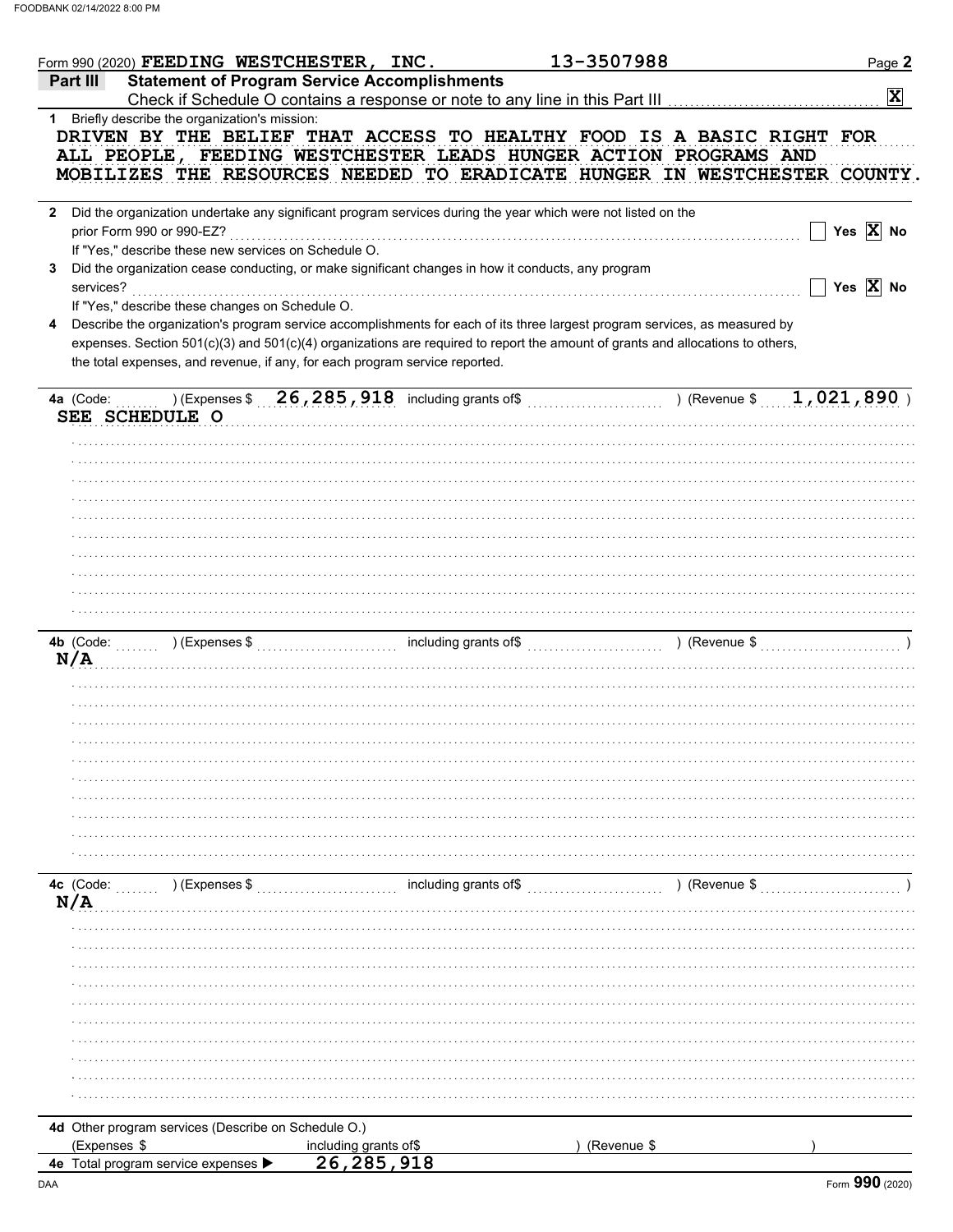Form 990 (2020) FEEDING WESTCHESTER, INC. 13-3507988 Page **2**

## Part III Statement of Program Service Accomplishments

Check if Schedule O contains a response or note to any line in this Part III ☒

**1** Briefly describe the organization's mission:

DRIVEN BY THE BELIEF THAT ACCESS TO HEALTHY FOOD IS A BASIC RIGHT FOR ALL PEOPLE, FEEDING WESTCHESTER LEADS HUNGER ACTION PROGRAMS AND MOBILIZES THE RESOURCES NEEDED TO ERADICATE HUNGER IN WESTCHESTER COUNTY.

**2** Did the organization undertake any significant program services during the year which were not listed on the prior Form 990 or 990-EZ? ☐ Yes ☒ No

If "Yes," describe these new services on Schedule O.

**3** Did the organization cease conducting, or make significant changes in how it conducts, any program services? ☐ Yes ☒ No

If "Yes," describe these changes on Schedule O.

**4** Describe the organization's program service accomplishments for each of its three largest program services, as measured by expenses. Section 501(c)(3) and 501(c)(4) organizations are required to report the amount of grants and allocations to others, the total expenses, and revenue, if any, for each program service reported.

**4a** (Code: ) (Expenses $ 26,285,918 including grants of$ ) (Revenue $ 1,021,890 )

SEE SCHEDULE O

**4b** (Code: ) (Expenses $ including grants of$ ) (Revenue $ )

N/A

**4c** (Code: ) (Expenses $ including grants of$ ) (Revenue $ )

N/A

**4d** Other program services (Describe on Schedule O.)

(Expenses $ including grants of$ ) (Revenue $ )

**4e** Total program service expenses ▶ 26,285,918

DAA Form **990** (2020)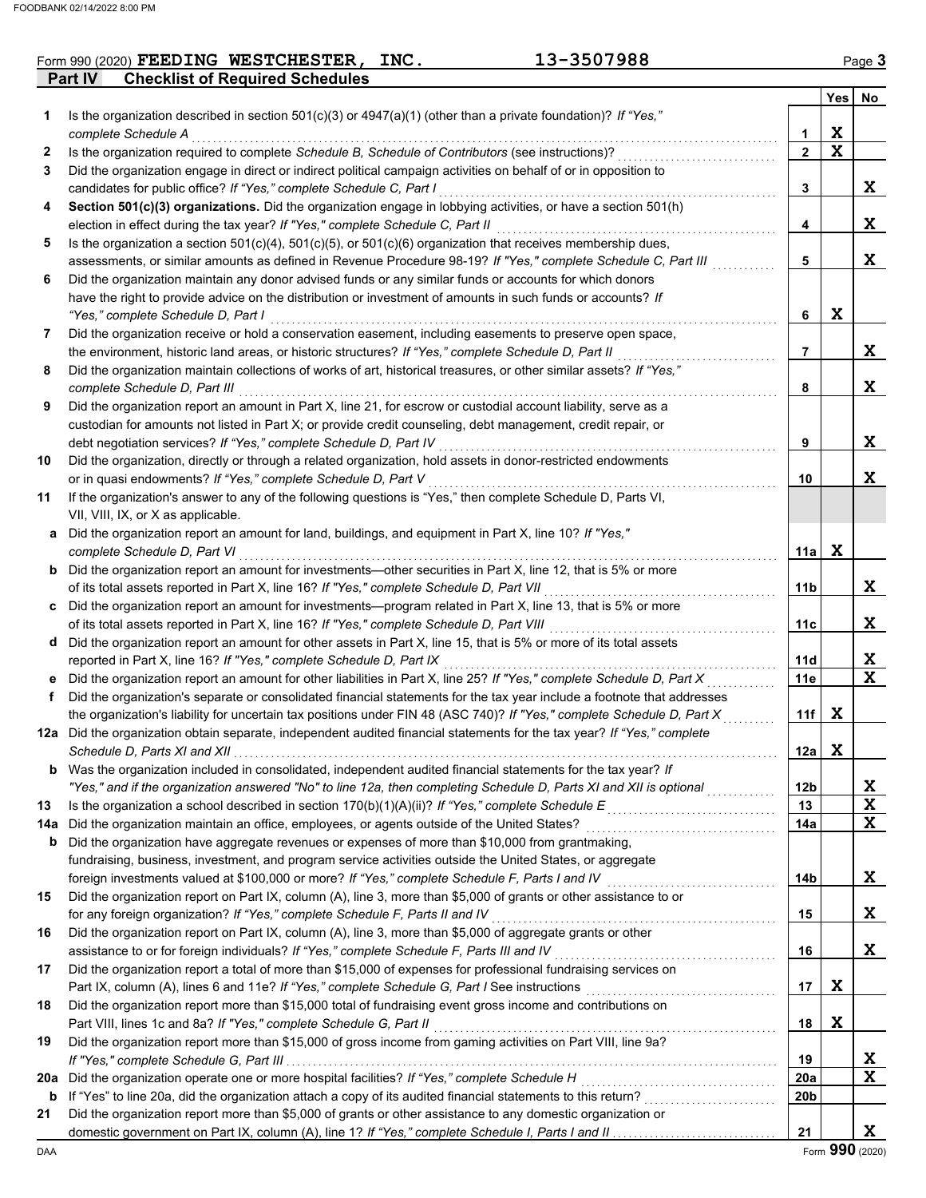Form 990 (2020) **FEEDING WESTCHESTER, INC.** **13-3507988** Page **3**

**Part IV Checklist of Required Schedules**

| | | | Yes | No |
|---|---|---|---|---|
| **1** | Is the organization described in section 501(c)(3) or 4947(a)(1) (other than a private foundation)? *If "Yes," complete Schedule A* | **1** | X | |
| **2** | Is the organization required to complete *Schedule B, Schedule of Contributors* (see instructions)? | **2** | X | |
| **3** | Did the organization engage in direct or indirect political campaign activities on behalf of or in opposition to candidates for public office? *If "Yes," complete Schedule C, Part I* | **3** | | X |
| **4** | **Section 501(c)(3) organizations.** Did the organization engage in lobbying activities, or have a section 501(h) election in effect during the tax year? *If "Yes," complete Schedule C, Part II* | **4** | | X |
| **5** | Is the organization a section 501(c)(4), 501(c)(5), or 501(c)(6) organization that receives membership dues, assessments, or similar amounts as defined in Revenue Procedure 98-19? *If "Yes," complete Schedule C, Part III* | **5** | | X |
| **6** | Did the organization maintain any donor advised funds or any similar funds or accounts for which donors have the right to provide advice on the distribution or investment of amounts in such funds or accounts? *If "Yes," complete Schedule D, Part I* | **6** | X | |
| **7** | Did the organization receive or hold a conservation easement, including easements to preserve open space, the environment, historic land areas, or historic structures? *If "Yes," complete Schedule D, Part II* | **7** | | X |
| **8** | Did the organization maintain collections of works of art, historical treasures, or other similar assets? *If "Yes," complete Schedule D, Part III* | **8** | | X |
| **9** | Did the organization report an amount in Part X, line 21, for escrow or custodial account liability, serve as a custodian for amounts not listed in Part X; or provide credit counseling, debt management, credit repair, or debt negotiation services? *If "Yes," complete Schedule D, Part IV* | **9** | | X |
| **10** | Did the organization, directly or through a related organization, hold assets in donor-restricted endowments or in quasi endowments? *If "Yes," complete Schedule D, Part V* | **10** | | X |
| **11** | If the organization's answer to any of the following questions is "Yes," then complete Schedule D, Parts VI, VII, VIII, IX, or X as applicable. | | | |
| **a** | Did the organization report an amount for land, buildings, and equipment in Part X, line 10? *If "Yes," complete Schedule D, Part VI* | **11a** | X | |
| **b** | Did the organization report an amount for investments—other securities in Part X, line 12, that is 5% or more of its total assets reported in Part X, line 16? *If "Yes," complete Schedule D, Part VII* | **11b** | | X |
| **c** | Did the organization report an amount for investments—program related in Part X, line 13, that is 5% or more of its total assets reported in Part X, line 16? *If "Yes," complete Schedule D, Part VIII* | **11c** | | X |
| **d** | Did the organization report an amount for other assets in Part X, line 15, that is 5% or more of its total assets reported in Part X, line 16? *If "Yes," complete Schedule D, Part IX* | **11d** | | X |
| **e** | Did the organization report an amount for other liabilities in Part X, line 25? *If "Yes," complete Schedule D, Part X* | **11e** | | X |
| **f** | Did the organization's separate or consolidated financial statements for the tax year include a footnote that addresses the organization's liability for uncertain tax positions under FIN 48 (ASC 740)? *If "Yes," complete Schedule D, Part X* | **11f** | X | |
| **12a** | Did the organization obtain separate, independent audited financial statements for the tax year? *If "Yes," complete Schedule D, Parts XI and XII* | **12a** | X | |
| **b** | Was the organization included in consolidated, independent audited financial statements for the tax year? *If "Yes," and if the organization answered "No" to line 12a, then completing Schedule D, Parts XI and XII is optional* | **12b** | | X |
| **13** | Is the organization a school described in section 170(b)(1)(A)(ii)? *If "Yes," complete Schedule E* | **13** | | X |
| **14a** | Did the organization maintain an office, employees, or agents outside of the United States? | **14a** | | X |
| **b** | Did the organization have aggregate revenues or expenses of more than $10,000 from grantmaking, fundraising, business, investment, and program service activities outside the United States, or aggregate foreign investments valued at $100,000 or more? *If "Yes," complete Schedule F, Parts I and IV* | **14b** | | X |
| **15** | Did the organization report on Part IX, column (A), line 3, more than $5,000 of grants or other assistance to or for any foreign organization? *If "Yes," complete Schedule F, Parts II and IV* | **15** | | X |
| **16** | Did the organization report on Part IX, column (A), line 3, more than $5,000 of aggregate grants or other assistance to or for foreign individuals? *If "Yes," complete Schedule F, Parts III and IV* | **16** | | X |
| **17** | Did the organization report a total of more than $15,000 of expenses for professional fundraising services on Part IX, column (A), lines 6 and 11e? *If "Yes," complete Schedule G, Part I* See instructions | **17** | X | |
| **18** | Did the organization report more than $15,000 total of fundraising event gross income and contributions on Part VIII, lines 1c and 8a? *If "Yes," complete Schedule G, Part II* | **18** | X | |
| **19** | Did the organization report more than $15,000 of gross income from gaming activities on Part VIII, line 9a? *If "Yes," complete Schedule G, Part III* | **19** | | X |
| **20a** | Did the organization operate one or more hospital facilities? *If "Yes," complete Schedule H* | **20a** | | X |
| **b** | If "Yes" to line 20a, did the organization attach a copy of its audited financial statements to this return? | **20b** | | |
| **21** | Did the organization report more than $5,000 of grants or other assistance to any domestic organization or domestic government on Part IX, column (A), line 1? *If "Yes," complete Schedule I, Parts I and II* | **21** | | X |

Form **990** (2020)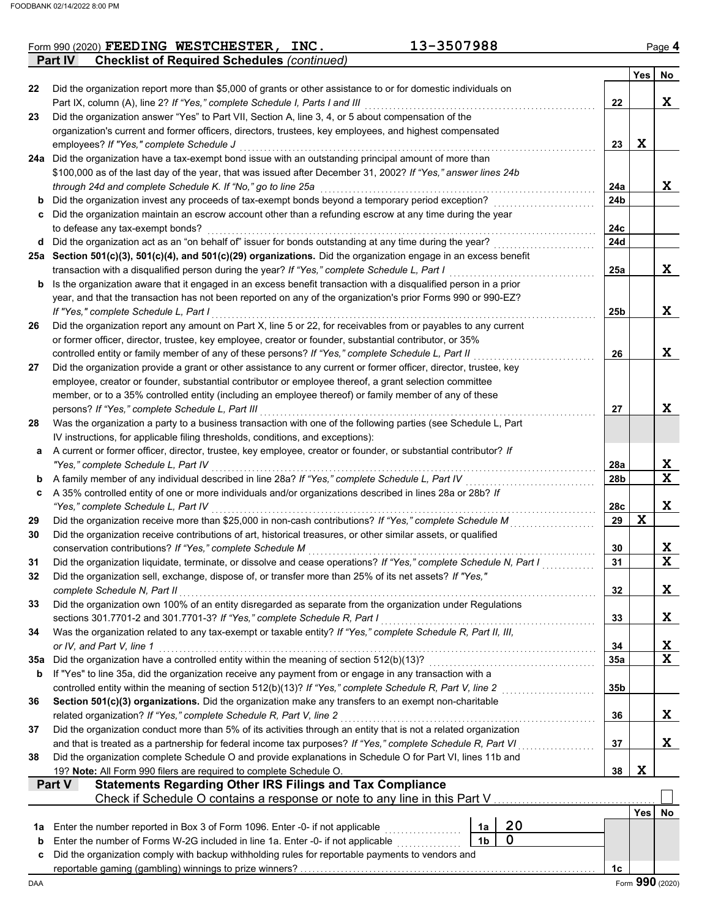Form 990 (2020) **FEEDING WESTCHESTER, INC.** 13-3507988 Page **4**

**Part IV Checklist of Required Schedules** *(continued)*

| | | | Yes | No |
|---|---|---|---|---|
| 22 | Did the organization report more than $5,000 of grants or other assistance to or for domestic individuals on Part IX, column (A), line 2? *If "Yes," complete Schedule I, Parts I and III* | 22 | | X |
| 23 | Did the organization answer "Yes" to Part VII, Section A, line 3, 4, or 5 about compensation of the organization's current and former officers, directors, trustees, key employees, and highest compensated employees? *If "Yes," complete Schedule J* | 23 | X | |
| 24a | Did the organization have a tax-exempt bond issue with an outstanding principal amount of more than $100,000 as of the last day of the year, that was issued after December 31, 2002? *If "Yes," answer lines 24b through 24d and complete Schedule K. If "No," go to line 25a* | 24a | | X |
| b | Did the organization invest any proceeds of tax-exempt bonds beyond a temporary period exception? | 24b | | |
| c | Did the organization maintain an escrow account other than a refunding escrow at any time during the year to defease any tax-exempt bonds? | 24c | | |
| d | Did the organization act as an "on behalf of" issuer for bonds outstanding at any time during the year? | 24d | | |
| 25a | **Section 501(c)(3), 501(c)(4), and 501(c)(29) organizations.** Did the organization engage in an excess benefit transaction with a disqualified person during the year? *If "Yes," complete Schedule L, Part I* | 25a | | X |
| b | Is the organization aware that it engaged in an excess benefit transaction with a disqualified person in a prior year, and that the transaction has not been reported on any of the organization's prior Forms 990 or 990-EZ? *If "Yes," complete Schedule L, Part I* | 25b | | X |
| 26 | Did the organization report any amount on Part X, line 5 or 22, for receivables from or payables to any current or former officer, director, trustee, key employee, creator or founder, substantial contributor, or 35% controlled entity or family member of any of these persons? *If "Yes," complete Schedule L, Part II* | 26 | | X |
| 27 | Did the organization provide a grant or other assistance to any current or former officer, director, trustee, key employee, creator or founder, substantial contributor or employee thereof, a grant selection committee member, or to a 35% controlled entity (including an employee thereof) or family member of any of these persons? *If "Yes," complete Schedule L, Part III* | 27 | | X |
| 28 | Was the organization a party to a business transaction with one of the following parties (see Schedule L, Part IV instructions, for applicable filing thresholds, conditions, and exceptions): | | | |
| a | A current or former officer, director, trustee, key employee, creator or founder, or substantial contributor? *If "Yes," complete Schedule L, Part IV* | 28a | | X |
| b | A family member of any individual described in line 28a? *If "Yes," complete Schedule L, Part IV* | 28b | | X |
| c | A 35% controlled entity of one or more individuals and/or organizations described in lines 28a or 28b? *If "Yes," complete Schedule L, Part IV* | 28c | | X |
| 29 | Did the organization receive more than $25,000 in non-cash contributions? *If "Yes," complete Schedule M* | 29 | X | |
| 30 | Did the organization receive contributions of art, historical treasures, or other similar assets, or qualified conservation contributions? *If "Yes," complete Schedule M* | 30 | | X |
| 31 | Did the organization liquidate, terminate, or dissolve and cease operations? *If "Yes," complete Schedule N, Part I* | 31 | | X |
| 32 | Did the organization sell, exchange, dispose of, or transfer more than 25% of its net assets? *If "Yes," complete Schedule N, Part II* | 32 | | X |
| 33 | Did the organization own 100% of an entity disregarded as separate from the organization under Regulations sections 301.7701-2 and 301.7701-3? *If "Yes," complete Schedule R, Part I* | 33 | | X |
| 34 | Was the organization related to any tax-exempt or taxable entity? *If "Yes," complete Schedule R, Part II, III, or IV, and Part V, line 1* | 34 | | X |
| 35a | Did the organization have a controlled entity within the meaning of section 512(b)(13)? | 35a | | X |
| b | If "Yes" to line 35a, did the organization receive any payment from or engage in any transaction with a controlled entity within the meaning of section 512(b)(13)? *If "Yes," complete Schedule R, Part V, line 2* | 35b | | |
| 36 | **Section 501(c)(3) organizations.** Did the organization make any transfers to an exempt non-charitable related organization? *If "Yes," complete Schedule R, Part V, line 2* | 36 | | X |
| 37 | Did the organization conduct more than 5% of its activities through an entity that is not a related organization and that is treated as a partnership for federal income tax purposes? *If "Yes," complete Schedule R, Part VI* | 37 | | X |
| 38 | Did the organization complete Schedule O and provide explanations in Schedule O for Part VI, lines 11b and 19? **Note:** All Form 990 filers are required to complete Schedule O. | 38 | X | |

**Part V Statements Regarding Other IRS Filings and Tax Compliance**

Check if Schedule O contains a response or note to any line in this Part V ☐

| | | | | | Yes | No |
|---|---|---|---|---|---|---|
| 1a | Enter the number reported in Box 3 of Form 1096. Enter -0- if not applicable | 1a | 20 | | | |
| b | Enter the number of Forms W-2G included in line 1a. Enter -0- if not applicable | 1b | 0 | | | |
| c | Did the organization comply with backup withholding rules for reportable payments to vendors and reportable gaming (gambling) winnings to prize winners? | | | 1c | | |

Form **990** (2020)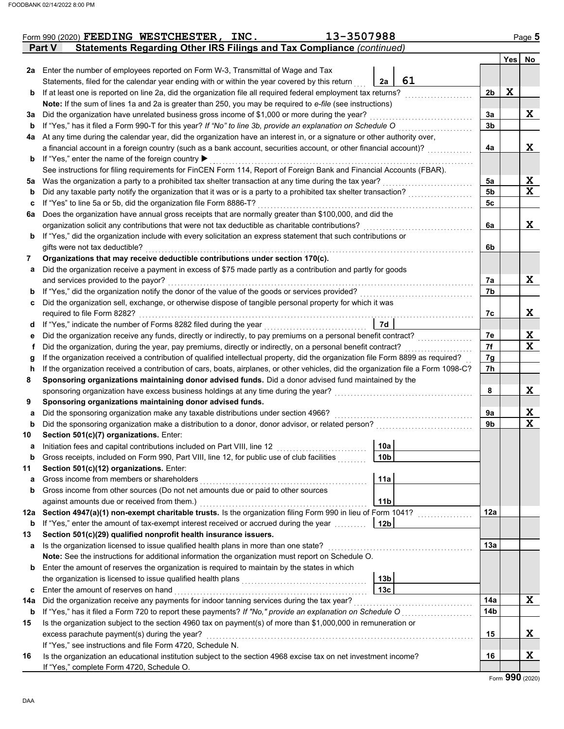Form 990 (2020) FEEDING WESTCHESTER, INC. 13-3507988 Page 5

## Part V Statements Regarding Other IRS Filings and Tax Compliance *(continued)*

| | | | | | Yes | No |
|---|---|---|---|---|---|---|
| **2a** | Enter the number of employees reported on Form W-3, Transmittal of Wage and Tax Statements, filed for the calendar year ending with or within the year covered by this return | 2a | 61 | | | |
| **b** | If at least one is reported on line 2a, did the organization file all required federal employment tax returns? | | | 2b | X | |
| | **Note:** If the sum of lines 1a and 2a is greater than 250, you may be required to *e-file* (see instructions) | | | | | |
| **3a** | Did the organization have unrelated business gross income of $1,000 or more during the year? | | | 3a | | X |
| **b** | If "Yes," has it filed a Form 990-T for this year? *If "No" to line 3b, provide an explanation on Schedule O* | | | 3b | | |
| **4a** | At any time during the calendar year, did the organization have an interest in, or a signature or other authority over, a financial account in a foreign country (such as a bank account, securities account, or other financial account)? | | | 4a | | X |
| **b** | If "Yes," enter the name of the foreign country ▶ | | | | | |
| | See instructions for filing requirements for FinCEN Form 114, Report of Foreign Bank and Financial Accounts (FBAR). | | | | | |
| **5a** | Was the organization a party to a prohibited tax shelter transaction at any time during the tax year? | | | 5a | | X |
| **b** | Did any taxable party notify the organization that it was or is a party to a prohibited tax shelter transaction? | | | 5b | | X |
| **c** | If "Yes" to line 5a or 5b, did the organization file Form 8886-T? | | | 5c | | |
| **6a** | Does the organization have annual gross receipts that are normally greater than $100,000, and did the organization solicit any contributions that were not tax deductible as charitable contributions? | | | 6a | | X |
| **b** | If "Yes," did the organization include with every solicitation an express statement that such contributions or gifts were not tax deductible? | | | 6b | | |
| **7** | **Organizations that may receive deductible contributions under section 170(c).** | | | | | |
| **a** | Did the organization receive a payment in excess of $75 made partly as a contribution and partly for goods and services provided to the payor? | | | 7a | | X |
| **b** | If "Yes," did the organization notify the donor of the value of the goods or services provided? | | | 7b | | |
| **c** | Did the organization sell, exchange, or otherwise dispose of tangible personal property for which it was required to file Form 8282? | | | 7c | | X |
| **d** | If "Yes," indicate the number of Forms 8282 filed during the year | 7d | | | | |
| **e** | Did the organization receive any funds, directly or indirectly, to pay premiums on a personal benefit contract? | | | 7e | | X |
| **f** | Did the organization, during the year, pay premiums, directly or indirectly, on a personal benefit contract? | | | 7f | | X |
| **g** | If the organization received a contribution of qualified intellectual property, did the organization file Form 8899 as required? | | | 7g | | |
| **h** | If the organization received a contribution of cars, boats, airplanes, or other vehicles, did the organization file a Form 1098-C? | | | 7h | | |
| **8** | **Sponsoring organizations maintaining donor advised funds.** Did a donor advised fund maintained by the sponsoring organization have excess business holdings at any time during the year? | | | 8 | | X |
| **9** | **Sponsoring organizations maintaining donor advised funds.** | | | | | |
| **a** | Did the sponsoring organization make any taxable distributions under section 4966? | | | 9a | | X |
| **b** | Did the sponsoring organization make a distribution to a donor, donor advisor, or related person? | | | 9b | | X |
| **10** | **Section 501(c)(7) organizations.** Enter: | | | | | |
| **a** | Initiation fees and capital contributions included on Part VIII, line 12 | 10a | | | | |
| **b** | Gross receipts, included on Form 990, Part VIII, line 12, for public use of club facilities | 10b | | | | |
| **11** | **Section 501(c)(12) organizations.** Enter: | | | | | |
| **a** | Gross income from members or shareholders | 11a | | | | |
| **b** | Gross income from other sources (Do not net amounts due or paid to other sources against amounts due or received from them.) | 11b | | | | |
| **12a** | **Section 4947(a)(1) non-exempt charitable trusts.** Is the organization filing Form 990 in lieu of Form 1041? | | | 12a | | |
| **b** | If "Yes," enter the amount of tax-exempt interest received or accrued during the year | 12b | | | | |
| **13** | **Section 501(c)(29) qualified nonprofit health insurance issuers.** | | | | | |
| **a** | Is the organization licensed to issue qualified health plans in more than one state? | | | 13a | | |
| | **Note:** See the instructions for additional information the organization must report on Schedule O. | | | | | |
| **b** | Enter the amount of reserves the organization is required to maintain by the states in which the organization is licensed to issue qualified health plans | 13b | | | | |
| **c** | Enter the amount of reserves on hand | 13c | | | | |
| **14a** | Did the organization receive any payments for indoor tanning services during the tax year? | | | 14a | | X |
| **b** | If "Yes," has it filed a Form 720 to report these payments? *If "No," provide an explanation on Schedule O* | | | 14b | | |
| **15** | Is the organization subject to the section 4960 tax on payment(s) of more than $1,000,000 in remuneration or excess parachute payment(s) during the year? | | | 15 | | X |
| | If "Yes," see instructions and file Form 4720, Schedule N. | | | | | |
| **16** | Is the organization an educational institution subject to the section 4968 excise tax on net investment income? | | | 16 | | X |
| | If "Yes," complete Form 4720, Schedule O. | | | | | |

Form **990** (2020)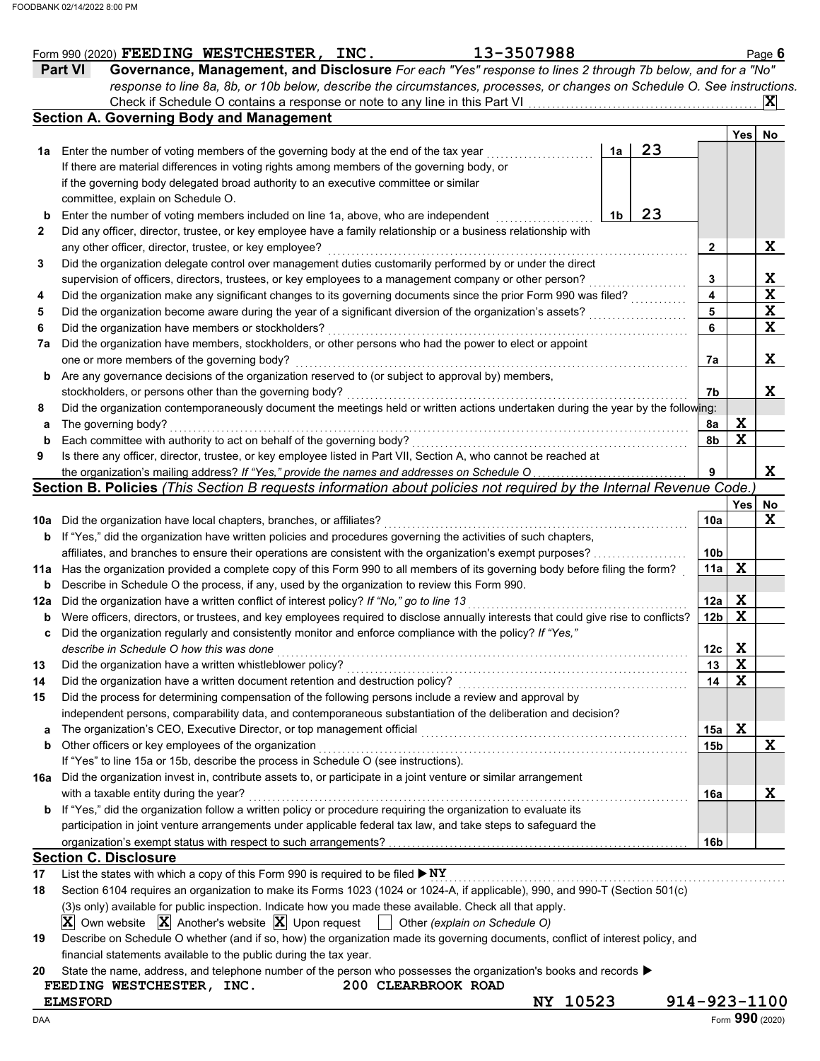Form 990 (2020) FEEDING WESTCHESTER, INC. 13-3507988 Page 6

## Part VI Governance, Management, and Disclosure

*For each "Yes" response to lines 2 through 7b below, and for a "No" response to line 8a, 8b, or 10b below, describe the circumstances, processes, or changes on Schedule O. See instructions.*

Check if Schedule O contains a response or note to any line in this Part VI . . . . . . . . . . . . . . . . . . . . . . . . . . . . . **X**

### Section A. Governing Body and Management

| | | | | Yes | No |
|---|---|---|---|---|---|
| **1a** | Enter the number of voting members of the governing body at the end of the tax year | 1a | 23 | | |
| | If there are material differences in voting rights among members of the governing body, or if the governing body delegated broad authority to an executive committee or similar committee, explain on Schedule O. | | | | |
| **b** | Enter the number of voting members included on line 1a, above, who are independent | 1b | 23 | | |
| **2** | Did any officer, director, trustee, or key employee have a family relationship or a business relationship with any other officer, director, trustee, or key employee? | 2 | | | X |
| **3** | Did the organization delegate control over management duties customarily performed by or under the direct supervision of officers, directors, trustees, or key employees to a management company or other person? | 3 | | | X |
| **4** | Did the organization make any significant changes to its governing documents since the prior Form 990 was filed? | 4 | | | X |
| **5** | Did the organization become aware during the year of a significant diversion of the organization's assets? | 5 | | | X |
| **6** | Did the organization have members or stockholders? | 6 | | | X |
| **7a** | Did the organization have members, stockholders, or other persons who had the power to elect or appoint one or more members of the governing body? | 7a | | | X |
| **b** | Are any governance decisions of the organization reserved to (or subject to approval by) members, stockholders, or persons other than the governing body? | 7b | | | X |
| **8** | Did the organization contemporaneously document the meetings held or written actions undertaken during the year by the following: | | | | |
| **a** | The governing body? | 8a | | X | |
| **b** | Each committee with authority to act on behalf of the governing body? | 8b | | X | |
| **9** | Is there any officer, director, trustee, or key employee listed in Part VII, Section A, who cannot be reached at the organization's mailing address? *If "Yes," provide the names and addresses on Schedule O* | 9 | | | X |

### Section B. Policies *(This Section B requests information about policies not required by the Internal Revenue Code.)*

| | | | Yes | No |
|---|---|---|---|---|
| **10a** | Did the organization have local chapters, branches, or affiliates? | 10a | | X |
| **b** | If "Yes," did the organization have written policies and procedures governing the activities of such chapters, affiliates, and branches to ensure their operations are consistent with the organization's exempt purposes? | 10b | | |
| **11a** | Has the organization provided a complete copy of this Form 990 to all members of its governing body before filing the form? | 11a | X | |
| **b** | Describe in Schedule O the process, if any, used by the organization to review this Form 990. | | | |
| **12a** | Did the organization have a written conflict of interest policy? *If "No," go to line 13* | 12a | X | |
| **b** | Were officers, directors, or trustees, and key employees required to disclose annually interests that could give rise to conflicts? | 12b | X | |
| **c** | Did the organization regularly and consistently monitor and enforce compliance with the policy? *If "Yes," describe in Schedule O how this was done* | 12c | X | |
| **13** | Did the organization have a written whistleblower policy? | 13 | X | |
| **14** | Did the organization have a written document retention and destruction policy? | 14 | X | |
| **15** | Did the process for determining compensation of the following persons include a review and approval by independent persons, comparability data, and contemporaneous substantiation of the deliberation and decision? | | | |
| **a** | The organization's CEO, Executive Director, or top management official | 15a | X | |
| **b** | Other officers or key employees of the organization | 15b | | X |
| | If "Yes" to line 15a or 15b, describe the process in Schedule O (see instructions). | | | |
| **16a** | Did the organization invest in, contribute assets to, or participate in a joint venture or similar arrangement with a taxable entity during the year? | 16a | | X |
| **b** | If "Yes," did the organization follow a written policy or procedure requiring the organization to evaluate its participation in joint venture arrangements under applicable federal tax law, and take steps to safeguard the organization's exempt status with respect to such arrangements? | 16b | | |

### Section C. Disclosure

**17** List the states with which a copy of this Form 990 is required to be filed ▶ NY

**18** Section 6104 requires an organization to make its Forms 1023 (1024 or 1024-A, if applicable), 990, and 990-T (Section 501(c)(3)s only) available for public inspection. Indicate how you made these available. Check all that apply.

- [X] Own website
- [X] Another's website
- [X] Upon request
- [ ] Other *(explain on Schedule O)*

**19** Describe on Schedule O whether (and if so, how) the organization made its governing documents, conflict of interest policy, and financial statements available to the public during the tax year.

**20** State the name, address, and telephone number of the person who possesses the organization's books and records ▶

FEEDING WESTCHESTER, INC. 200 CLEARBROOK ROAD
ELMSFORD NY 10523 914-923-1100

Form **990** (2020)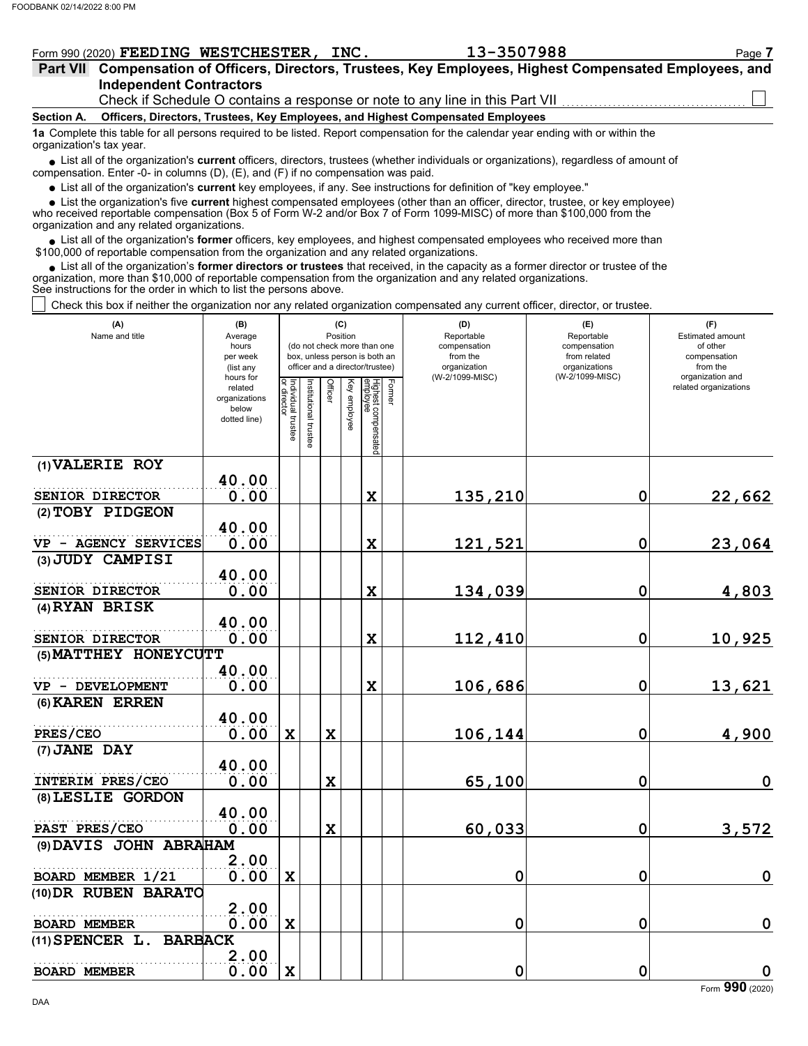Form 990 (2020) **FEEDING WESTCHESTER, INC.** **13-3507988**

## Part VII Compensation of Officers, Directors, Trustees, Key Employees, Highest Compensated Employees, and Independent Contractors

Check if Schedule O contains a response or note to any line in this Part VII ☐

**Section A. Officers, Directors, Trustees, Key Employees, and Highest Compensated Employees**

**1a** Complete this table for all persons required to be listed. Report compensation for the calendar year ending with or within the organization's tax year.

- List all of the organization's **current** officers, directors, trustees (whether individuals or organizations), regardless of amount of compensation. Enter -0- in columns (D), (E), and (F) if no compensation was paid.
- List all of the organization's **current** key employees, if any. See instructions for definition of "key employee."
- List the organization's five **current** highest compensated employees (other than an officer, director, trustee, or key employee) who received reportable compensation (Box 5 of Form W-2 and/or Box 7 of Form 1099-MISC) of more than $100,000 from the organization and any related organizations.
- List all of the organization's **former** officers, key employees, and highest compensated employees who received more than $100,000 of reportable compensation from the organization and any related organizations.
- List all of the organization's **former directors or trustees** that received, in the capacity as a former director or trustee of the organization, more than $10,000 of reportable compensation from the organization and any related organizations.

See instructions for the order in which to list the persons above.

☐ Check this box if neither the organization nor any related organization compensated any current officer, director, or trustee.

| (A) Name and title | (B) Average hours per week (list any hours for related organizations below dotted line) | (C) Position: Individual trustee or director | Institutional trustee | Officer | Key employee | Highest compensated employee | Former | (D) Reportable compensation from the organization (W-2/1099-MISC) | (E) Reportable compensation from related organizations (W-2/1099-MISC) | (F) Estimated amount of other compensation from the organization and related organizations |
|---|---|---|---|---|---|---|---|---|---|---|
| (1) VALERIE ROY<br>SENIOR DIRECTOR | 40.00<br>0.00 | | | | | X | | 135,210 | 0 | 22,662 |
| (2) TOBY PIDGEON<br>VP - AGENCY SERVICES | 40.00<br>0.00 | | | | | X | | 121,521 | 0 | 23,064 |
| (3) JUDY CAMPISI<br>SENIOR DIRECTOR | 40.00<br>0.00 | | | | | X | | 134,039 | 0 | 4,803 |
| (4) RYAN BRISK<br>SENIOR DIRECTOR | 40.00<br>0.00 | | | | | X | | 112,410 | 0 | 10,925 |
| (5) MATTHEY HONEYCUTT<br>VP - DEVELOPMENT | 40.00<br>0.00 | | | | | X | | 106,686 | 0 | 13,621 |
| (6) KAREN ERREN<br>PRES/CEO | 40.00<br>0.00 | X | | X | | | | 106,144 | 0 | 4,900 |
| (7) JANE DAY<br>INTERIM PRES/CEO | 40.00<br>0.00 | | | X | | | | 65,100 | 0 | 0 |
| (8) LESLIE GORDON<br>PAST PRES/CEO | 40.00<br>0.00 | | | X | | | | 60,033 | 0 | 3,572 |
| (9) DAVIS JOHN ABRAHAM<br>BOARD MEMBER 1/21 | 2.00<br>0.00 | X | | | | | | 0 | 0 | 0 |
| (10) DR RUBEN BARATO<br>BOARD MEMBER | 2.00<br>0.00 | X | | | | | | 0 | 0 | 0 |
| (11) SPENCER L. BARBACK<br>BOARD MEMBER | 2.00<br>0.00 | X | | | | | | 0 | 0 | 0 |

Form **990** (2020)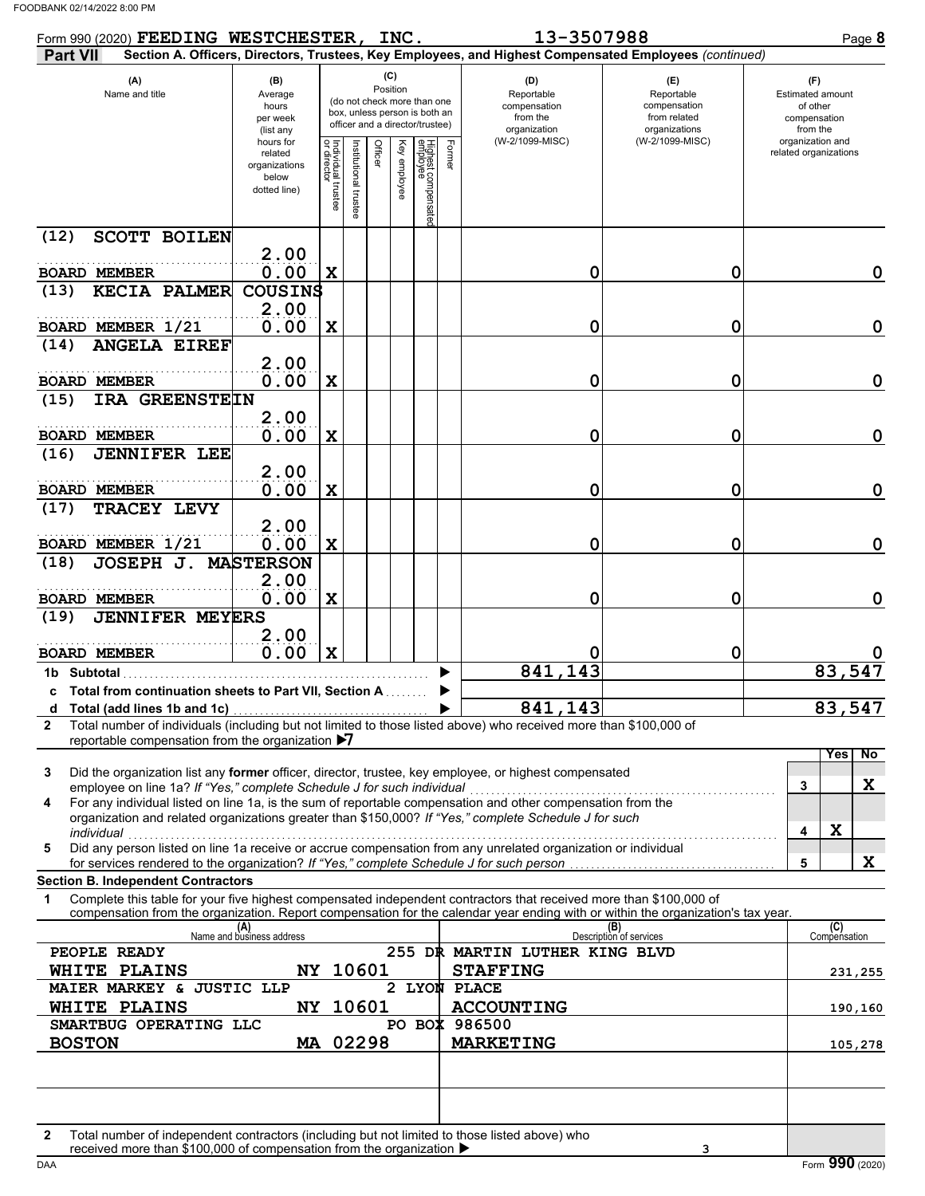Form 990 (2020) **FEEDING WESTCHESTER, INC.** **13-3507988** Page **8**

**Part VII** **Section A. Officers, Directors, Trustees, Key Employees, and Highest Compensated Employees** *(continued)*

| (A) Name and title | (B) Average hours per week (list any hours for related organizations below dotted line) | (C) Position: Individual trustee or director | Institutional trustee | Officer | Key employee | Highest compensated employee | Former | (D) Reportable compensation from the organization (W-2/1099-MISC) | (E) Reportable compensation from related organizations (W-2/1099-MISC) | (F) Estimated amount of other compensation from the organization and related organizations |
|---|---|---|---|---|---|---|---|---|---|---|
| (12) SCOTT BOILEN<br>BOARD MEMBER | 2.00<br>0.00 | X | | | | | | 0 | 0 | 0 |
| (13) KECIA PALMER COUSINS<br>BOARD MEMBER 1/21 | 2.00<br>0.00 | X | | | | | | 0 | 0 | 0 |
| (14) ANGELA EIREF<br>BOARD MEMBER | 2.00<br>0.00 | X | | | | | | 0 | 0 | 0 |
| (15) IRA GREENSTEIN<br>BOARD MEMBER | 2.00<br>0.00 | X | | | | | | 0 | 0 | 0 |
| (16) JENNIFER LEE<br>BOARD MEMBER | 2.00<br>0.00 | X | | | | | | 0 | 0 | 0 |
| (17) TRACEY LEVY<br>BOARD MEMBER 1/21 | 2.00<br>0.00 | X | | | | | | 0 | 0 | 0 |
| (18) JOSEPH J. MASTERSON<br>BOARD MEMBER | 2.00<br>0.00 | X | | | | | | 0 | 0 | 0 |
| (19) JENNIFER MEYERS<br>BOARD MEMBER | 2.00<br>0.00 | X | | | | | | 0 | 0 | 0 |
| **1b Subtotal** | | | | | | | | 841,143 | | 83,547 |
| **c Total from continuation sheets to Part VII, Section A** | | | | | | | | | | |
| **d Total (add lines 1b and 1c)** | | | | | | | | 841,143 | | 83,547 |

**2** Total number of individuals (including but not limited to those listed above) who received more than $100,000 of reportable compensation from the organization ▶ 7

| | | Yes | No |
|---|---|---|---|
| **3** Did the organization list any **former** officer, director, trustee, key employee, or highest compensated employee on line 1a? *If "Yes," complete Schedule J for such individual* | 3 | | X |
| **4** For any individual listed on line 1a, is the sum of reportable compensation and other compensation from the organization and related organizations greater than $150,000? *If "Yes," complete Schedule J for such individual* | 4 | X | |
| **5** Did any person listed on line 1a receive or accrue compensation from any unrelated organization or individual for services rendered to the organization? *If "Yes," complete Schedule J for such person* | 5 | | X |

**Section B. Independent Contractors**

**1** Complete this table for your five highest compensated independent contractors that received more than $100,000 of compensation from the organization. Report compensation for the calendar year ending with or within the organization's tax year.

| (A) Name and business address | (B) Description of services | (C) Compensation |
|---|---|---|
| PEOPLE READY<br>255 DR MARTIN LUTHER KING BLVD<br>WHITE PLAINS NY 10601 | STAFFING | 231,255 |
| MAIER MARKEY & JUSTIC LLP<br>2 LYON PLACE<br>WHITE PLAINS NY 10601 | ACCOUNTING | 190,160 |
| SMARTBUG OPERATING LLC<br>PO BOX 986500<br>BOSTON MA 02298 | MARKETING | 105,278 |
| | | |
| | | |

**2** Total number of independent contractors (including but not limited to those listed above) who received more than $100,000 of compensation from the organization ▶ 3

Form **990** (2020)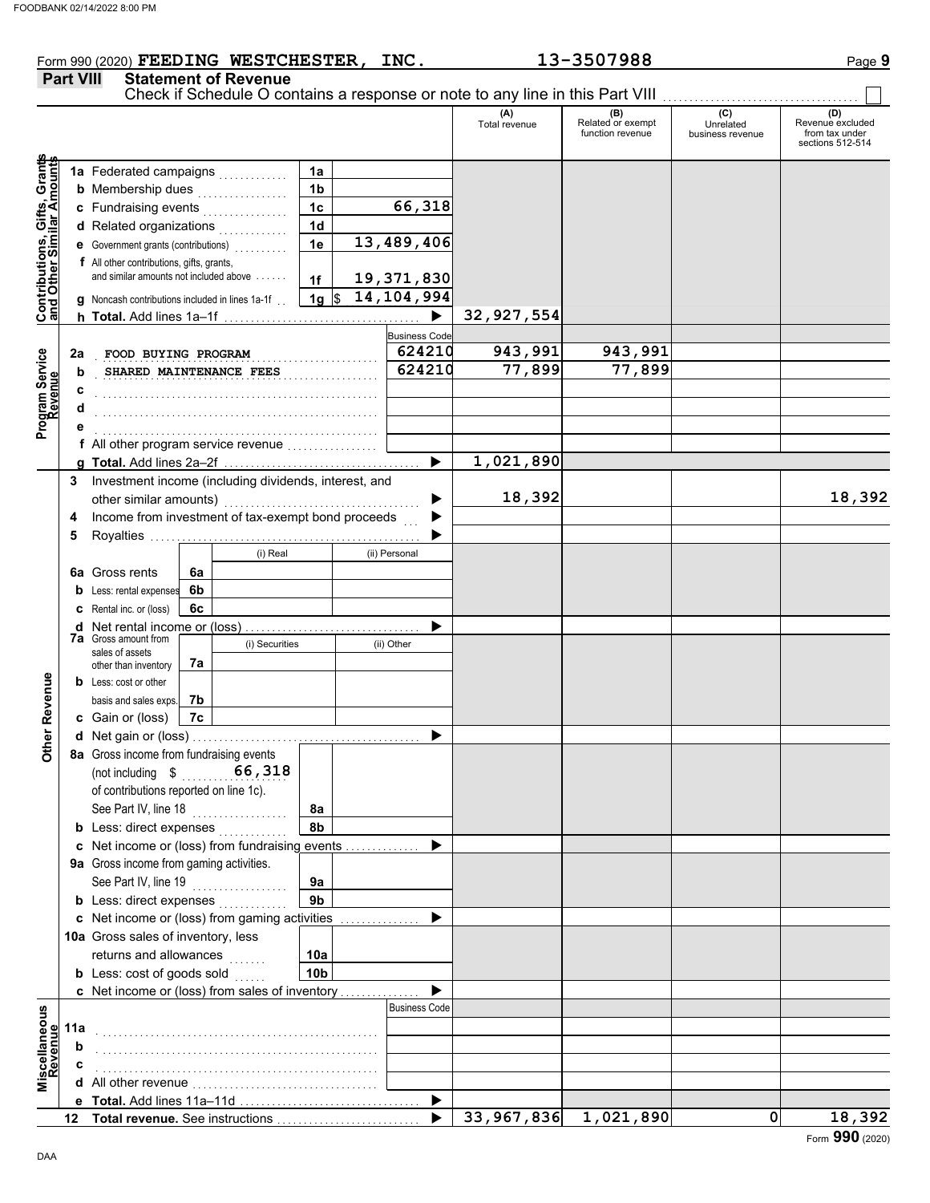Form 990 (2020) **FEEDING WESTCHESTER, INC.** 13-3507988 Page **9**

## Part VIII Statement of Revenue

Check if Schedule O contains a response or note to any line in this Part VIII ☐

| | | | | (A) Total revenue | (B) Related or exempt function revenue | (C) Unrelated business revenue | (D) Revenue excluded from tax under sections 512-514 |
|---|---|---|---|---|---|---|---|
| **Contributions, Gifts, Grants and Other Similar Amounts** | 1a Federated campaigns | 1a | | | | | |
| | b Membership dues | 1b | | | | | |
| | c Fundraising events | 1c | 66,318 | | | | |
| | d Related organizations | 1d | | | | | |
| | e Government grants (contributions) | 1e | 13,489,406 | | | | |
| | f All other contributions, gifts, grants, and similar amounts not included above | 1f | 19,371,830 | | | | |
| | g Noncash contributions included in lines 1a-1f | 1g | $ 14,104,994 | | | | |
| | h **Total.** Add lines 1a–1f | | ▶ | 32,927,554 | | | |
| **Program Service Revenue** | | | Business Code | | | | |
| | 2a FOOD BUYING PROGRAM | | 624210 | 943,991 | 943,991 | | |
| | b SHARED MAINTENANCE FEES | | 624210 | 77,899 | 77,899 | | |
| | c | | | | | | |
| | d | | | | | | |
| | e | | | | | | |
| | f All other program service revenue | | | | | | |
| | g **Total.** Add lines 2a–2f | | ▶ | 1,021,890 | | | |
| **Other Revenue** | 3 Investment income (including dividends, interest, and other similar amounts) | | ▶ | 18,392 | | | 18,392 |
| | 4 Income from investment of tax-exempt bond proceeds | | ▶ | | | | |
| | 5 Royalties | | ▶ | | | | |
| | | | (i) Real / (ii) Personal | | | | |
| | 6a Gross rents | 6a | | | | | |
| | b Less: rental expenses | 6b | | | | | |
| | c Rental inc. or (loss) | 6c | | | | | |
| | d Net rental income or (loss) | | ▶ | | | | |
| | | | (i) Securities / (ii) Other | | | | |
| | 7a Gross amount from sales of assets other than inventory | 7a | | | | | |
| | b Less: cost or other basis and sales exps. | 7b | | | | | |
| | c Gain or (loss) | 7c | | | | | |
| | d Net gain or (loss) | | ▶ | | | | |
| | 8a Gross income from fundraising events (not including $ 66,318 of contributions reported on line 1c). See Part IV, line 18 | 8a | | | | | |
| | b Less: direct expenses | 8b | | | | | |
| | c Net income or (loss) from fundraising events | | ▶ | | | | |
| | 9a Gross income from gaming activities. See Part IV, line 19 | 9a | | | | | |
| | b Less: direct expenses | 9b | | | | | |
| | c Net income or (loss) from gaming activities | | ▶ | | | | |
| | 10a Gross sales of inventory, less returns and allowances | 10a | | | | | |
| | b Less: cost of goods sold | 10b | | | | | |
| | c Net income or (loss) from sales of inventory | | ▶ | | | | |
| **Miscellaneous Revenue** | | | Business Code | | | | |
| | 11a | | | | | | |
| | b | | | | | | |
| | c | | | | | | |
| | d All other revenue | | | | | | |
| | e **Total.** Add lines 11a–11d | | ▶ | | | | |
| | 12 **Total revenue.** See instructions | | ▶ | 33,967,836 | 1,021,890 | 0 | 18,392 |

Form **990** (2020)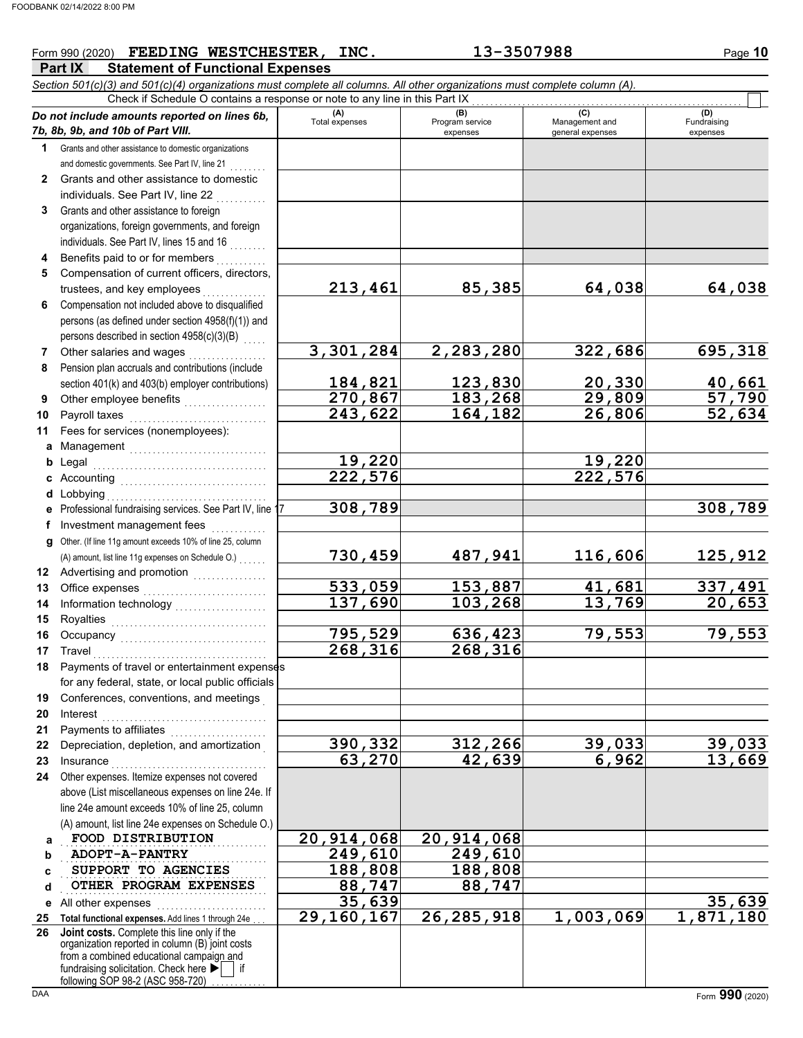FOODBANK 02/14/2022 8:00 PM

Form 990 (2020) **FEEDING WESTCHESTER, INC.** **13-3507988** Page **10**

## Part IX Statement of Functional Expenses

*Section 501(c)(3) and 501(c)(4) organizations must complete all columns. All other organizations must complete column (A).*

Check if Schedule O contains a response or note to any line in this Part IX ☐

| *Do not include amounts reported on lines 6b, 7b, 8b, 9b, and 10b of Part VIII.* | (A) Total expenses | (B) Program service expenses | (C) Management and general expenses | (D) Fundraising expenses |
|---|---|---|---|---|
| **1** Grants and other assistance to domestic organizations and domestic governments. See Part IV, line 21 | | | | |
| **2** Grants and other assistance to domestic individuals. See Part IV, line 22 | | | | |
| **3** Grants and other assistance to foreign organizations, foreign governments, and foreign individuals. See Part IV, lines 15 and 16 | | | | |
| **4** Benefits paid to or for members | | | | |
| **5** Compensation of current officers, directors, trustees, and key employees | 213,461 | 85,385 | 64,038 | 64,038 |
| **6** Compensation not included above to disqualified persons (as defined under section 4958(f)(1)) and persons described in section 4958(c)(3)(B) | | | | |
| **7** Other salaries and wages | 3,301,284 | 2,283,280 | 322,686 | 695,318 |
| **8** Pension plan accruals and contributions (include section 401(k) and 403(b) employer contributions) | 184,821 | 123,830 | 20,330 | 40,661 |
| **9** Other employee benefits | 270,867 | 183,268 | 29,809 | 57,790 |
| **10** Payroll taxes | 243,622 | 164,182 | 26,806 | 52,634 |
| **11** Fees for services (nonemployees): | | | | |
| **a** Management | | | | |
| **b** Legal | 19,220 | | 19,220 | |
| **c** Accounting | 222,576 | | 222,576 | |
| **d** Lobbying | | | | |
| **e** Professional fundraising services. See Part IV, line 17 | 308,789 | | | 308,789 |
| **f** Investment management fees | | | | |
| **g** Other. (If line 11g amount exceeds 10% of line 25, column (A) amount, list line 11g expenses on Schedule O.) | 730,459 | 487,941 | 116,606 | 125,912 |
| **12** Advertising and promotion | | | | |
| **13** Office expenses | 533,059 | 153,887 | 41,681 | 337,491 |
| **14** Information technology | 137,690 | 103,268 | 13,769 | 20,653 |
| **15** Royalties | | | | |
| **16** Occupancy | 795,529 | 636,423 | 79,553 | 79,553 |
| **17** Travel | 268,316 | 268,316 | | |
| **18** Payments of travel or entertainment expenses for any federal, state, or local public officials | | | | |
| **19** Conferences, conventions, and meetings | | | | |
| **20** Interest | | | | |
| **21** Payments to affiliates | | | | |
| **22** Depreciation, depletion, and amortization | 390,332 | 312,266 | 39,033 | 39,033 |
| **23** Insurance | 63,270 | 42,639 | 6,962 | 13,669 |
| **24** Other expenses. Itemize expenses not covered above (List miscellaneous expenses on line 24e. If line 24e amount exceeds 10% of line 25, column (A) amount, list line 24e expenses on Schedule O.) | | | | |
| **a** FOOD DISTRIBUTION | 20,914,068 | 20,914,068 | | |
| **b** ADOPT-A-PANTRY | 249,610 | 249,610 | | |
| **c** SUPPORT TO AGENCIES | 188,808 | 188,808 | | |
| **d** OTHER PROGRAM EXPENSES | 88,747 | 88,747 | | |
| **e** All other expenses | 35,639 | | | 35,639 |
| **25** **Total functional expenses.** Add lines 1 through 24e | 29,160,167 | 26,285,918 | 1,003,069 | 1,871,180 |
| **26** **Joint costs.** Complete this line only if the organization reported in column (B) joint costs from a combined educational campaign and fundraising solicitation. Check here ▶ ☐ if following SOP 98-2 (ASC 958-720) | | | | |

DAA Form **990** (2020)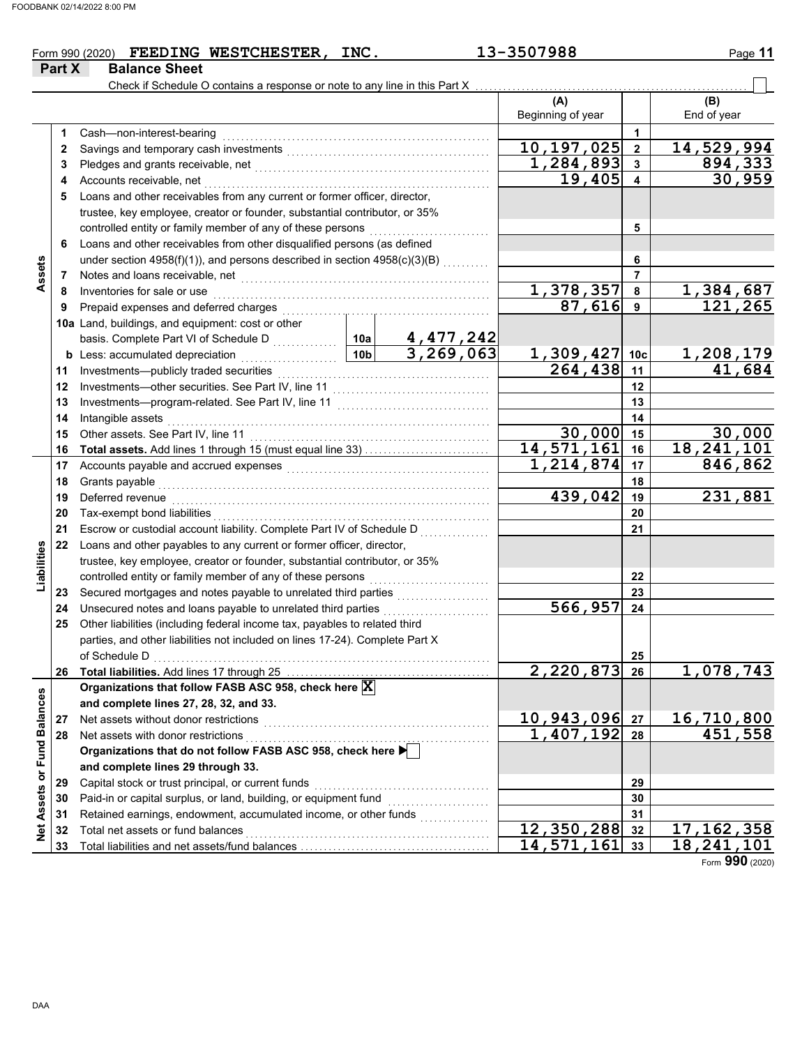Form 990 (2020) **FEEDING WESTCHESTER, INC.** **13-3507988** Page **11**

## Part X Balance Sheet

Check if Schedule O contains a response or note to any line in this Part X ☐

| | | | | | (A) Beginning of year | | (B) End of year |
|---|---|---|---|---|---|---|---|
| **Assets** | 1 | Cash—non-interest-bearing | | | | 1 | |
| | 2 | Savings and temporary cash investments | | | 10,197,025 | 2 | 14,529,994 |
| | 3 | Pledges and grants receivable, net | | | 1,284,893 | 3 | 894,333 |
| | 4 | Accounts receivable, net | | | 19,405 | 4 | 30,959 |
| | 5 | Loans and other receivables from any current or former officer, director, trustee, key employee, creator or founder, substantial contributor, or 35% controlled entity or family member of any of these persons | | | | 5 | |
| | 6 | Loans and other receivables from other disqualified persons (as defined under section 4958(f)(1)), and persons described in section 4958(c)(3)(B) | | | | 6 | |
| | 7 | Notes and loans receivable, net | | | | 7 | |
| | 8 | Inventories for sale or use | | | 1,378,357 | 8 | 1,384,687 |
| | 9 | Prepaid expenses and deferred charges | | | 87,616 | 9 | 121,265 |
| | 10a | Land, buildings, and equipment: cost or other basis. Complete Part VI of Schedule D | 10a | 4,477,242 | | | |
| | b | Less: accumulated depreciation | 10b | 3,269,063 | 1,309,427 | 10c | 1,208,179 |
| | 11 | Investments—publicly traded securities | | | 264,438 | 11 | 41,684 |
| | 12 | Investments—other securities. See Part IV, line 11 | | | | 12 | |
| | 13 | Investments—program-related. See Part IV, line 11 | | | | 13 | |
| | 14 | Intangible assets | | | | 14 | |
| | 15 | Other assets. See Part IV, line 11 | | | 30,000 | 15 | 30,000 |
| | 16 | **Total assets.** Add lines 1 through 15 (must equal line 33) | | | 14,571,161 | 16 | 18,241,101 |
| **Liabilities** | 17 | Accounts payable and accrued expenses | | | 1,214,874 | 17 | 846,862 |
| | 18 | Grants payable | | | | 18 | |
| | 19 | Deferred revenue | | | 439,042 | 19 | 231,881 |
| | 20 | Tax-exempt bond liabilities | | | | 20 | |
| | 21 | Escrow or custodial account liability. Complete Part IV of Schedule D | | | | 21 | |
| | 22 | Loans and other payables to any current or former officer, director, trustee, key employee, creator or founder, substantial contributor, or 35% controlled entity or family member of any of these persons | | | | 22 | |
| | 23 | Secured mortgages and notes payable to unrelated third parties | | | | 23 | |
| | 24 | Unsecured notes and loans payable to unrelated third parties | | | 566,957 | 24 | |
| | 25 | Other liabilities (including federal income tax, payables to related third parties, and other liabilities not included on lines 17-24). Complete Part X of Schedule D | | | | 25 | |
| | 26 | **Total liabilities.** Add lines 17 through 25 | | | 2,220,873 | 26 | 1,078,743 |
| **Net Assets or Fund Balances** | | **Organizations that follow FASB ASC 958, check here** ☒ **and complete lines 27, 28, 32, and 33.** | | | | | |
| | 27 | Net assets without donor restrictions | | | 10,943,096 | 27 | 16,710,800 |
| | 28 | Net assets with donor restrictions | | | 1,407,192 | 28 | 451,558 |
| | | **Organizations that do not follow FASB ASC 958, check here** ☐ **and complete lines 29 through 33.** | | | | | |
| | 29 | Capital stock or trust principal, or current funds | | | | 29 | |
| | 30 | Paid-in or capital surplus, or land, building, or equipment fund | | | | 30 | |
| | 31 | Retained earnings, endowment, accumulated income, or other funds | | | | 31 | |
| | 32 | Total net assets or fund balances | | | 12,350,288 | 32 | 17,162,358 |
| | 33 | Total liabilities and net assets/fund balances | | | 14,571,161 | 33 | 18,241,101 |

Form **990** (2020)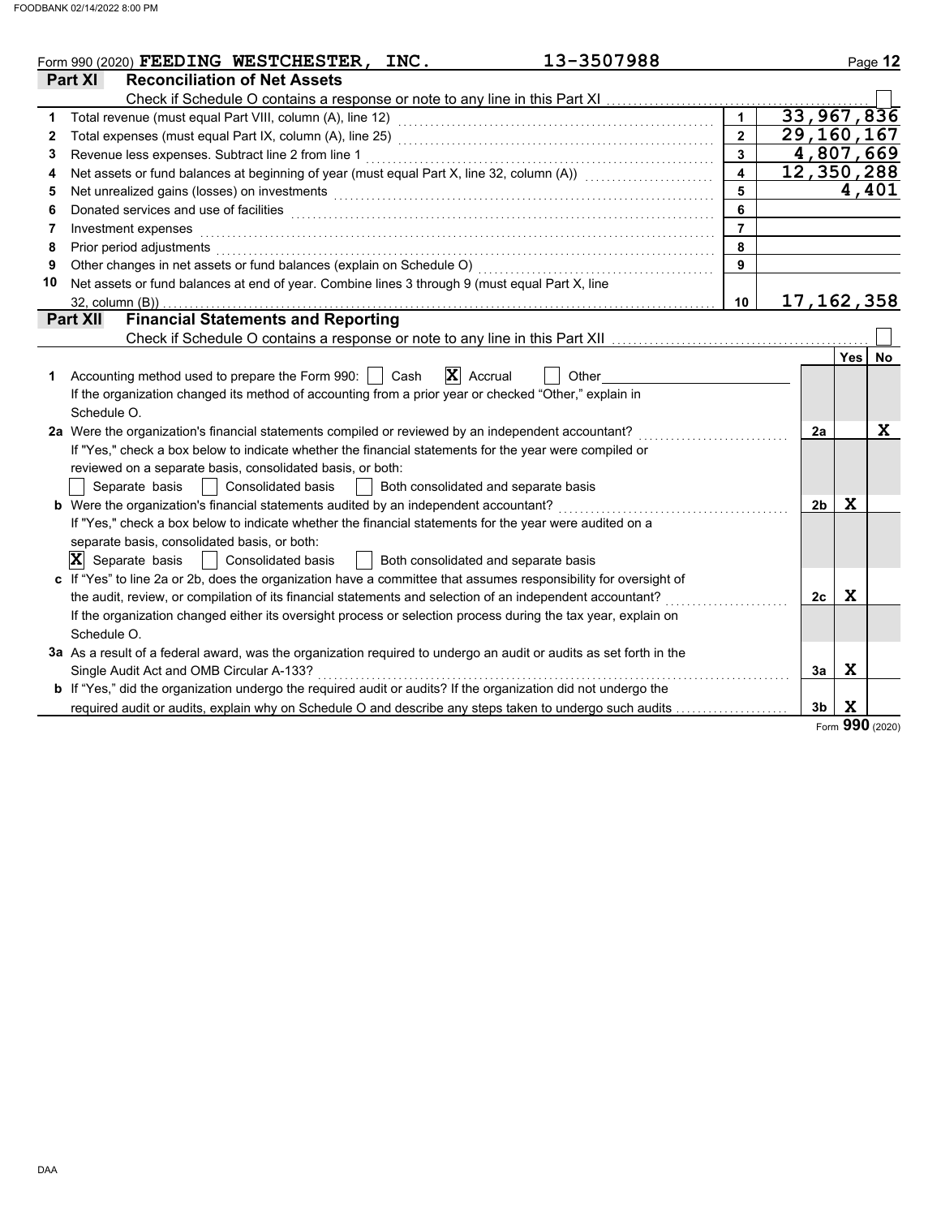Form 990 (2020) **FEEDING WESTCHESTER, INC.** 13-3507988

## Part XI Reconciliation of Net Assets

Check if Schedule O contains a response or note to any line in this Part XI ☐

| | | | |
|---|---|---|---|
| 1 | Total revenue (must equal Part VIII, column (A), line 12) | 1 | 33,967,836 |
| 2 | Total expenses (must equal Part IX, column (A), line 25) | 2 | 29,160,167 |
| 3 | Revenue less expenses. Subtract line 2 from line 1 | 3 | 4,807,669 |
| 4 | Net assets or fund balances at beginning of year (must equal Part X, line 32, column (A)) | 4 | 12,350,288 |
| 5 | Net unrealized gains (losses) on investments | 5 | 4,401 |
| 6 | Donated services and use of facilities | 6 | |
| 7 | Investment expenses | 7 | |
| 8 | Prior period adjustments | 8 | |
| 9 | Other changes in net assets or fund balances (explain on Schedule O) | 9 | |
| 10 | Net assets or fund balances at end of year. Combine lines 3 through 9 (must equal Part X, line 32, column (B)) | 10 | 17,162,358 |

## Part XII Financial Statements and Reporting

Check if Schedule O contains a response or note to any line in this Part XII ☐

| | | | Yes | No |
|---|---|---|---|---|
| 1 | Accounting method used to prepare the Form 990: ☐ Cash ☒ Accrual ☐ Other<br>If the organization changed its method of accounting from a prior year or checked "Other," explain in Schedule O. | | | |
| 2a | Were the organization's financial statements compiled or reviewed by an independent accountant?<br>If "Yes," check a box below to indicate whether the financial statements for the year were compiled or reviewed on a separate basis, consolidated basis, or both:<br>☐ Separate basis ☐ Consolidated basis ☐ Both consolidated and separate basis | 2a | | X |
| b | Were the organization's financial statements audited by an independent accountant?<br>If "Yes," check a box below to indicate whether the financial statements for the year were audited on a separate basis, consolidated basis, or both:<br>☒ Separate basis ☐ Consolidated basis ☐ Both consolidated and separate basis | 2b | X | |
| c | If "Yes" to line 2a or 2b, does the organization have a committee that assumes responsibility for oversight of the audit, review, or compilation of its financial statements and selection of an independent accountant?<br>If the organization changed either its oversight process or selection process during the tax year, explain on Schedule O. | 2c | X | |
| 3a | As a result of a federal award, was the organization required to undergo an audit or audits as set forth in the Single Audit Act and OMB Circular A-133? | 3a | X | |
| b | If "Yes," did the organization undergo the required audit or audits? If the organization did not undergo the required audit or audits, explain why on Schedule O and describe any steps taken to undergo such audits | 3b | X | |

Form **990** (2020)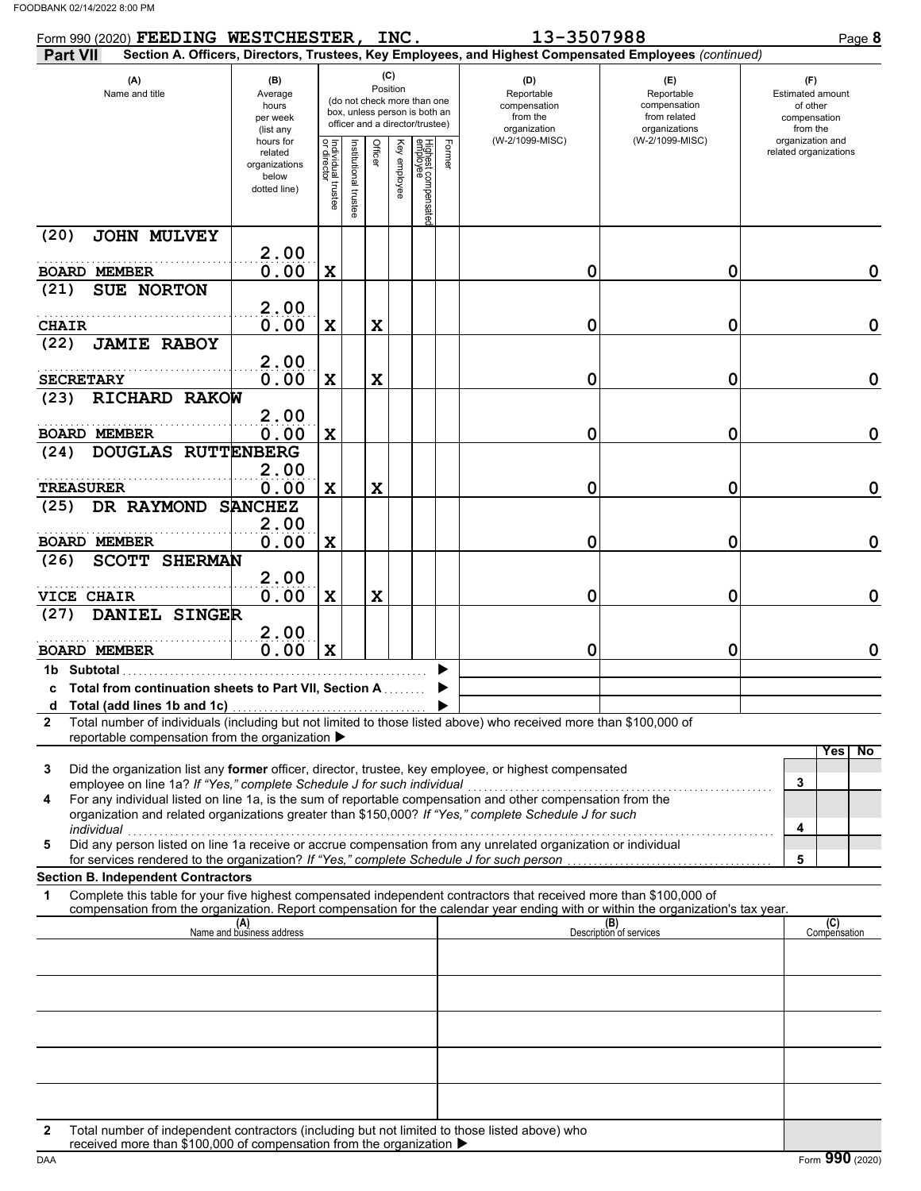Form 990 (2020) FEEDING WESTCHESTER, INC. 13-3507988 Page 8

**Part VII** Section A. Officers, Directors, Trustees, Key Employees, and Highest Compensated Employees *(continued)*

| (A) Name and title | (B) Average hours per week (list any hours for related organizations below dotted line) | (C) Position: Individual trustee or director | Institutional trustee | Officer | Key employee | Highest compensated employee | Former | (D) Reportable compensation from the organization (W-2/1099-MISC) | (E) Reportable compensation from related organizations (W-2/1099-MISC) | (F) Estimated amount of other compensation from the organization and related organizations |
|---|---|---|---|---|---|---|---|---|---|---|
| (20) JOHN MULVEY<br>BOARD MEMBER | 2.00<br>0.00 | X | | | | | | 0 | 0 | 0 |
| (21) SUE NORTON<br>CHAIR | 2.00<br>0.00 | X | | X | | | | 0 | 0 | 0 |
| (22) JAMIE RABOY<br>SECRETARY | 2.00<br>0.00 | X | | X | | | | 0 | 0 | 0 |
| (23) RICHARD RAKOW<br>BOARD MEMBER | 2.00<br>0.00 | X | | | | | | 0 | 0 | 0 |
| (24) DOUGLAS RUTTENBERG<br>TREASURER | 2.00<br>0.00 | X | | X | | | | 0 | 0 | 0 |
| (25) DR RAYMOND SANCHEZ<br>BOARD MEMBER | 2.00<br>0.00 | X | | | | | | 0 | 0 | 0 |
| (26) SCOTT SHERMAN<br>VICE CHAIR | 2.00<br>0.00 | X | | X | | | | 0 | 0 | 0 |
| (27) DANIEL SINGER<br>BOARD MEMBER | 2.00<br>0.00 | X | | | | | | 0 | 0 | 0 |
| 1b Subtotal | | | | | | | | | | |
| c Total from continuation sheets to Part VII, Section A | | | | | | | | | | |
| d Total (add lines 1b and 1c) | | | | | | | | | | |

2 Total number of individuals (including but not limited to those listed above) who received more than $100,000 of reportable compensation from the organization ▶

| | | Yes | No |
|---|---|---|---|
| 3 Did the organization list any **former** officer, director, trustee, key employee, or highest compensated employee on line 1a? *If "Yes," complete Schedule J for such individual* | 3 | | |
| 4 For any individual listed on line 1a, is the sum of reportable compensation and other compensation from the organization and related organizations greater than $150,000? *If "Yes," complete Schedule J for such individual* | 4 | | |
| 5 Did any person listed on line 1a receive or accrue compensation from any unrelated organization or individual for services rendered to the organization? *If "Yes," complete Schedule J for such person* | 5 | | |

**Section B. Independent Contractors**

1 Complete this table for your five highest compensated independent contractors that received more than $100,000 of compensation from the organization. Report compensation for the calendar year ending with or within the organization's tax year.

| (A) Name and business address | (B) Description of services | (C) Compensation |
|---|---|---|
| | | |
| | | |
| | | |
| | | |
| | | |

2 Total number of independent contractors (including but not limited to those listed above) who received more than $100,000 of compensation from the organization ▶

Form **990** (2020)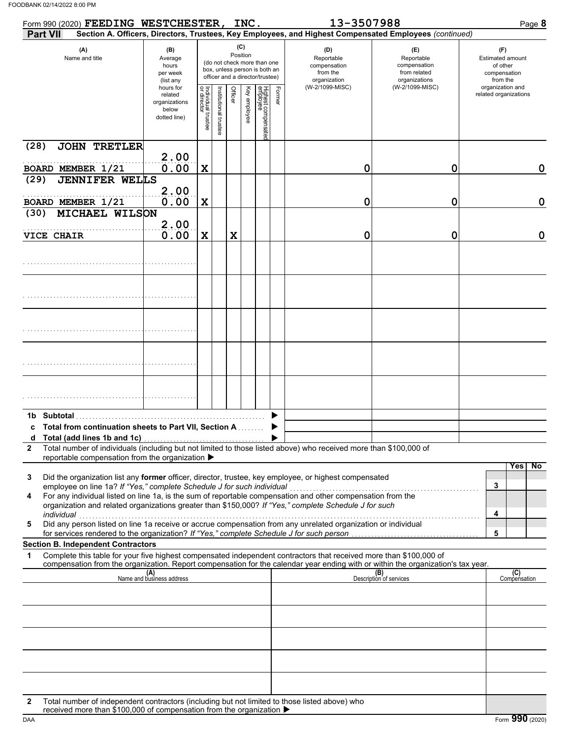Form 990 (2020) **FEEDING WESTCHESTER, INC.** **13-3507988** Page **8**

**Part VII** **Section A. Officers, Directors, Trustees, Key Employees, and Highest Compensated Employees** *(continued)*

| (A) Name and title | (B) Average hours per week (list any hours for related organizations below dotted line) | (C) Position: Individual trustee or director | Institutional trustee | Officer | Key employee | Highest compensated employee | Former | (D) Reportable compensation from the organization (W-2/1099-MISC) | (E) Reportable compensation from related organizations (W-2/1099-MISC) | (F) Estimated amount of other compensation from the organization and related organizations |
|---|---|---|---|---|---|---|---|---|---|---|
| (28) JOHN TRETLER<br>BOARD MEMBER 1/21 | 2.00<br>0.00 | X | | | | | | 0 | 0 | 0 |
| (29) JENNIFER WELLS<br>BOARD MEMBER 1/21 | 2.00<br>0.00 | X | | | | | | 0 | 0 | 0 |
| (30) MICHAEL WILSON<br>VICE CHAIR | 2.00<br>0.00 | X | | X | | | | 0 | 0 | 0 |
| | | | | | | | | | | |
| | | | | | | | | | | |
| | | | | | | | | | | |
| | | | | | | | | | | |
| | | | | | | | | | | |

1b Subtotal ▶

c Total from continuation sheets to Part VII, Section A ▶

d Total (add lines 1b and 1c) ▶

2 Total number of individuals (including but not limited to those listed above) who received more than $100,000 of reportable compensation from the organization ▶

| | | Yes | No |
|---|---|---|---|
| 3 Did the organization list any **former** officer, director, trustee, key employee, or highest compensated employee on line 1a? *If "Yes," complete Schedule J for such individual* | 3 | | |
| 4 For any individual listed on line 1a, is the sum of reportable compensation and other compensation from the organization and related organizations greater than $150,000? *If "Yes," complete Schedule J for such individual* | 4 | | |
| 5 Did any person listed on line 1a receive or accrue compensation from any unrelated organization or individual for services rendered to the organization? *If "Yes," complete Schedule J for such person* | 5 | | |

**Section B. Independent Contractors**

1 Complete this table for your five highest compensated independent contractors that received more than $100,000 of compensation from the organization. Report compensation for the calendar year ending with or within the organization's tax year.

| (A) Name and business address | (B) Description of services | (C) Compensation |
|---|---|---|
| | | |
| | | |
| | | |
| | | |
| | | |

2 Total number of independent contractors (including but not limited to those listed above) who received more than $100,000 of compensation from the organization ▶

Form **990** (2020)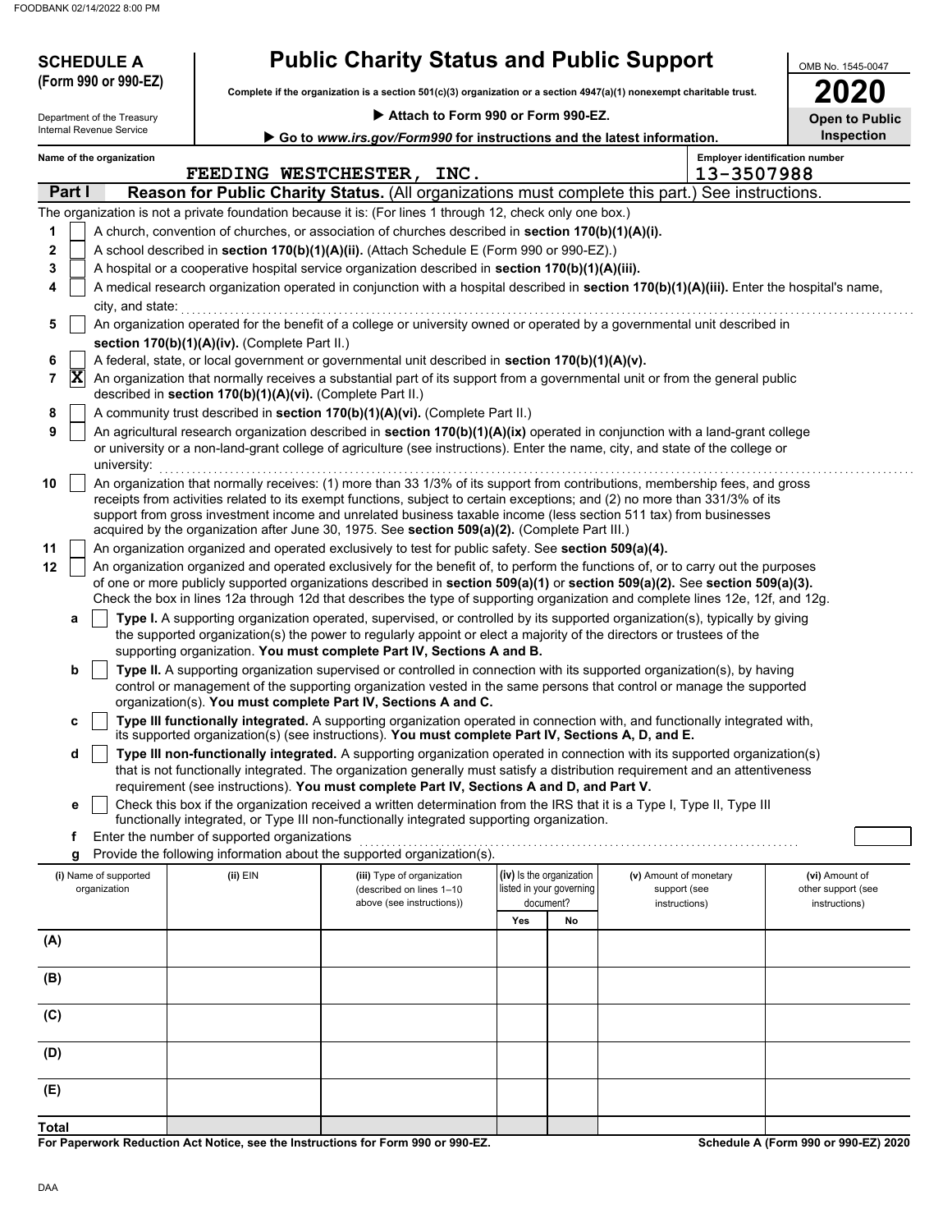**SCHEDULE A (Form 990 or 990-EZ)**

Department of the Treasury
Internal Revenue Service

# Public Charity Status and Public Support

**Complete if the organization is a section 501(c)(3) organization or a section 4947(a)(1) nonexempt charitable trust.**

▶ **Attach to Form 990 or Form 990-EZ.**

▶ **Go to *www.irs.gov/Form990* for instructions and the latest information.**

OMB No. 1545-0047

**2020**

**Open to Public Inspection**

Name of the organization: FEEDING WESTCHESTER, INC.

Employer identification number: 13-3507988

## Part I Reason for Public Charity Status. (All organizations must complete this part.) See instructions.

The organization is not a private foundation because it is: (For lines 1 through 12, check only one box.)

1. [ ] A church, convention of churches, or association of churches described in **section 170(b)(1)(A)(i).**
2. [ ] A school described in **section 170(b)(1)(A)(ii).** (Attach Schedule E (Form 990 or 990-EZ).)
3. [ ] A hospital or a cooperative hospital service organization described in **section 170(b)(1)(A)(iii).**
4. [ ] A medical research organization operated in conjunction with a hospital described in **section 170(b)(1)(A)(iii).** Enter the hospital's name, city, and state:
5. [ ] An organization operated for the benefit of a college or university owned or operated by a governmental unit described in **section 170(b)(1)(A)(iv).** (Complete Part II.)
6. [ ] A federal, state, or local government or governmental unit described in **section 170(b)(1)(A)(v).**
7. [X] An organization that normally receives a substantial part of its support from a governmental unit or from the general public described in **section 170(b)(1)(A)(vi).** (Complete Part II.)
8. [ ] A community trust described in **section 170(b)(1)(A)(vi).** (Complete Part II.)
9. [ ] An agricultural research organization described in **section 170(b)(1)(A)(ix)** operated in conjunction with a land-grant college or university or a non-land-grant college of agriculture (see instructions). Enter the name, city, and state of the college or university:
10. [ ] An organization that normally receives: (1) more than 33 1/3% of its support from contributions, membership fees, and gross receipts from activities related to its exempt functions, subject to certain exceptions; and (2) no more than 331/3% of its support from gross investment income and unrelated business taxable income (less section 511 tax) from businesses acquired by the organization after June 30, 1975. See **section 509(a)(2).** (Complete Part III.)
11. [ ] An organization organized and operated exclusively to test for public safety. See **section 509(a)(4).**
12. [ ] An organization organized and operated exclusively for the benefit of, to perform the functions of, or to carry out the purposes of one or more publicly supported organizations described in **section 509(a)(1)** or **section 509(a)(2).** See **section 509(a)(3).** Check the box in lines 12a through 12d that describes the type of supporting organization and complete lines 12e, 12f, and 12g.
   - **a** [ ] **Type I.** A supporting organization operated, supervised, or controlled by its supported organization(s), typically by giving the supported organization(s) the power to regularly appoint or elect a majority of the directors or trustees of the supporting organization. **You must complete Part IV, Sections A and B.**
   - **b** [ ] **Type II.** A supporting organization supervised or controlled in connection with its supported organization(s), by having control or management of the supporting organization vested in the same persons that control or manage the supported organization(s). **You must complete Part IV, Sections A and C.**
   - **c** [ ] **Type III functionally integrated.** A supporting organization operated in connection with, and functionally integrated with, its supported organization(s) (see instructions). **You must complete Part IV, Sections A, D, and E.**
   - **d** [ ] **Type III non-functionally integrated.** A supporting organization operated in connection with its supported organization(s) that is not functionally integrated. The organization generally must satisfy a distribution requirement and an attentiveness requirement (see instructions). **You must complete Part IV, Sections A and D, and Part V.**
   - **e** [ ] Check this box if the organization received a written determination from the IRS that it is a Type I, Type II, Type III functionally integrated, or Type III non-functionally integrated supporting organization.
   - **f** Enter the number of supported organizations
   - **g** Provide the following information about the supported organization(s).

| (i) Name of supported organization | (ii) EIN | (iii) Type of organization (described on lines 1–10 above (see instructions)) | (iv) Is the organization listed in your governing document? Yes | No | (v) Amount of monetary support (see instructions) | (vi) Amount of other support (see instructions) |
|---|---|---|---|---|---|---|
| (A) | | | | | | |
| (B) | | | | | | |
| (C) | | | | | | |
| (D) | | | | | | |
| (E) | | | | | | |
| Total | | | | | | |

**For Paperwork Reduction Act Notice, see the Instructions for Form 990 or 990-EZ.**

**Schedule A (Form 990 or 990-EZ) 2020**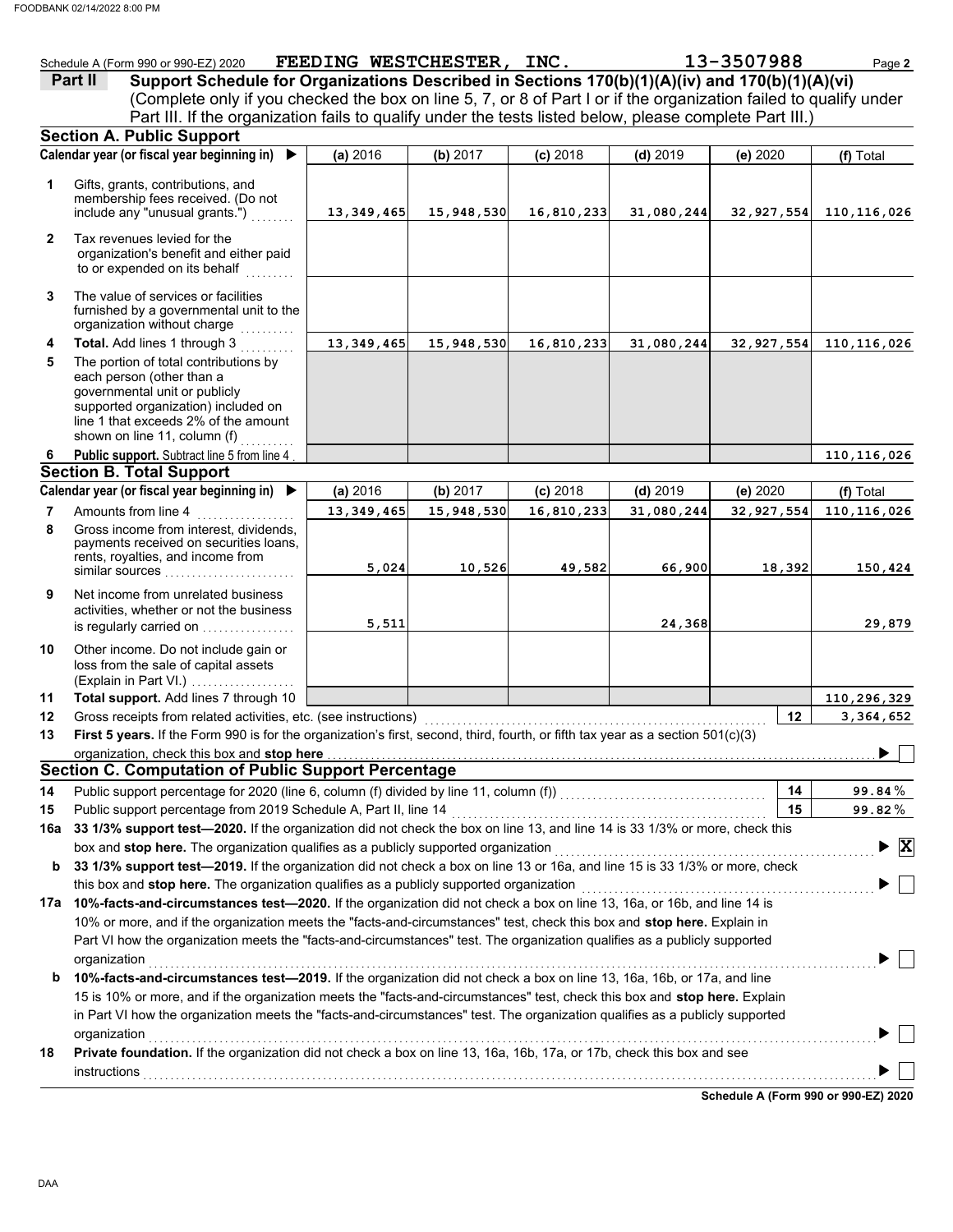Schedule A (Form 990 or 990-EZ) 2020 FEEDING WESTCHESTER, INC. 13-3507988 Page **2**

## Part II Support Schedule for Organizations Described in Sections 170(b)(1)(A)(iv) and 170(b)(1)(A)(vi)

(Complete only if you checked the box on line 5, 7, or 8 of Part I or if the organization failed to qualify under Part III. If the organization fails to qualify under the tests listed below, please complete Part III.)

### Section A. Public Support

| | Calendar year (or fiscal year beginning in) ▶ | (a) 2016 | (b) 2017 | (c) 2018 | (d) 2019 | (e) 2020 | (f) Total |
|---|---|---|---|---|---|---|---|
| 1 | Gifts, grants, contributions, and membership fees received. (Do not include any "unusual grants.") | 13,349,465 | 15,948,530 | 16,810,233 | 31,080,244 | 32,927,554 | 110,116,026 |
| 2 | Tax revenues levied for the organization's benefit and either paid to or expended on its behalf | | | | | | |
| 3 | The value of services or facilities furnished by a governmental unit to the organization without charge | | | | | | |
| 4 | **Total.** Add lines 1 through 3 | 13,349,465 | 15,948,530 | 16,810,233 | 31,080,244 | 32,927,554 | 110,116,026 |
| 5 | The portion of total contributions by each person (other than a governmental unit or publicly supported organization) included on line 1 that exceeds 2% of the amount shown on line 11, column (f) | | | | | | |
| 6 | **Public support.** Subtract line 5 from line 4 | | | | | | 110,116,026 |

### Section B. Total Support

| | Calendar year (or fiscal year beginning in) ▶ | (a) 2016 | (b) 2017 | (c) 2018 | (d) 2019 | (e) 2020 | (f) Total |
|---|---|---|---|---|---|---|---|
| 7 | Amounts from line 4 | 13,349,465 | 15,948,530 | 16,810,233 | 31,080,244 | 32,927,554 | 110,116,026 |
| 8 | Gross income from interest, dividends, payments received on securities loans, rents, royalties, and income from similar sources | 5,024 | 10,526 | 49,582 | 66,900 | 18,392 | 150,424 |
| 9 | Net income from unrelated business activities, whether or not the business is regularly carried on | 5,511 | | | 24,368 | | 29,879 |
| 10 | Other income. Do not include gain or loss from the sale of capital assets (Explain in Part VI.) | | | | | | |
| 11 | **Total support.** Add lines 7 through 10 | | | | | | 110,296,329 |

**12** Gross receipts from related activities, etc. (see instructions) **12** 3,364,652

**13** **First 5 years.** If the Form 990 is for the organization's first, second, third, fourth, or fifth tax year as a section 501(c)(3) organization, check this box and **stop here** ▶ ☐

### Section C. Computation of Public Support Percentage

**14** Public support percentage for 2020 (line 6, column (f) divided by line 11, column (f)) **14** 99.84 %

**15** Public support percentage from 2019 Schedule A, Part II, line 14 **15** 99.82 %

**16a** **33 1/3% support test—2020.** If the organization did not check the box on line 13, and line 14 is 33 1/3% or more, check this box and **stop here.** The organization qualifies as a publicly supported organization ▶ ☒

**b** **33 1/3% support test—2019.** If the organization did not check a box on line 13 or 16a, and line 15 is 33 1/3% or more, check this box and **stop here.** The organization qualifies as a publicly supported organization ▶ ☐

**17a** **10%-facts-and-circumstances test—2020.** If the organization did not check a box on line 13, 16a, or 16b, and line 14 is 10% or more, and if the organization meets the "facts-and-circumstances" test, check this box and **stop here.** Explain in Part VI how the organization meets the "facts-and-circumstances" test. The organization qualifies as a publicly supported organization ▶ ☐

**b** **10%-facts-and-circumstances test—2019.** If the organization did not check a box on line 13, 16a, 16b, or 17a, and line 15 is 10% or more, and if the organization meets the "facts-and-circumstances" test, check this box and **stop here.** Explain in Part VI how the organization meets the "facts-and-circumstances" test. The organization qualifies as a publicly supported organization ▶ ☐

**18** **Private foundation.** If the organization did not check a box on line 13, 16a, 16b, 17a, or 17b, check this box and see instructions ▶ ☐

**Schedule A (Form 990 or 990-EZ) 2020**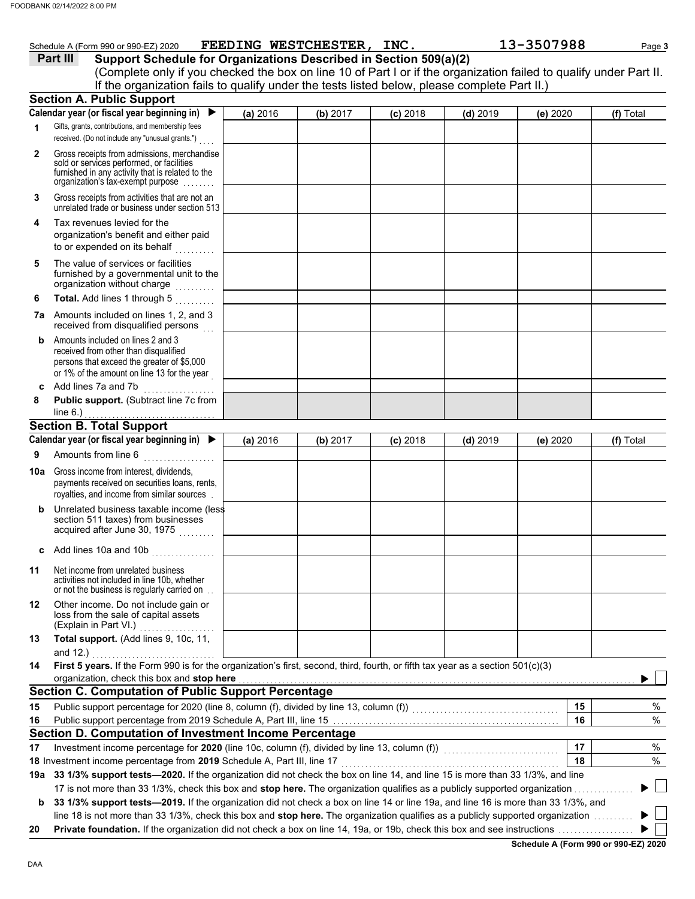Schedule A (Form 990 or 990-EZ) 2020 **FEEDING WESTCHESTER, INC.** **13-3507988** Page **3**

## Part III Support Schedule for Organizations Described in Section 509(a)(2)

(Complete only if you checked the box on line 10 of Part I or if the organization failed to qualify under Part II. If the organization fails to qualify under the tests listed below, please complete Part II.)

### Section A. Public Support

| | Calendar year (or fiscal year beginning in) ▶ | (a) 2016 | (b) 2017 | (c) 2018 | (d) 2019 | (e) 2020 | (f) Total |
|---|---|---|---|---|---|---|---|
| 1 | Gifts, grants, contributions, and membership fees received. (Do not include any "unusual grants.") | | | | | | |
| 2 | Gross receipts from admissions, merchandise sold or services performed, or facilities furnished in any activity that is related to the organization's tax-exempt purpose | | | | | | |
| 3 | Gross receipts from activities that are not an unrelated trade or business under section 513 | | | | | | |
| 4 | Tax revenues levied for the organization's benefit and either paid to or expended on its behalf | | | | | | |
| 5 | The value of services or facilities furnished by a governmental unit to the organization without charge | | | | | | |
| 6 | **Total.** Add lines 1 through 5 | | | | | | |
| 7a | Amounts included on lines 1, 2, and 3 received from disqualified persons | | | | | | |
| b | Amounts included on lines 2 and 3 received from other than disqualified persons that exceed the greater of $5,000 or 1% of the amount on line 13 for the year | | | | | | |
| c | Add lines 7a and 7b | | | | | | |
| 8 | **Public support.** (Subtract line 7c from line 6.) | | | | | | |

### Section B. Total Support

| | Calendar year (or fiscal year beginning in) ▶ | (a) 2016 | (b) 2017 | (c) 2018 | (d) 2019 | (e) 2020 | (f) Total |
|---|---|---|---|---|---|---|---|
| 9 | Amounts from line 6 | | | | | | |
| 10a | Gross income from interest, dividends, payments received on securities loans, rents, royalties, and income from similar sources | | | | | | |
| b | Unrelated business taxable income (less section 511 taxes) from businesses acquired after June 30, 1975 | | | | | | |
| c | Add lines 10a and 10b | | | | | | |
| 11 | Net income from unrelated business activities not included in line 10b, whether or not the business is regularly carried on | | | | | | |
| 12 | Other income. Do not include gain or loss from the sale of capital assets (Explain in Part VI.) | | | | | | |
| 13 | **Total support.** (Add lines 9, 10c, 11, and 12.) | | | | | | |

**14** **First 5 years.** If the Form 990 is for the organization's first, second, third, fourth, or fifth tax year as a section 501(c)(3) organization, check this box and **stop here** ▶ ☐

### Section C. Computation of Public Support Percentage

| | | | |
|---|---|---|---|
| 15 | Public support percentage for 2020 (line 8, column (f), divided by line 13, column (f)) | 15 | % |
| 16 | Public support percentage from 2019 Schedule A, Part III, line 15 | 16 | % |

### Section D. Computation of Investment Income Percentage

| | | | |
|---|---|---|---|
| 17 | Investment income percentage for **2020** (line 10c, column (f), divided by line 13, column (f)) | 17 | % |
| 18 | Investment income percentage from **2019** Schedule A, Part III, line 17 | 18 | % |

**19a** **33 1/3% support tests—2020.** If the organization did not check the box on line 14, and line 15 is more than 33 1/3%, and line 17 is not more than 33 1/3%, check this box and **stop here.** The organization qualifies as a publicly supported organization ▶ ☐

**b** **33 1/3% support tests—2019.** If the organization did not check a box on line 14 or line 19a, and line 16 is more than 33 1/3%, and line 18 is not more than 33 1/3%, check this box and **stop here.** The organization qualifies as a publicly supported organization ▶ ☐

**20** **Private foundation.** If the organization did not check a box on line 14, 19a, or 19b, check this box and see instructions ▶ ☐

**Schedule A (Form 990 or 990-EZ) 2020**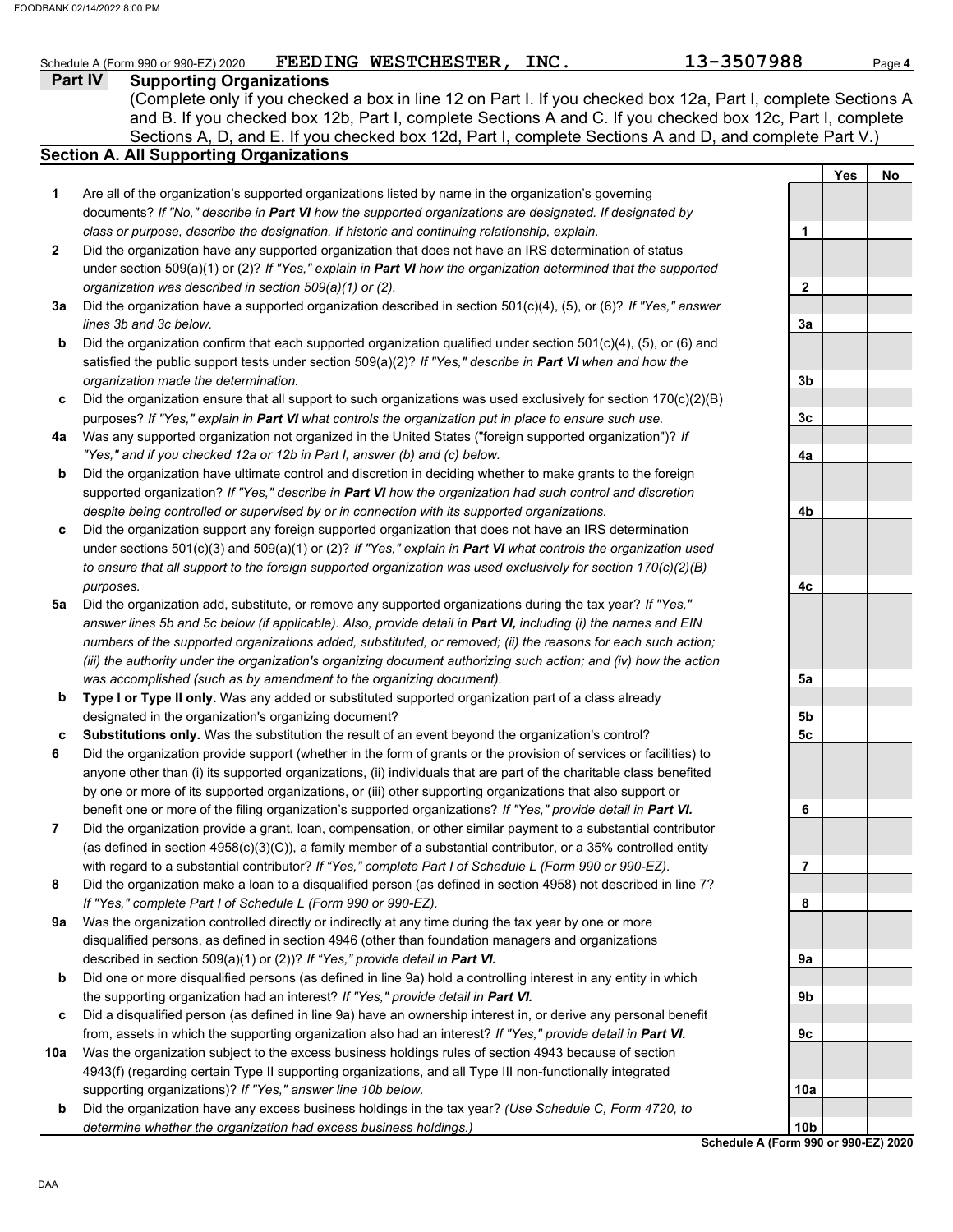Schedule A (Form 990 or 990-EZ) 2020 FEEDING WESTCHESTER, INC. 13-3507988 Page 4

**Part IV Supporting Organizations**

(Complete only if you checked a box in line 12 on Part I. If you checked box 12a, Part I, complete Sections A and B. If you checked box 12b, Part I, complete Sections A and C. If you checked box 12c, Part I, complete Sections A, D, and E. If you checked box 12d, Part I, complete Sections A and D, and complete Part V.)

**Section A. All Supporting Organizations**

| | | | Yes | No |
|---|---|---|---|---|
| 1 | Are all of the organization's supported organizations listed by name in the organization's governing documents? *If "No," describe in **Part VI** how the supported organizations are designated. If designated by class or purpose, describe the designation. If historic and continuing relationship, explain.* | 1 | | |
| 2 | Did the organization have any supported organization that does not have an IRS determination of status under section 509(a)(1) or (2)? *If "Yes," explain in **Part VI** how the organization determined that the supported organization was described in section 509(a)(1) or (2).* | 2 | | |
| 3a | Did the organization have a supported organization described in section 501(c)(4), (5), or (6)? *If "Yes," answer lines 3b and 3c below.* | 3a | | |
| b | Did the organization confirm that each supported organization qualified under section 501(c)(4), (5), or (6) and satisfied the public support tests under section 509(a)(2)? *If "Yes," describe in **Part VI** when and how the organization made the determination.* | 3b | | |
| c | Did the organization ensure that all support to such organizations was used exclusively for section 170(c)(2)(B) purposes? *If "Yes," explain in **Part VI** what controls the organization put in place to ensure such use.* | 3c | | |
| 4a | Was any supported organization not organized in the United States ("foreign supported organization")? *If "Yes," and if you checked 12a or 12b in Part I, answer (b) and (c) below.* | 4a | | |
| b | Did the organization have ultimate control and discretion in deciding whether to make grants to the foreign supported organization? *If "Yes," describe in **Part VI** how the organization had such control and discretion despite being controlled or supervised by or in connection with its supported organizations.* | 4b | | |
| c | Did the organization support any foreign supported organization that does not have an IRS determination under sections 501(c)(3) and 509(a)(1) or (2)? *If "Yes," explain in **Part VI** what controls the organization used to ensure that all support to the foreign supported organization was used exclusively for section 170(c)(2)(B) purposes.* | 4c | | |
| 5a | Did the organization add, substitute, or remove any supported organizations during the tax year? *If "Yes," answer lines 5b and 5c below (if applicable). Also, provide detail in **Part VI,** including (i) the names and EIN numbers of the supported organizations added, substituted, or removed; (ii) the reasons for each such action; (iii) the authority under the organization's organizing document authorizing such action; and (iv) how the action was accomplished (such as by amendment to the organizing document).* | 5a | | |
| b | **Type I or Type II only.** Was any added or substituted supported organization part of a class already designated in the organization's organizing document? | 5b | | |
| c | **Substitutions only.** Was the substitution the result of an event beyond the organization's control? | 5c | | |
| 6 | Did the organization provide support (whether in the form of grants or the provision of services or facilities) to anyone other than (i) its supported organizations, (ii) individuals that are part of the charitable class benefited by one or more of its supported organizations, or (iii) other supporting organizations that also support or benefit one or more of the filing organization's supported organizations? *If "Yes," provide detail in **Part VI.*** | 6 | | |
| 7 | Did the organization provide a grant, loan, compensation, or other similar payment to a substantial contributor (as defined in section 4958(c)(3)(C)), a family member of a substantial contributor, or a 35% controlled entity with regard to a substantial contributor? *If "Yes," complete Part I of Schedule L (Form 990 or 990-EZ).* | 7 | | |
| 8 | Did the organization make a loan to a disqualified person (as defined in section 4958) not described in line 7? *If "Yes," complete Part I of Schedule L (Form 990 or 990-EZ).* | 8 | | |
| 9a | Was the organization controlled directly or indirectly at any time during the tax year by one or more disqualified persons, as defined in section 4946 (other than foundation managers and organizations described in section 509(a)(1) or (2))? *If "Yes," provide detail in **Part VI.*** | 9a | | |
| b | Did one or more disqualified persons (as defined in line 9a) hold a controlling interest in any entity in which the supporting organization had an interest? *If "Yes," provide detail in **Part VI.*** | 9b | | |
| c | Did a disqualified person (as defined in line 9a) have an ownership interest in, or derive any personal benefit from, assets in which the supporting organization also had an interest? *If "Yes," provide detail in **Part VI.*** | 9c | | |
| 10a | Was the organization subject to the excess business holdings rules of section 4943 because of section 4943(f) (regarding certain Type II supporting organizations, and all Type III non-functionally integrated supporting organizations)? *If "Yes," answer line 10b below.* | 10a | | |
| b | Did the organization have any excess business holdings in the tax year? *(Use Schedule C, Form 4720, to determine whether the organization had excess business holdings.)* | 10b | | |

**Schedule A (Form 990 or 990-EZ) 2020**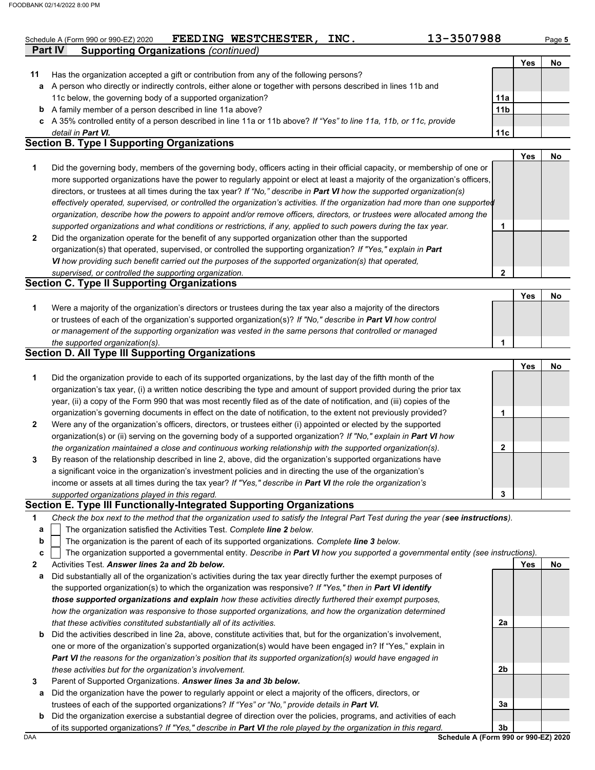Schedule A (Form 990 or 990-EZ) 2020 FEEDING WESTCHESTER, INC. 13-3507988

## Part IV Supporting Organizations *(continued)*

| | | | Yes | No |
|---|---|---|---|---|
| **11** | Has the organization accepted a gift or contribution from any of the following persons? | | | |
| **a** | A person who directly or indirectly controls, either alone or together with persons described in lines 11b and 11c below, the governing body of a supported organization? | 11a | | |
| **b** | A family member of a person described in line 11a above? | 11b | | |
| **c** | A 35% controlled entity of a person described in line 11a or 11b above? *If "Yes" to line 11a, 11b, or 11c, provide detail in **Part VI.*** | 11c | | |

### Section B. Type I Supporting Organizations

| | | | Yes | No |
|---|---|---|---|---|
| **1** | Did the governing body, members of the governing body, officers acting in their official capacity, or membership of one or more supported organizations have the power to regularly appoint or elect at least a majority of the organization's officers, directors, or trustees at all times during the tax year? *If "No," describe in **Part VI** how the supported organization(s) effectively operated, supervised, or controlled the organization's activities. If the organization had more than one supported organization, describe how the powers to appoint and/or remove officers, directors, or trustees were allocated among the supported organizations and what conditions or restrictions, if any, applied to such powers during the tax year.* | 1 | | |
| **2** | Did the organization operate for the benefit of any supported organization other than the supported organization(s) that operated, supervised, or controlled the supporting organization? *If "Yes," explain in **Part VI** how providing such benefit carried out the purposes of the supported organization(s) that operated, supervised, or controlled the supporting organization.* | 2 | | |

### Section C. Type II Supporting Organizations

| | | | Yes | No |
|---|---|---|---|---|
| **1** | Were a majority of the organization's directors or trustees during the tax year also a majority of the directors or trustees of each of the organization's supported organization(s)? *If "No," describe in **Part VI** how control or management of the supporting organization was vested in the same persons that controlled or managed the supported organization(s).* | 1 | | |

### Section D. All Type III Supporting Organizations

| | | | Yes | No |
|---|---|---|---|---|
| **1** | Did the organization provide to each of its supported organizations, by the last day of the fifth month of the organization's tax year, (i) a written notice describing the type and amount of support provided during the prior tax year, (ii) a copy of the Form 990 that was most recently filed as of the date of notification, and (iii) copies of the organization's governing documents in effect on the date of notification, to the extent not previously provided? | 1 | | |
| **2** | Were any of the organization's officers, directors, or trustees either (i) appointed or elected by the supported organization(s) or (ii) serving on the governing body of a supported organization? *If "No," explain in **Part VI** how the organization maintained a close and continuous working relationship with the supported organization(s).* | 2 | | |
| **3** | By reason of the relationship described in line 2, above, did the organization's supported organizations have a significant voice in the organization's investment policies and in directing the use of the organization's income or assets at all times during the tax year? *If "Yes," describe in **Part VI** the role the organization's supported organizations played in this regard.* | 3 | | |

### Section E. Type III Functionally-Integrated Supporting Organizations

**1** *Check the box next to the method that the organization used to satisfy the Integral Part Test during the year (**see instructions**).*

- **a** ☐ The organization satisfied the Activities Test. *Complete **line 2** below.*
- **b** ☐ The organization is the parent of each of its supported organizations. *Complete **line 3** below.*
- **c** ☐ The organization supported a governmental entity. *Describe in **Part VI** how you supported a governmental entity (see instructions).*

| | | | Yes | No |
|---|---|---|---|---|
| **2** | Activities Test. ***Answer lines 2a and 2b below.*** | | | |
| **a** | Did substantially all of the organization's activities during the tax year directly further the exempt purposes of the supported organization(s) to which the organization was responsive? *If "Yes," then in **Part VI identify those supported organizations and explain** how these activities directly furthered their exempt purposes, how the organization was responsive to those supported organizations, and how the organization determined that these activities constituted substantially all of its activities.* | 2a | | |
| **b** | Did the activities described in line 2a, above, constitute activities that, but for the organization's involvement, one or more of the organization's supported organization(s) would have been engaged in? If "Yes," explain in ***Part VI** the reasons for the organization's position that its supported organization(s) would have engaged in these activities but for the organization's involvement.* | 2b | | |
| **3** | Parent of Supported Organizations. ***Answer lines 3a and 3b below.*** | | | |
| **a** | Did the organization have the power to regularly appoint or elect a majority of the officers, directors, or trustees of each of the supported organizations? *If "Yes" or "No," provide details in **Part VI.*** | 3a | | |
| **b** | Did the organization exercise a substantial degree of direction over the policies, programs, and activities of each of its supported organizations? *If "Yes," describe in **Part VI** the role played by the organization in this regard.* | 3b | | |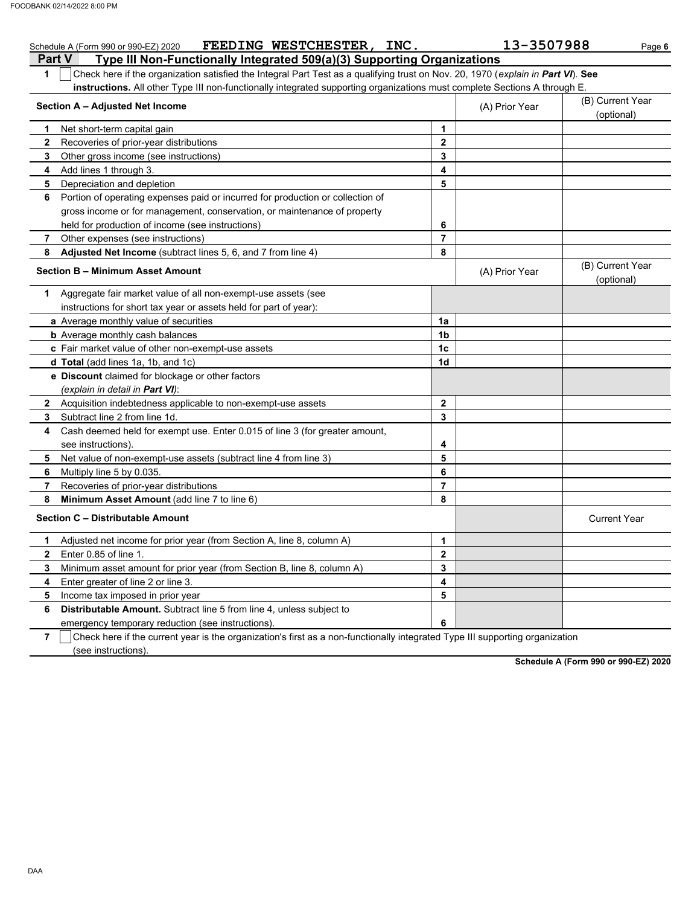Schedule A (Form 990 or 990-EZ) 2020 **FEEDING WESTCHESTER, INC.** 13-3507988

## Part V Type III Non-Functionally Integrated 509(a)(3) Supporting Organizations

**1** ☐ Check here if the organization satisfied the Integral Part Test as a qualifying trust on Nov. 20, 1970 (*explain in **Part VI***). **See instructions.** All other Type III non-functionally integrated supporting organizations must complete Sections A through E.

| **Section A – Adjusted Net Income** | | (A) Prior Year | (B) Current Year (optional) |
|---|---|---|---|
| **1** Net short-term capital gain | **1** | | |
| **2** Recoveries of prior-year distributions | **2** | | |
| **3** Other gross income (see instructions) | **3** | | |
| **4** Add lines 1 through 3. | **4** | | |
| **5** Depreciation and depletion | **5** | | |
| **6** Portion of operating expenses paid or incurred for production or collection of gross income or for management, conservation, or maintenance of property held for production of income (see instructions) | **6** | | |
| **7** Other expenses (see instructions) | **7** | | |
| **8** **Adjusted Net Income** (subtract lines 5, 6, and 7 from line 4) | **8** | | |

| **Section B – Minimum Asset Amount** | | (A) Prior Year | (B) Current Year (optional) |
|---|---|---|---|
| **1** Aggregate fair market value of all non-exempt-use assets (see instructions for short tax year or assets held for part of year): | | | |
| **a** Average monthly value of securities | **1a** | | |
| **b** Average monthly cash balances | **1b** | | |
| **c** Fair market value of other non-exempt-use assets | **1c** | | |
| **d** **Total** (add lines 1a, 1b, and 1c) | **1d** | | |
| **e** **Discount** claimed for blockage or other factors (*explain in detail in **Part VI***): | | | |
| **2** Acquisition indebtedness applicable to non-exempt-use assets | **2** | | |
| **3** Subtract line 2 from line 1d. | **3** | | |
| **4** Cash deemed held for exempt use. Enter 0.015 of line 3 (for greater amount, see instructions). | **4** | | |
| **5** Net value of non-exempt-use assets (subtract line 4 from line 3) | **5** | | |
| **6** Multiply line 5 by 0.035. | **6** | | |
| **7** Recoveries of prior-year distributions | **7** | | |
| **8** **Minimum Asset Amount** (add line 7 to line 6) | **8** | | |

| **Section C – Distributable Amount** | | | Current Year |
|---|---|---|---|
| **1** Adjusted net income for prior year (from Section A, line 8, column A) | **1** | | |
| **2** Enter 0.85 of line 1. | **2** | | |
| **3** Minimum asset amount for prior year (from Section B, line 8, column A) | **3** | | |
| **4** Enter greater of line 2 or line 3. | **4** | | |
| **5** Income tax imposed in prior year | **5** | | |
| **6** **Distributable Amount.** Subtract line 5 from line 4, unless subject to emergency temporary reduction (see instructions). | **6** | | |

**7** ☐ Check here if the current year is the organization's first as a non-functionally integrated Type III supporting organization (see instructions).

**Schedule A (Form 990 or 990-EZ) 2020**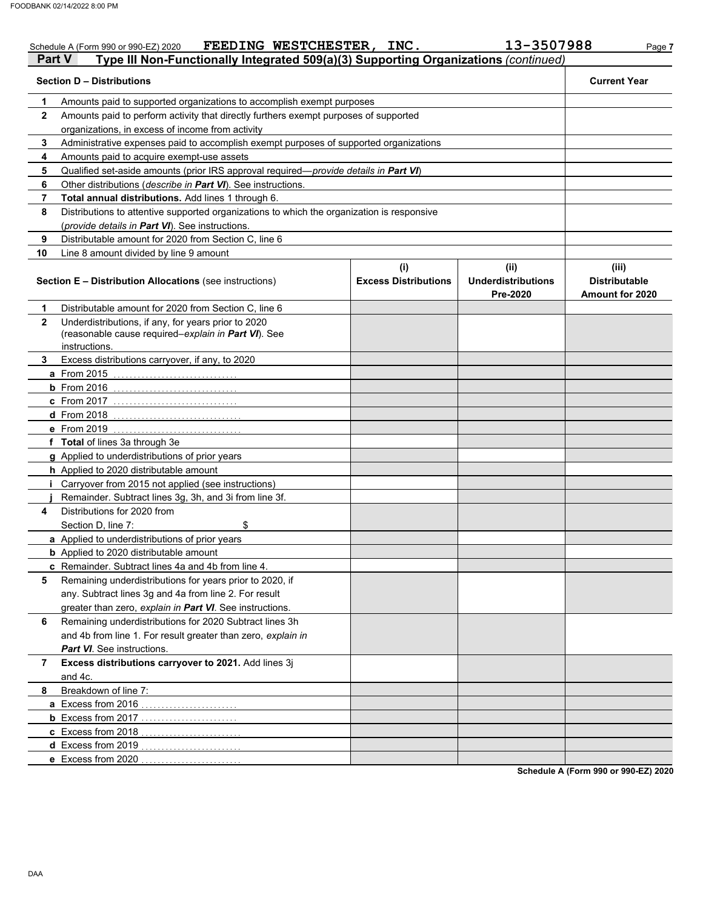Schedule A (Form 990 or 990-EZ) 2020 FEEDING WESTCHESTER, INC. 13-3507988

## Part V Type III Non-Functionally Integrated 509(a)(3) Supporting Organizations *(continued)*

| **Section D – Distributions** | | **Current Year** |
|---|---|---|
| 1 | Amounts paid to supported organizations to accomplish exempt purposes | |
| 2 | Amounts paid to perform activity that directly furthers exempt purposes of supported organizations, in excess of income from activity | |
| 3 | Administrative expenses paid to accomplish exempt purposes of supported organizations | |
| 4 | Amounts paid to acquire exempt-use assets | |
| 5 | Qualified set-aside amounts (prior IRS approval required—*provide details in **Part VI***) | |
| 6 | Other distributions (*describe in **Part VI***). See instructions. | |
| 7 | **Total annual distributions.** Add lines 1 through 6. | |
| 8 | Distributions to attentive supported organizations to which the organization is responsive (*provide details in **Part VI***). See instructions. | |
| 9 | Distributable amount for 2020 from Section C, line 6 | |
| 10 | Line 8 amount divided by line 9 amount | |

| **Section E – Distribution Allocations** (see instructions) | | **(i) Excess Distributions** | **(ii) Underdistributions Pre-2020** | **(iii) Distributable Amount for 2020** |
|---|---|---|---|---|
| 1 | Distributable amount for 2020 from Section C, line 6 | | | |
| 2 | Underdistributions, if any, for years prior to 2020 (reasonable cause required–*explain in **Part VI***). See instructions. | | | |
| 3 | Excess distributions carryover, if any, to 2020 | | | |
| a | From 2015 | | | |
| b | From 2016 | | | |
| c | From 2017 | | | |
| d | From 2018 | | | |
| e | From 2019 | | | |
| f | **Total** of lines 3a through 3e | | | |
| g | Applied to underdistributions of prior years | | | |
| h | Applied to 2020 distributable amount | | | |
| i | Carryover from 2015 not applied (see instructions) | | | |
| j | Remainder. Subtract lines 3g, 3h, and 3i from line 3f. | | | |
| 4 | Distributions for 2020 from Section D, line 7: $ | | | |
| a | Applied to underdistributions of prior years | | | |
| b | Applied to 2020 distributable amount | | | |
| c | Remainder. Subtract lines 4a and 4b from line 4. | | | |
| 5 | Remaining underdistributions for years prior to 2020, if any. Subtract lines 3g and 4a from line 2. For result greater than zero, *explain in **Part VI***. See instructions. | | | |
| 6 | Remaining underdistributions for 2020 Subtract lines 3h and 4b from line 1. For result greater than zero, *explain in **Part VI***. See instructions. | | | |
| 7 | **Excess distributions carryover to 2021.** Add lines 3j and 4c. | | | |
| 8 | Breakdown of line 7: | | | |
| a | Excess from 2016 | | | |
| b | Excess from 2017 | | | |
| c | Excess from 2018 | | | |
| d | Excess from 2019 | | | |
| e | Excess from 2020 | | | |

Schedule A (Form 990 or 990-EZ) 2020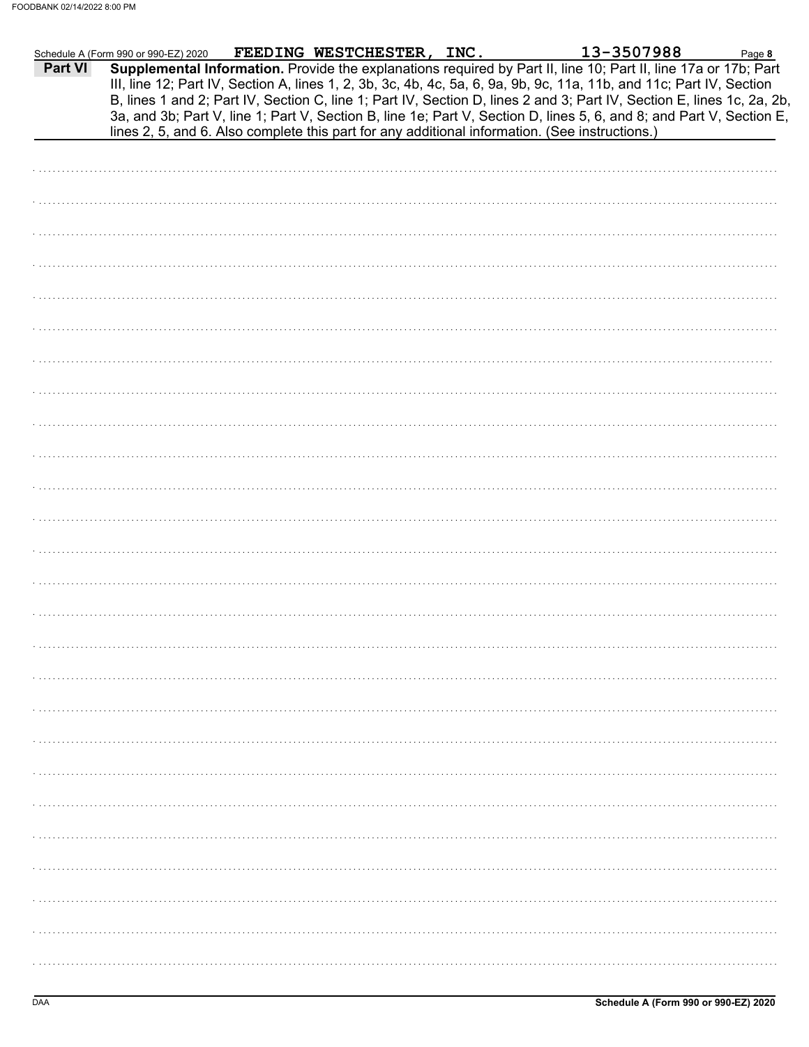Schedule A (Form 990 or 990-EZ) 2020 FEEDING WESTCHESTER, INC. 13-3507988 Page 8

**Part VI** **Supplemental Information.** Provide the explanations required by Part II, line 10; Part II, line 17a or 17b; Part III, line 12; Part IV, Section A, lines 1, 2, 3b, 3c, 4b, 4c, 5a, 6, 9a, 9b, 9c, 11a, 11b, and 11c; Part IV, Section B, lines 1 and 2; Part IV, Section C, line 1; Part IV, Section D, lines 2 and 3; Part IV, Section E, lines 1c, 2a, 2b, 3a, and 3b; Part V, line 1; Part V, Section B, line 1e; Part V, Section D, lines 5, 6, and 8; and Part V, Section E, lines 2, 5, and 6. Also complete this part for any additional information. (See instructions.)

DAA **Schedule A (Form 990 or 990-EZ) 2020**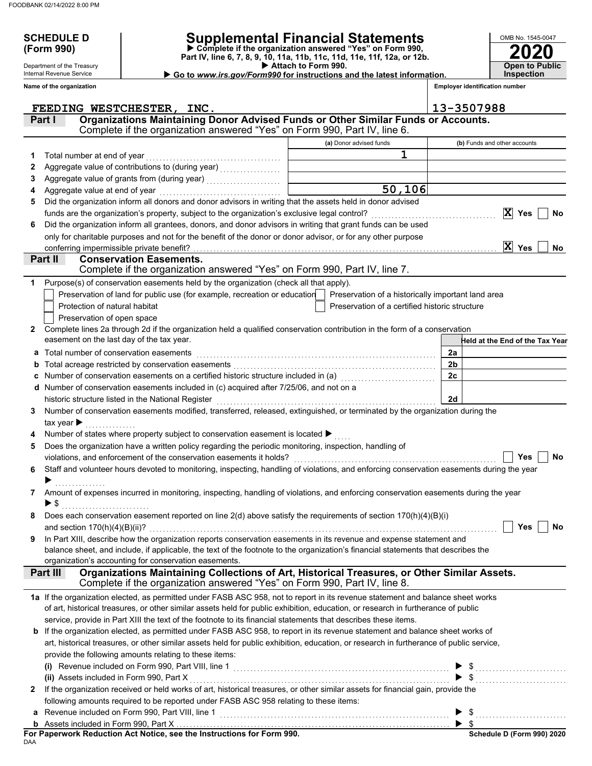**SCHEDULE D (Form 990)**

Department of the Treasury
Internal Revenue Service

# Supplemental Financial Statements

▶ Complete if the organization answered "Yes" on Form 990, Part IV, line 6, 7, 8, 9, 10, 11a, 11b, 11c, 11d, 11e, 11f, 12a, or 12b.
▶ Attach to Form 990.
▶ Go to *www.irs.gov/Form990* for instructions and the latest information.

OMB No. 1545-0047
**2020**
**Open to Public Inspection**

Name of the organization: FEEDING WESTCHESTER, INC.
Employer identification number: 13-3507988

## Part I Organizations Maintaining Donor Advised Funds or Other Similar Funds or Accounts.
Complete if the organization answered "Yes" on Form 990, Part IV, line 6.

| | | (a) Donor advised funds | (b) Funds and other accounts |
|---|---|---|---|
| 1 | Total number at end of year | 1 | |
| 2 | Aggregate value of contributions to (during year) | | |
| 3 | Aggregate value of grants from (during year) | | |
| 4 | Aggregate value at end of year | 50,106 | |

5 Did the organization inform all donors and donor advisors in writing that the assets held in donor advised funds are the organization's property, subject to the organization's exclusive legal control? [X] Yes [ ] No

6 Did the organization inform all grantees, donors, and donor advisors in writing that grant funds can be used only for charitable purposes and not for the benefit of the donor or donor advisor, or for any other purpose conferring impermissible private benefit? [X] Yes [ ] No

## Part II Conservation Easements.
Complete if the organization answered "Yes" on Form 990, Part IV, line 7.

1 Purpose(s) of conservation easements held by the organization (check all that apply).
- [ ] Preservation of land for public use (for example, recreation or education)
- [ ] Protection of natural habitat
- [ ] Preservation of open space
- [ ] Preservation of a historically important land area
- [ ] Preservation of a certified historic structure

2 Complete lines 2a through 2d if the organization held a qualified conservation contribution in the form of a conservation easement on the last day of the tax year.

| | | | Held at the End of the Tax Year |
|---|---|---|---|
| a | Total number of conservation easements | 2a | |
| b | Total acreage restricted by conservation easements | 2b | |
| c | Number of conservation easements on a certified historic structure included in (a) | 2c | |
| d | Number of conservation easements included in (c) acquired after 7/25/06, and not on a historic structure listed in the National Register | 2d | |

3 Number of conservation easements modified, transferred, released, extinguished, or terminated by the organization during the tax year ▶

4 Number of states where property subject to conservation easement is located ▶

5 Does the organization have a written policy regarding the periodic monitoring, inspection, handling of violations, and enforcement of the conservation easements it holds? [ ] Yes [ ] No

6 Staff and volunteer hours devoted to monitoring, inspecting, handling of violations, and enforcing conservation easements during the year ▶

7 Amount of expenses incurred in monitoring, inspecting, handling of violations, and enforcing conservation easements during the year ▶ $

8 Does each conservation easement reported on line 2(d) above satisfy the requirements of section 170(h)(4)(B)(i) and section 170(h)(4)(B)(ii)? [ ] Yes [ ] No

9 In Part XIII, describe how the organization reports conservation easements in its revenue and expense statement and balance sheet, and include, if applicable, the text of the footnote to the organization's financial statements that describes the organization's accounting for conservation easements.

## Part III Organizations Maintaining Collections of Art, Historical Treasures, or Other Similar Assets.
Complete if the organization answered "Yes" on Form 990, Part IV, line 8.

1a If the organization elected, as permitted under FASB ASC 958, not to report in its revenue statement and balance sheet works of art, historical treasures, or other similar assets held for public exhibition, education, or research in furtherance of public service, provide in Part XIII the text of the footnote to its financial statements that describes these items.

b If the organization elected, as permitted under FASB ASC 958, to report in its revenue statement and balance sheet works of art, historical treasures, or other similar assets held for public exhibition, education, or research in furtherance of public service, provide the following amounts relating to these items:

(i) Revenue included on Form 990, Part VIII, line 1 ▶ $

(ii) Assets included in Form 990, Part X ▶ $

2 If the organization received or held works of art, historical treasures, or other similar assets for financial gain, provide the following amounts required to be reported under FASB ASC 958 relating to these items:

a Revenue included on Form 990, Part VIII, line 1 ▶ $

b Assets included in Form 990, Part X ▶ $

**For Paperwork Reduction Act Notice, see the Instructions for Form 990.**
DAA
Schedule D (Form 990) 2020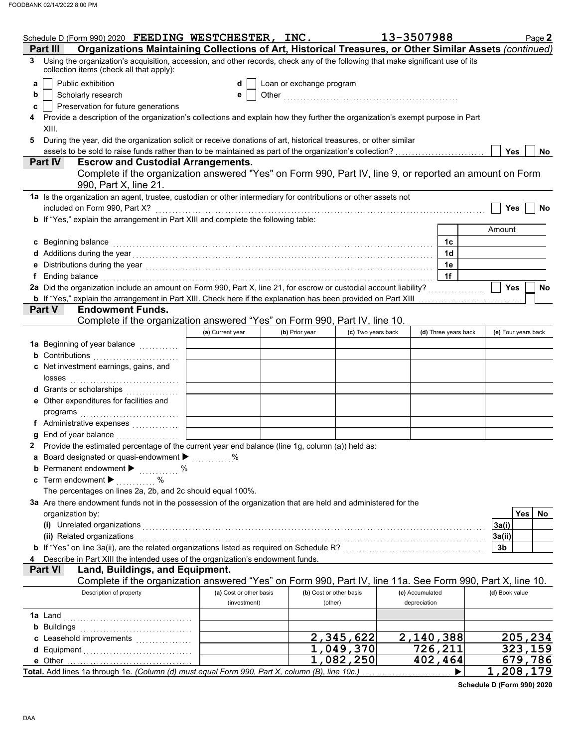Schedule D (Form 990) 2020 **FEEDING WESTCHESTER, INC.** 13-3507988 Page **2**

## Part III Organizations Maintaining Collections of Art, Historical Treasures, or Other Similar Assets *(continued)*

**3** Using the organization's acquisition, accession, and other records, check any of the following that make significant use of its collection items (check all that apply):

- **a** ☐ Public exhibition
- **b** ☐ Scholarly research
- **c** ☐ Preservation for future generations
- **d** ☐ Loan or exchange program
- **e** ☐ Other

**4** Provide a description of the organization's collections and explain how they further the organization's exempt purpose in Part XIII.

**5** During the year, did the organization solicit or receive donations of art, historical treasures, or other similar assets to be sold to raise funds rather than to be maintained as part of the organization's collection? ☐ Yes ☐ No

## Part IV Escrow and Custodial Arrangements.

Complete if the organization answered "Yes" on Form 990, Part IV, line 9, or reported an amount on Form 990, Part X, line 21.

**1a** Is the organization an agent, trustee, custodian or other intermediary for contributions or other assets not included on Form 990, Part X? ☐ Yes ☐ No

**b** If "Yes," explain the arrangement in Part XIII and complete the following table:

| | | Amount |
|---|---|---|
| **c** Beginning balance | 1c | |
| **d** Additions during the year | 1d | |
| **e** Distributions during the year | 1e | |
| **f** Ending balance | 1f | |

**2a** Did the organization include an amount on Form 990, Part X, line 21, for escrow or custodial account liability? ☐ Yes ☐ No

**b** If "Yes," explain the arrangement in Part XIII. Check here if the explanation has been provided on Part XIII ☐

## Part V Endowment Funds.

Complete if the organization answered "Yes" on Form 990, Part IV, line 10.

| | (a) Current year | (b) Prior year | (c) Two years back | (d) Three years back | (e) Four years back |
|---|---|---|---|---|---|
| **1a** Beginning of year balance | | | | | |
| **b** Contributions | | | | | |
| **c** Net investment earnings, gains, and losses | | | | | |
| **d** Grants or scholarships | | | | | |
| **e** Other expenditures for facilities and programs | | | | | |
| **f** Administrative expenses | | | | | |
| **g** End of year balance | | | | | |

**2** Provide the estimated percentage of the current year end balance (line 1g, column (a)) held as:

**a** Board designated or quasi-endowment ▶ %

**b** Permanent endowment ▶ %

**c** Term endowment ▶ %

The percentages on lines 2a, 2b, and 2c should equal 100%.

**3a** Are there endowment funds not in the possession of the organization that are held and administered for the organization by:

| | | Yes | No |
|---|---|---|---|
| **(i)** Unrelated organizations | 3a(i) | | |
| **(ii)** Related organizations | 3a(ii) | | |
| **b** If "Yes" on line 3a(ii), are the related organizations listed as required on Schedule R? | 3b | | |

**4** Describe in Part XIII the intended uses of the organization's endowment funds.

## Part VI Land, Buildings, and Equipment.

Complete if the organization answered "Yes" on Form 990, Part IV, line 11a. See Form 990, Part X, line 10.

| Description of property | (a) Cost or other basis (investment) | (b) Cost or other basis (other) | (c) Accumulated depreciation | (d) Book value |
|---|---|---|---|---|
| **1a** Land | | | | |
| **b** Buildings | | | | |
| **c** Leasehold improvements | | 2,345,622 | 2,140,388 | 205,234 |
| **d** Equipment | | 1,049,370 | 726,211 | 323,159 |
| **e** Other | | 1,082,250 | 402,464 | 679,786 |
| **Total.** Add lines 1a through 1e. *(Column (d) must equal Form 990, Part X, column (B), line 10c.)* ▶ | | | | 1,208,179 |

**Schedule D (Form 990) 2020**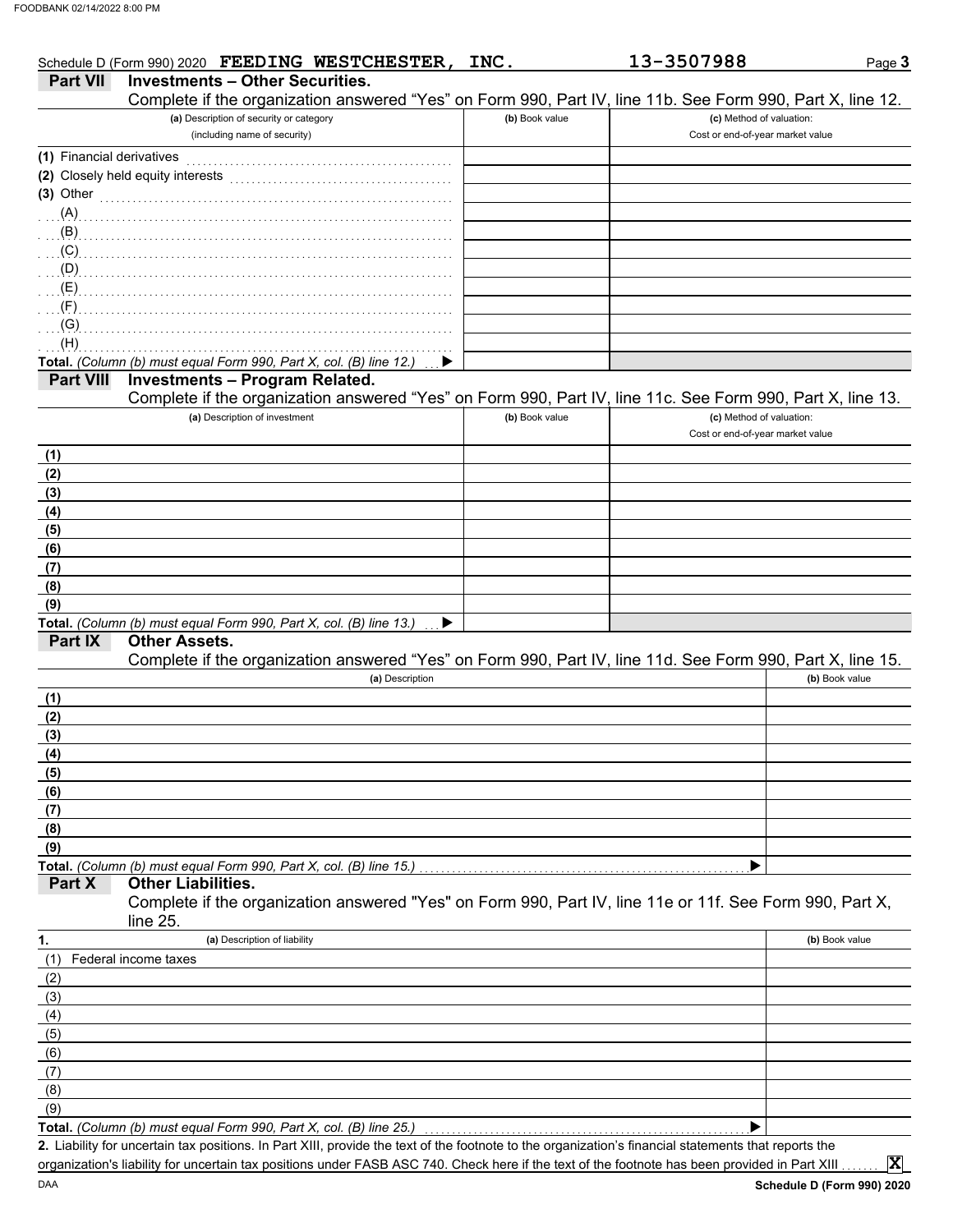Schedule D (Form 990) 2020 **FEEDING WESTCHESTER, INC.** **13-3507988** Page **3**

## Part VII Investments – Other Securities.

Complete if the organization answered "Yes" on Form 990, Part IV, line 11b. See Form 990, Part X, line 12.

| (a) Description of security or category (including name of security) | (b) Book value | (c) Method of valuation: Cost or end-of-year market value |
|---|---|---|
| (1) Financial derivatives | | |
| (2) Closely held equity interests | | |
| (3) Other | | |
| (A) | | |
| (B) | | |
| (C) | | |
| (D) | | |
| (E) | | |
| (F) | | |
| (G) | | |
| (H) | | |
| **Total.** *(Column (b) must equal Form 990, Part X, col. (B) line 12.)* ▶ | | |

## Part VIII Investments – Program Related.

Complete if the organization answered "Yes" on Form 990, Part IV, line 11c. See Form 990, Part X, line 13.

| (a) Description of investment | (b) Book value | (c) Method of valuation: Cost or end-of-year market value |
|---|---|---|
| (1) | | |
| (2) | | |
| (3) | | |
| (4) | | |
| (5) | | |
| (6) | | |
| (7) | | |
| (8) | | |
| (9) | | |
| **Total.** *(Column (b) must equal Form 990, Part X, col. (B) line 13.)* ▶ | | |

## Part IX Other Assets.

Complete if the organization answered "Yes" on Form 990, Part IV, line 11d. See Form 990, Part X, line 15.

| (a) Description | (b) Book value |
|---|---|
| (1) | |
| (2) | |
| (3) | |
| (4) | |
| (5) | |
| (6) | |
| (7) | |
| (8) | |
| (9) | |
| **Total.** *(Column (b) must equal Form 990, Part X, col. (B) line 15.)* ▶ | |

## Part X Other Liabilities.

Complete if the organization answered "Yes" on Form 990, Part IV, line 11e or 11f. See Form 990, Part X, line 25.

| 1. (a) Description of liability | (b) Book value |
|---|---|
| (1) Federal income taxes | |
| (2) | |
| (3) | |
| (4) | |
| (5) | |
| (6) | |
| (7) | |
| (8) | |
| (9) | |
| **Total.** *(Column (b) must equal Form 990, Part X, col. (B) line 25.)* ▶ | |

**2.** Liability for uncertain tax positions. In Part XIII, provide the text of the footnote to the organization's financial statements that reports the organization's liability for uncertain tax positions under FASB ASC 740. Check here if the text of the footnote has been provided in Part XIII ....... **X**

DAA **Schedule D (Form 990) 2020**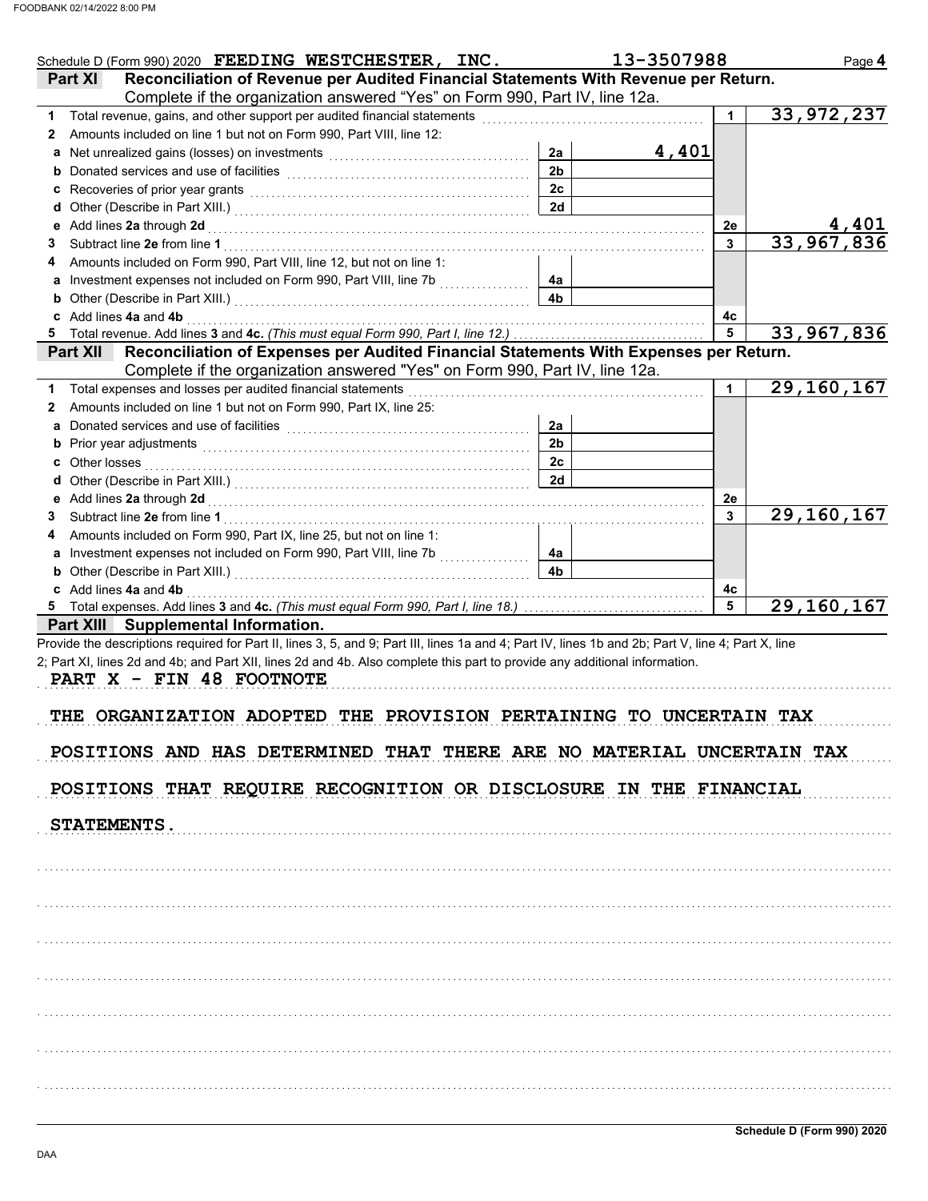Schedule D (Form 990) 2020 FEEDING WESTCHESTER, INC. 13-3507988

## Part XI Reconciliation of Revenue per Audited Financial Statements With Revenue per Return.

Complete if the organization answered "Yes" on Form 990, Part IV, line 12a.

| | | | | | |
|---|---|---|---|---|---|
| 1 | Total revenue, gains, and other support per audited financial statements | | | 1 | 33,972,237 |
| 2 | Amounts included on line 1 but not on Form 990, Part VIII, line 12: | | | | |
| a | Net unrealized gains (losses) on investments | 2a | 4,401 | | |
| b | Donated services and use of facilities | 2b | | | |
| c | Recoveries of prior year grants | 2c | | | |
| d | Other (Describe in Part XIII.) | 2d | | | |
| e | Add lines **2a** through **2d** | | | 2e | 4,401 |
| 3 | Subtract line **2e** from line **1** | | | 3 | 33,967,836 |
| 4 | Amounts included on Form 990, Part VIII, line 12, but not on line 1: | | | | |
| a | Investment expenses not included on Form 990, Part VIII, line 7b | 4a | | | |
| b | Other (Describe in Part XIII.) | 4b | | | |
| c | Add lines **4a** and **4b** | | | 4c | |
| 5 | Total revenue. Add lines **3** and **4c.** *(This must equal Form 990, Part I, line 12.)* | | | 5 | 33,967,836 |

## Part XII Reconciliation of Expenses per Audited Financial Statements With Expenses per Return.

Complete if the organization answered "Yes" on Form 990, Part IV, line 12a.

| | | | | | |
|---|---|---|---|---|---|
| 1 | Total expenses and losses per audited financial statements | | | 1 | 29,160,167 |
| 2 | Amounts included on line 1 but not on Form 990, Part IX, line 25: | | | | |
| a | Donated services and use of facilities | 2a | | | |
| b | Prior year adjustments | 2b | | | |
| c | Other losses | 2c | | | |
| d | Other (Describe in Part XIII.) | 2d | | | |
| e | Add lines **2a** through **2d** | | | 2e | |
| 3 | Subtract line **2e** from line **1** | | | 3 | 29,160,167 |
| 4 | Amounts included on Form 990, Part IX, line 25, but not on line 1: | | | | |
| a | Investment expenses not included on Form 990, Part VIII, line 7b | 4a | | | |
| b | Other (Describe in Part XIII.) | 4b | | | |
| c | Add lines **4a** and **4b** | | | 4c | |
| 5 | Total expenses. Add lines **3** and **4c.** *(This must equal Form 990, Part I, line 18.)* | | | 5 | 29,160,167 |

## Part XIII Supplemental Information.

Provide the descriptions required for Part II, lines 3, 5, and 9; Part III, lines 1a and 4; Part IV, lines 1b and 2b; Part V, line 4; Part X, line 2; Part XI, lines 2d and 4b; and Part XII, lines 2d and 4b. Also complete this part to provide any additional information.

PART X - FIN 48 FOOTNOTE

THE ORGANIZATION ADOPTED THE PROVISION PERTAINING TO UNCERTAIN TAX POSITIONS AND HAS DETERMINED THAT THERE ARE NO MATERIAL UNCERTAIN TAX POSITIONS THAT REQUIRE RECOGNITION OR DISCLOSURE IN THE FINANCIAL STATEMENTS.

Schedule D (Form 990) 2020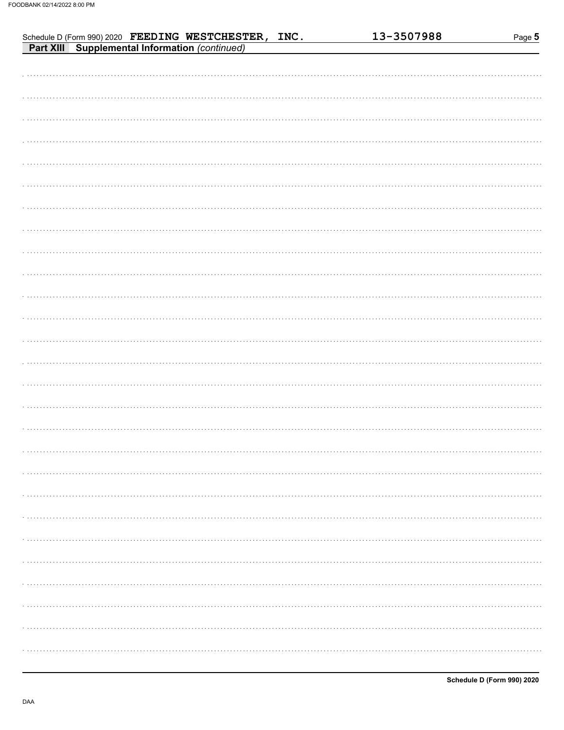Schedule D (Form 990) 2020 **FEEDING WESTCHESTER, INC.** **13-3507988** Page **5**

**Part XIII Supplemental Information** *(continued)*

**Schedule D (Form 990) 2020**

DAA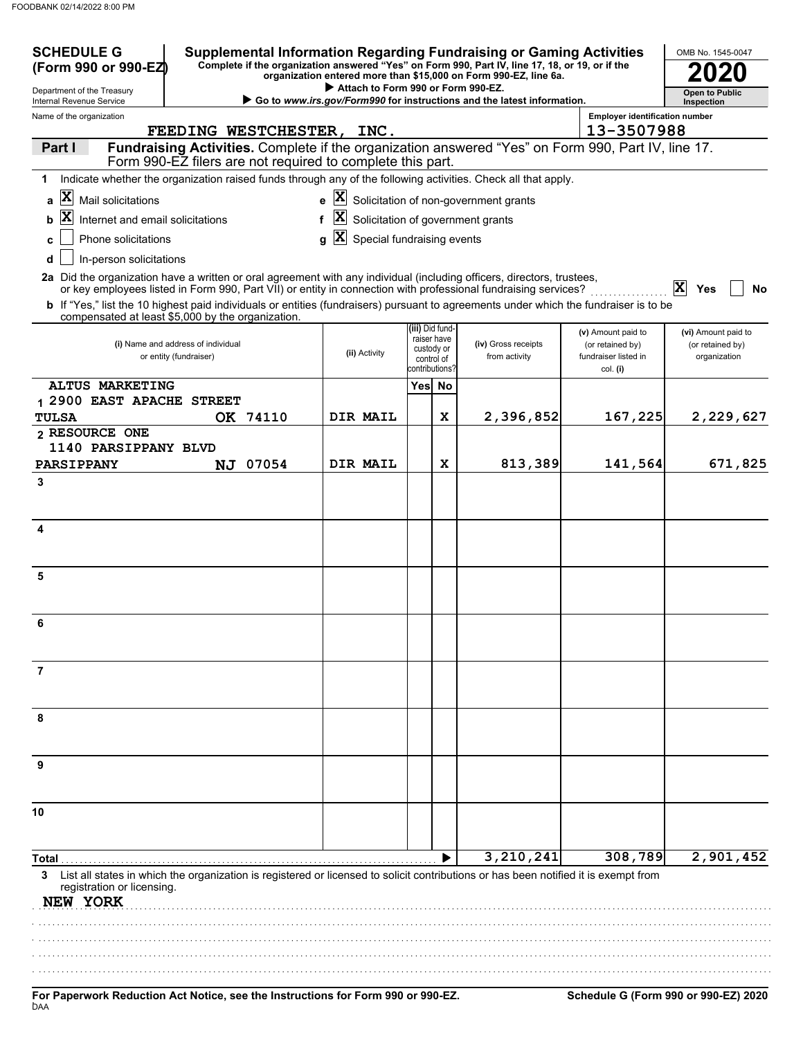FOODBANK 02/14/2022 8:00 PM

**SCHEDULE G (Form 990 or 990-EZ)**

Department of the Treasury
Internal Revenue Service

# Supplemental Information Regarding Fundraising or Gaming Activities

**Complete if the organization answered "Yes" on Form 990, Part IV, line 17, 18, or 19, or if the organization entered more than $15,000 on Form 990-EZ, line 6a.**

▶ **Attach to Form 990 or Form 990-EZ.**

▶ **Go to *www.irs.gov/Form990* for instructions and the latest information.**

OMB No. 1545-0047

**2020**

**Open to Public Inspection**

Name of the organization: FEEDING WESTCHESTER, INC.

Employer identification number: 13-3507988

## Part I Fundraising Activities.

Complete if the organization answered "Yes" on Form 990, Part IV, line 17. Form 990-EZ filers are not required to complete this part.

**1** Indicate whether the organization raised funds through any of the following activities. Check all that apply.

- **a** [X] Mail solicitations
- **b** [X] Internet and email solicitations
- **c** [ ] Phone solicitations
- **d** [ ] In-person solicitations
- **e** [X] Solicitation of non-government grants
- **f** [X] Solicitation of government grants
- **g** [X] Special fundraising events

**2a** Did the organization have a written or oral agreement with any individual (including officers, directors, trustees, or key employees listed in Form 990, Part VII) or entity in connection with professional fundraising services? [X] Yes [ ] No

**b** If "Yes," list the 10 highest paid individuals or entities (fundraisers) pursuant to agreements under which the fundraiser is to be compensated at least $5,000 by the organization.

| | (i) Name and address of individual or entity (fundraiser) | (ii) Activity | (iii) Did fundraiser have custody or control of contributions? Yes | No | (iv) Gross receipts from activity | (v) Amount paid to (or retained by) fundraiser listed in col. (i) | (vi) Amount paid to (or retained by) organization |
|---|---|---|---|---|---|---|---|
| 1 | ALTUS MARKETING<br>2900 EAST APACHE STREET<br>TULSA OK 74110 | DIR MAIL | | X | 2,396,852 | 167,225 | 2,229,627 |
| 2 | RESOURCE ONE<br>1140 PARSIPPANY BLVD<br>PARSIPPANY NJ 07054 | DIR MAIL | | X | 813,389 | 141,564 | 671,825 |
| 3 | | | | | | | |
| 4 | | | | | | | |
| 5 | | | | | | | |
| 6 | | | | | | | |
| 7 | | | | | | | |
| 8 | | | | | | | |
| 9 | | | | | | | |
| 10 | | | | | | | |
| Total | | | | ▶ | 3,210,241 | 308,789 | 2,901,452 |

**3** List all states in which the organization is registered or licensed to solicit contributions or has been notified it is exempt from registration or licensing.

NEW YORK

**For Paperwork Reduction Act Notice, see the Instructions for Form 990 or 990-EZ.**

DAA

**Schedule G (Form 990 or 990-EZ) 2020**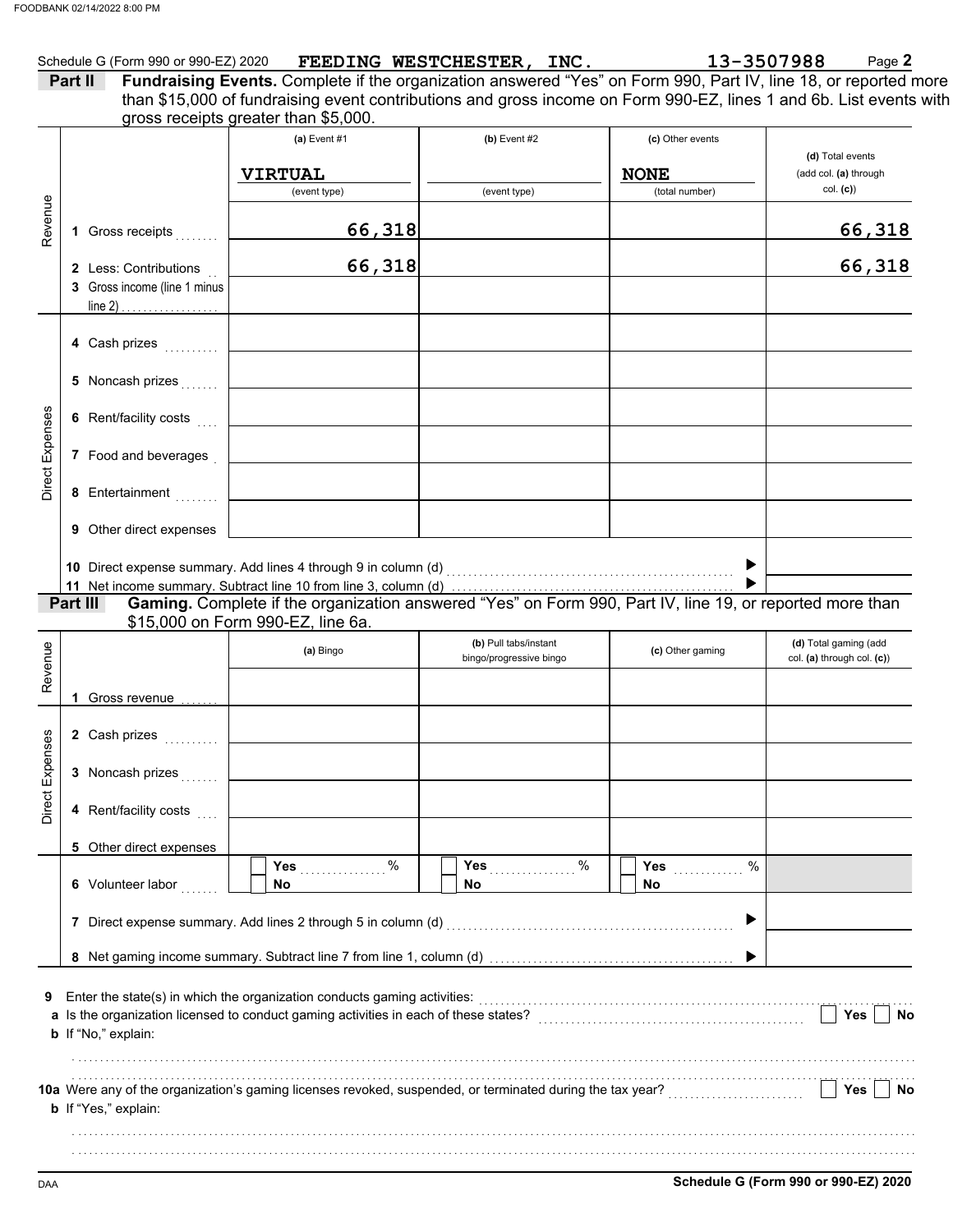Schedule G (Form 990 or 990-EZ) 2020 **FEEDING WESTCHESTER, INC.** **13-3507988**

**Part II** **Fundraising Events.** Complete if the organization answered "Yes" on Form 990, Part IV, line 18, or reported more than $15,000 of fundraising event contributions and gross income on Form 990-EZ, lines 1 and 6b. List events with gross receipts greater than $5,000.

| | | (a) Event #1 | (b) Event #2 | (c) Other events | (d) Total events (add col. (a) through col. (c)) |
|---|---|---|---|---|---|
| | | VIRTUAL (event type) | (event type) | NONE (total number) | |
| Revenue | 1 Gross receipts | 66,318 | | | 66,318 |
| | 2 Less: Contributions | 66,318 | | | 66,318 |
| | 3 Gross income (line 1 minus line 2) | | | | |
| Direct Expenses | 4 Cash prizes | | | | |
| | 5 Noncash prizes | | | | |
| | 6 Rent/facility costs | | | | |
| | 7 Food and beverages | | | | |
| | 8 Entertainment | | | | |
| | 9 Other direct expenses | | | | |

10 Direct expense summary. Add lines 4 through 9 in column (d) ▶

11 Net income summary. Subtract line 10 from line 3, column (d) ▶

**Part III** **Gaming.** Complete if the organization answered "Yes" on Form 990, Part IV, line 19, or reported more than $15,000 on Form 990-EZ, line 6a.

| | | (a) Bingo | (b) Pull tabs/instant bingo/progressive bingo | (c) Other gaming | (d) Total gaming (add col. (a) through col. (c)) |
|---|---|---|---|---|---|
| Revenue | 1 Gross revenue | | | | |
| Direct Expenses | 2 Cash prizes | | | | |
| | 3 Noncash prizes | | | | |
| | 4 Rent/facility costs | | | | |
| | 5 Other direct expenses | | | | |
| | 6 Volunteer labor | Yes ____ % No | Yes ____ % No | Yes ____ % No | |

7 Direct expense summary. Add lines 2 through 5 in column (d) ▶

8 Net gaming income summary. Subtract line 7 from line 1, column (d) ▶

9 Enter the state(s) in which the organization conducts gaming activities:

a Is the organization licensed to conduct gaming activities in each of these states? Yes No

b If "No," explain:

10a Were any of the organization's gaming licenses revoked, suspended, or terminated during the tax year? Yes No

b If "Yes," explain:

Schedule G (Form 990 or 990-EZ) 2020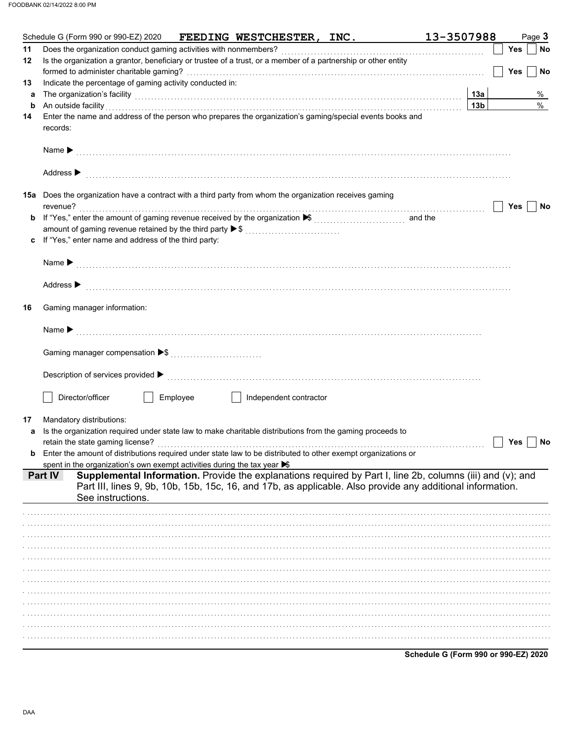Schedule G (Form 990 or 990-EZ) 2020 FEEDING WESTCHESTER, INC. 13-3507988 Page **3**

**11** Does the organization conduct gaming activities with nonmembers? ☐ Yes ☐ No

**12** Is the organization a grantor, beneficiary or trustee of a trust, or a member of a partnership or other entity formed to administer charitable gaming? ☐ Yes ☐ No

**13** Indicate the percentage of gaming activity conducted in:

**a** The organization's facility **13a** %

**b** An outside facility **13b** %

**14** Enter the name and address of the person who prepares the organization's gaming/special events books and records:

Name ▶

Address ▶

**15a** Does the organization have a contract with a third party from whom the organization receives gaming revenue? ☐ Yes ☐ No

**b** If "Yes," enter the amount of gaming revenue received by the organization ▶$ and the amount of gaming revenue retained by the third party ▶$

**c** If "Yes," enter name and address of the third party:

Name ▶

Address ▶

**16** Gaming manager information:

Name ▶

Gaming manager compensation ▶$

Description of services provided ▶

☐ Director/officer ☐ Employee ☐ Independent contractor

**17** Mandatory distributions:

**a** Is the organization required under state law to make charitable distributions from the gaming proceeds to retain the state gaming license? ☐ Yes ☐ No

**b** Enter the amount of distributions required under state law to be distributed to other exempt organizations or spent in the organization's own exempt activities during the tax year ▶$

**Part IV** **Supplemental Information.** Provide the explanations required by Part I, line 2b, columns (iii) and (v); and Part III, lines 9, 9b, 10b, 15b, 15c, 16, and 17b, as applicable. Also provide any additional information. See instructions.

**Schedule G (Form 990 or 990-EZ) 2020**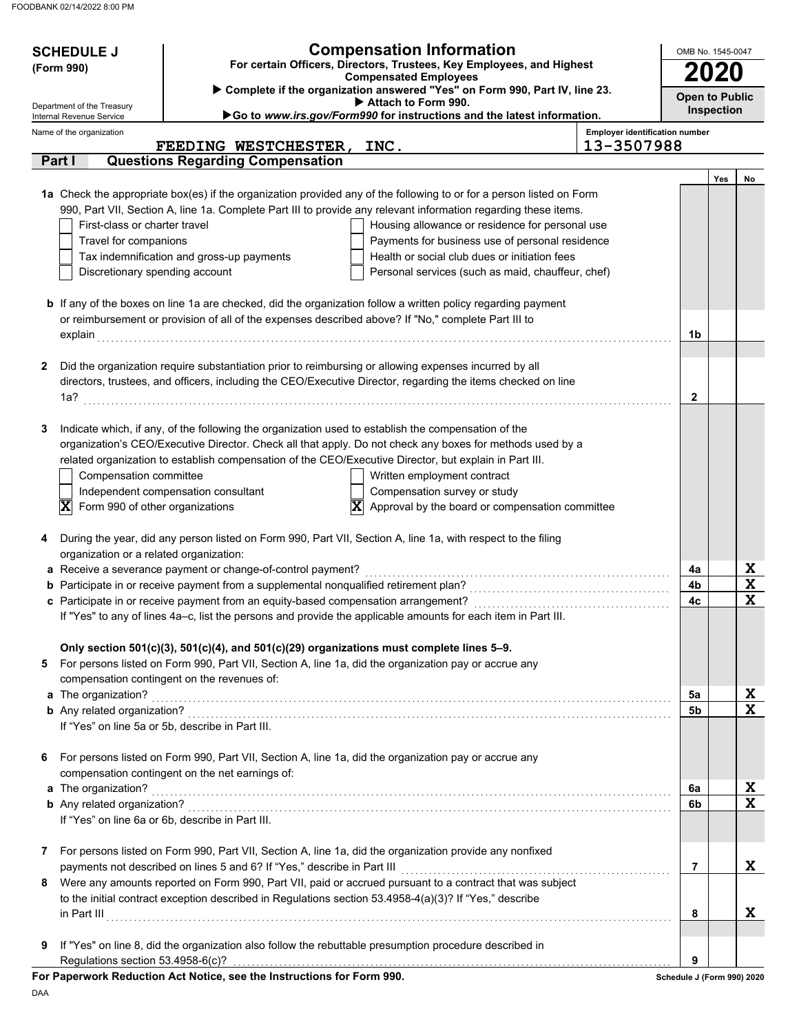**SCHEDULE J**
**(Form 990)**

Department of the Treasury
Internal Revenue Service

# Compensation Information

**For certain Officers, Directors, Trustees, Key Employees, and Highest Compensated Employees**

▶ **Complete if the organization answered "Yes" on Form 990, Part IV, line 23.**
▶ **Attach to Form 990.**
▶ **Go to *www.irs.gov/Form990* for instructions and the latest information.**

OMB No. 1545-0047

**2020**

**Open to Public Inspection**

Name of the organization: FEEDING WESTCHESTER, INC.

Employer identification number: 13-3507988

## Part I Questions Regarding Compensation

| | | | Yes | No |
|---|---|---|---|---|
| **1a** | Check the appropriate box(es) if the organization provided any of the following to or for a person listed on Form 990, Part VII, Section A, line 1a. Complete Part III to provide any relevant information regarding these items.<br>☐ First-class or charter travel ☐ Housing allowance or residence for personal use<br>☐ Travel for companions ☐ Payments for business use of personal residence<br>☐ Tax indemnification and gross-up payments ☐ Health or social club dues or initiation fees<br>☐ Discretionary spending account ☐ Personal services (such as maid, chauffeur, chef) | | | |
| **b** | If any of the boxes on line 1a are checked, did the organization follow a written policy regarding payment or reimbursement or provision of all of the expenses described above? If "No," complete Part III to explain | 1b | | |
| **2** | Did the organization require substantiation prior to reimbursing or allowing expenses incurred by all directors, trustees, and officers, including the CEO/Executive Director, regarding the items checked on line 1a? | 2 | | |
| **3** | Indicate which, if any, of the following the organization used to establish the compensation of the organization's CEO/Executive Director. Check all that apply. Do not check any boxes for methods used by a related organization to establish compensation of the CEO/Executive Director, but explain in Part III.<br>☐ Compensation committee ☐ Written employment contract<br>☐ Independent compensation consultant ☐ Compensation survey or study<br>☒ Form 990 of other organizations ☒ Approval by the board or compensation committee | | | |
| **4** | During the year, did any person listed on Form 990, Part VII, Section A, line 1a, with respect to the filing organization or a related organization: | | | |
| **a** | Receive a severance payment or change-of-control payment? | 4a | | X |
| **b** | Participate in or receive payment from a supplemental nonqualified retirement plan? | 4b | | X |
| **c** | Participate in or receive payment from an equity-based compensation arrangement? | 4c | | X |
| | If "Yes" to any of lines 4a–c, list the persons and provide the applicable amounts for each item in Part III. | | | |
| | **Only section 501(c)(3), 501(c)(4), and 501(c)(29) organizations must complete lines 5–9.** | | | |
| **5** | For persons listed on Form 990, Part VII, Section A, line 1a, did the organization pay or accrue any compensation contingent on the revenues of: | | | |
| **a** | The organization? | 5a | | X |
| **b** | Any related organization? | 5b | | X |
| | If "Yes" on line 5a or 5b, describe in Part III. | | | |
| **6** | For persons listed on Form 990, Part VII, Section A, line 1a, did the organization pay or accrue any compensation contingent on the net earnings of: | | | |
| **a** | The organization? | 6a | | X |
| **b** | Any related organization? | 6b | | X |
| | If "Yes" on line 6a or 6b, describe in Part III. | | | |
| **7** | For persons listed on Form 990, Part VII, Section A, line 1a, did the organization provide any nonfixed payments not described on lines 5 and 6? If "Yes," describe in Part III | 7 | | X |
| **8** | Were any amounts reported on Form 990, Part VII, paid or accrued pursuant to a contract that was subject to the initial contract exception described in Regulations section 53.4958-4(a)(3)? If "Yes," describe in Part III | 8 | | X |
| **9** | If "Yes" on line 8, did the organization also follow the rebuttable presumption procedure described in Regulations section 53.4958-6(c)? | 9 | | |

**For Paperwork Reduction Act Notice, see the Instructions for Form 990.**

Schedule J (Form 990) 2020

DAA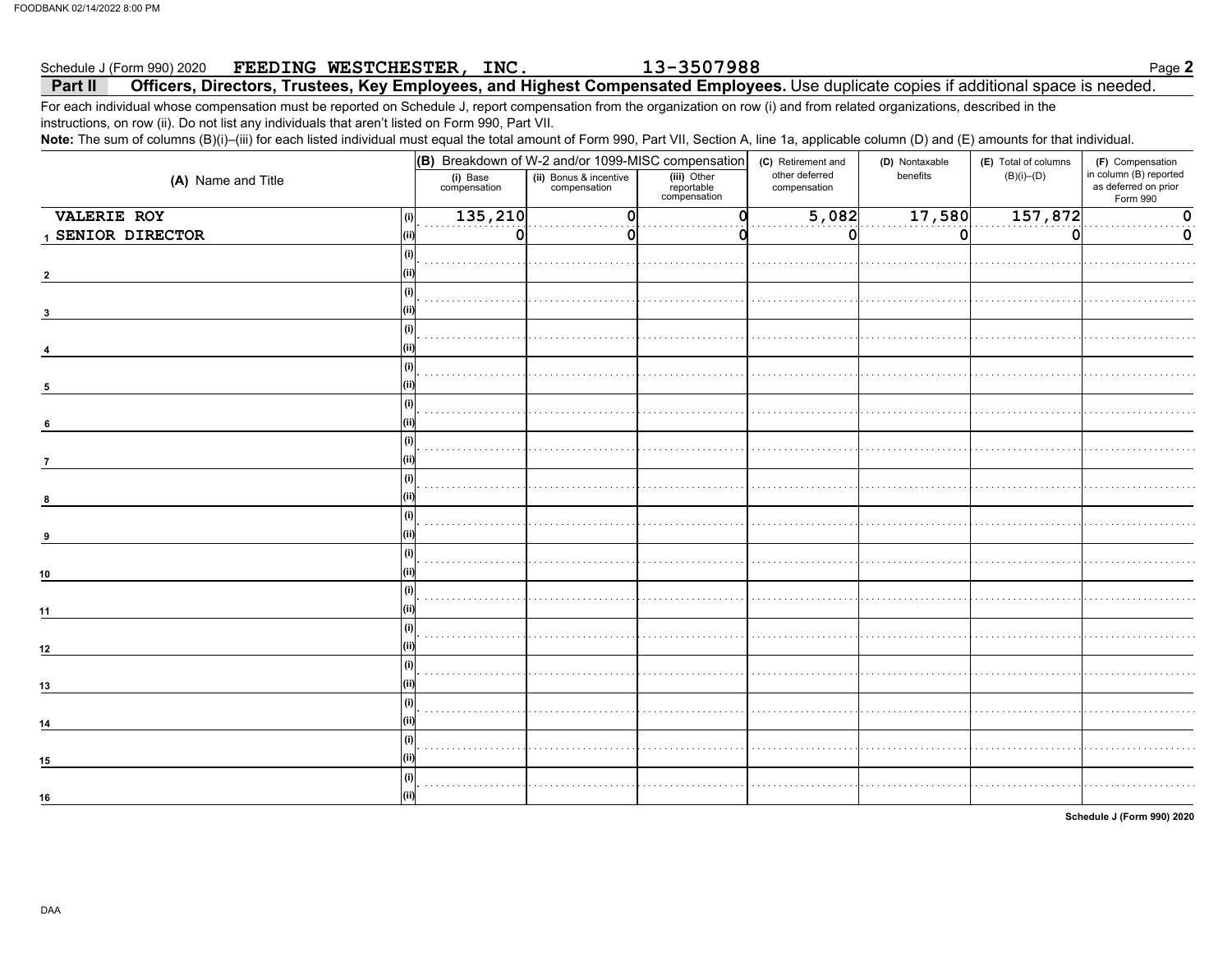Schedule J (Form 990) 2020 **FEEDING WESTCHESTER, INC.** **13-3507988** Page **2**

## Part II Officers, Directors, Trustees, Key Employees, and Highest Compensated Employees. Use duplicate copies if additional space is needed.

For each individual whose compensation must be reported on Schedule J, report compensation from the organization on row (i) and from related organizations, described in the instructions, on row (ii). Do not list any individuals that aren't listed on Form 990, Part VII.

**Note:** The sum of columns (B)(i)–(iii) for each listed individual must equal the total amount of Form 990, Part VII, Section A, line 1a, applicable column (D) and (E) amounts for that individual.

| (A) Name and Title | | (B) Breakdown of W-2 and/or 1099-MISC compensation | | | (C) Retirement and other deferred compensation | (D) Nontaxable benefits | (E) Total of columns (B)(i)–(D) | (F) Compensation in column (B) reported as deferred on prior Form 990 |
|---|---|---|---|---|---|---|---|---|
| | | (i) Base compensation | (ii) Bonus & incentive compensation | (iii) Other reportable compensation | | | | |
| 1 VALERIE ROY | (i) | 135,210 | 0 | 0 | 5,082 | 17,580 | 157,872 | 0 |
| SENIOR DIRECTOR | (ii) | 0 | 0 | 0 | 0 | 0 | 0 | 0 |
| 2 | (i) | | | | | | | |
| | (ii) | | | | | | | |
| 3 | (i) | | | | | | | |
| | (ii) | | | | | | | |
| 4 | (i) | | | | | | | |
| | (ii) | | | | | | | |
| 5 | (i) | | | | | | | |
| | (ii) | | | | | | | |
| 6 | (i) | | | | | | | |
| | (ii) | | | | | | | |
| 7 | (i) | | | | | | | |
| | (ii) | | | | | | | |
| 8 | (i) | | | | | | | |
| | (ii) | | | | | | | |
| 9 | (i) | | | | | | | |
| | (ii) | | | | | | | |
| 10 | (i) | | | | | | | |
| | (ii) | | | | | | | |
| 11 | (i) | | | | | | | |
| | (ii) | | | | | | | |
| 12 | (i) | | | | | | | |
| | (ii) | | | | | | | |
| 13 | (i) | | | | | | | |
| | (ii) | | | | | | | |
| 14 | (i) | | | | | | | |
| | (ii) | | | | | | | |
| 15 | (i) | | | | | | | |
| | (ii) | | | | | | | |
| 16 | (i) | | | | | | | |
| | (ii) | | | | | | | |

Schedule J (Form 990) 2020

DAA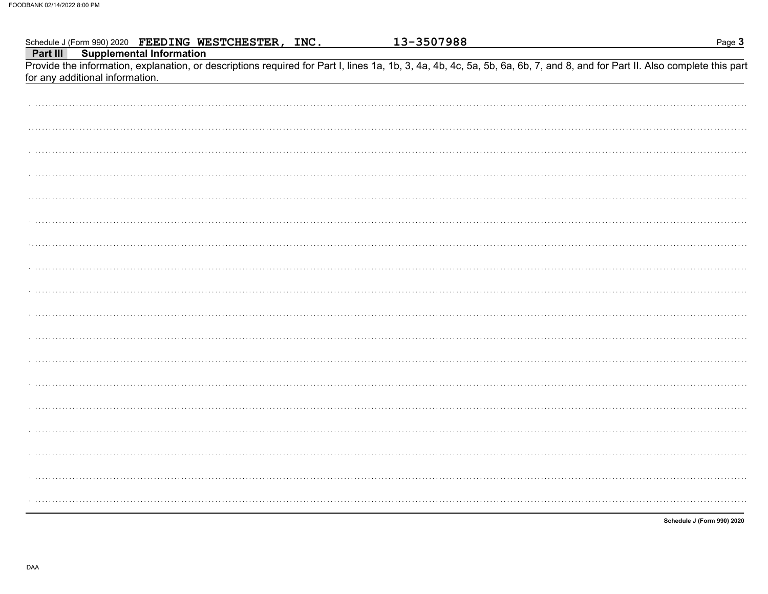Schedule J (Form 990) 2020 **FEEDING WESTCHESTER, INC.** 13-3507988

## Part III Supplemental Information

Provide the information, explanation, or descriptions required for Part I, lines 1a, 1b, 3, 4a, 4b, 4c, 5a, 5b, 6a, 6b, 7, and 8, and for Part II. Also complete this part for any additional information.

**Schedule J (Form 990) 2020**

DAA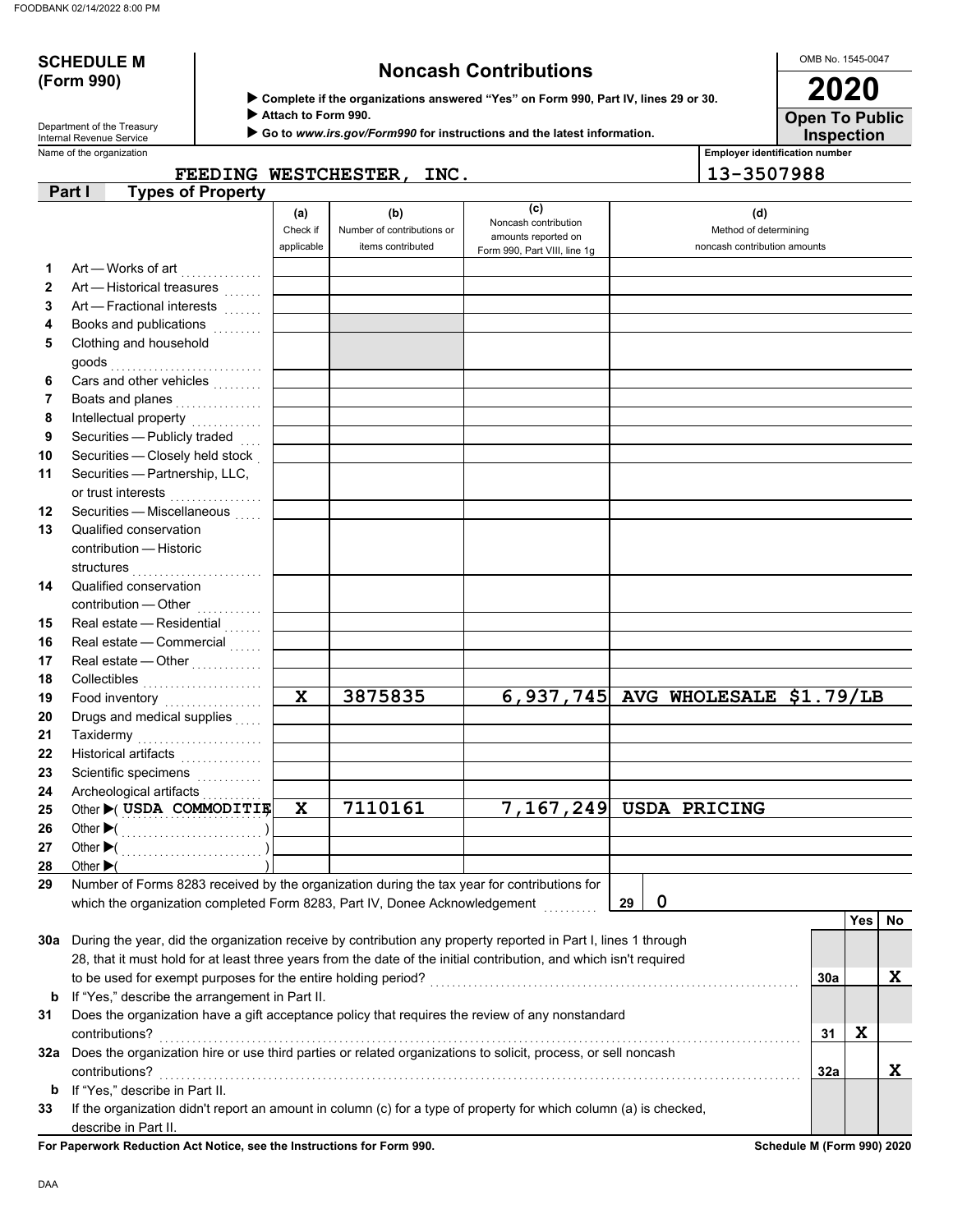**SCHEDULE M (Form 990)**

Department of the Treasury
Internal Revenue Service

# Noncash Contributions

▶ Complete if the organizations answered "Yes" on Form 990, Part IV, lines 29 or 30.
▶ Attach to Form 990.
▶ Go to *www.irs.gov/Form990* for instructions and the latest information.

OMB No. 1545-0047

**2020**

**Open To Public Inspection**

Name of the organization: FEEDING WESTCHESTER, INC.

Employer identification number: 13-3507988

## Part I Types of Property

| | | (a) Check if applicable | (b) Number of contributions or items contributed | (c) Noncash contribution amounts reported on Form 990, Part VIII, line 1g | (d) Method of determining noncash contribution amounts |
|---|---|---|---|---|---|
| 1 | Art — Works of art | | | | |
| 2 | Art — Historical treasures | | | | |
| 3 | Art — Fractional interests | | | | |
| 4 | Books and publications | | | | |
| 5 | Clothing and household goods | | | | |
| 6 | Cars and other vehicles | | | | |
| 7 | Boats and planes | | | | |
| 8 | Intellectual property | | | | |
| 9 | Securities — Publicly traded | | | | |
| 10 | Securities — Closely held stock | | | | |
| 11 | Securities — Partnership, LLC, or trust interests | | | | |
| 12 | Securities — Miscellaneous | | | | |
| 13 | Qualified conservation contribution — Historic structures | | | | |
| 14 | Qualified conservation contribution — Other | | | | |
| 15 | Real estate — Residential | | | | |
| 16 | Real estate — Commercial | | | | |
| 17 | Real estate — Other | | | | |
| 18 | Collectibles | | | | |
| 19 | Food inventory | X | 3875835 | 6,937,745 | AVG WHOLESALE $1.79/LB |
| 20 | Drugs and medical supplies | | | | |
| 21 | Taxidermy | | | | |
| 22 | Historical artifacts | | | | |
| 23 | Scientific specimens | | | | |
| 24 | Archeological artifacts | | | | |
| 25 | Other ▶ ( USDA COMMODITIE ) | X | 7110161 | 7,167,249 | USDA PRICING |
| 26 | Other ▶ ( ) | | | | |
| 27 | Other ▶ ( ) | | | | |
| 28 | Other ▶ ( ) | | | | |

**29** Number of Forms 8283 received by the organization during the tax year for contributions for which the organization completed Form 8283, Part IV, Donee Acknowledgement ..... **29** | 0

| | | | Yes | No |
|---|---|---|---|---|
| 30a | During the year, did the organization receive by contribution any property reported in Part I, lines 1 through 28, that it must hold for at least three years from the date of the initial contribution, and which isn't required to be used for exempt purposes for the entire holding period? | 30a | | X |
| b | If "Yes," describe the arrangement in Part II. | | | |
| 31 | Does the organization have a gift acceptance policy that requires the review of any nonstandard contributions? | 31 | X | |
| 32a | Does the organization hire or use third parties or related organizations to solicit, process, or sell noncash contributions? | 32a | | X |
| b | If "Yes," describe in Part II. | | | |
| 33 | If the organization didn't report an amount in column (c) for a type of property for which column (a) is checked, describe in Part II. | | | |

**For Paperwork Reduction Act Notice, see the Instructions for Form 990.**

**Schedule M (Form 990) 2020**

DAA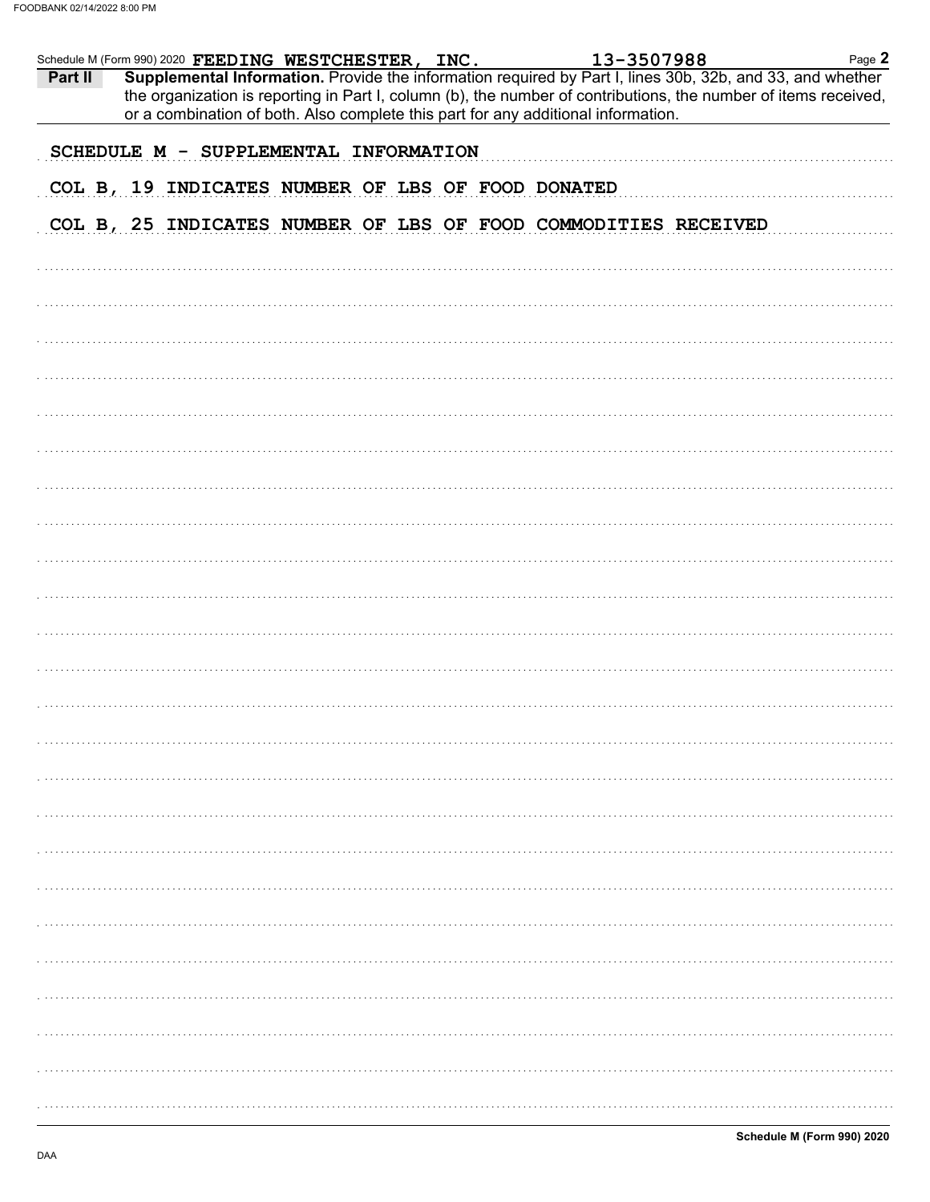Schedule M (Form 990) 2020 **FEEDING WESTCHESTER, INC.** **13-3507988** Page **2**

**Part II** **Supplemental Information.** Provide the information required by Part I, lines 30b, 32b, and 33, and whether the organization is reporting in Part I, column (b), the number of contributions, the number of items received, or a combination of both. Also complete this part for any additional information.

SCHEDULE M - SUPPLEMENTAL INFORMATION

COL B, 19 INDICATES NUMBER OF LBS OF FOOD DONATED

COL B, 25 INDICATES NUMBER OF LBS OF FOOD COMMODITIES RECEIVED

**Schedule M (Form 990) 2020**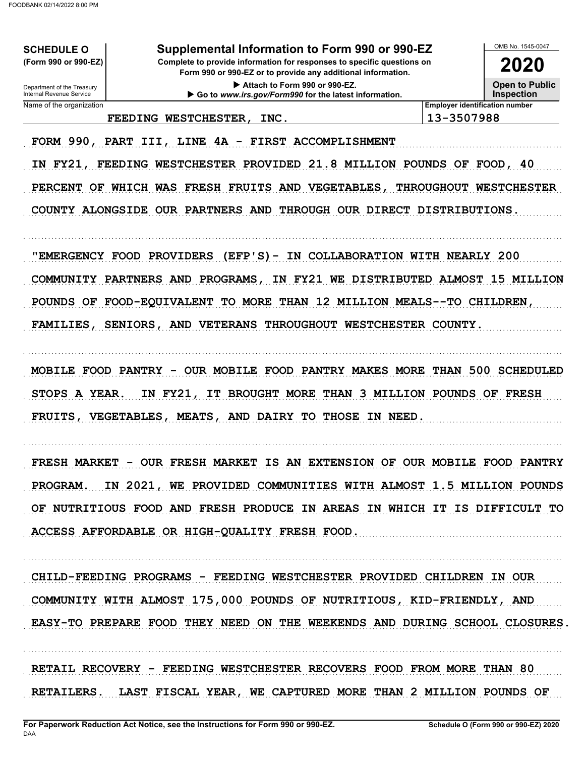**SCHEDULE O**
**(Form 990 or 990-EZ)**

Department of the Treasury
Internal Revenue Service

# Supplemental Information to Form 990 or 990-EZ

**Complete to provide information for responses to specific questions on Form 990 or 990-EZ or to provide any additional information.**

▶ Attach to Form 990 or 990-EZ.

▶ Go to *www.irs.gov/Form990* for the latest information.

OMB No. 1545-0047

**2020**

**Open to Public Inspection**

| Name of the organization | Employer identification number |
|---|---|
| FEEDING WESTCHESTER, INC. | 13-3507988 |

FORM 990, PART III, LINE 4A - FIRST ACCOMPLISHMENT

IN FY21, FEEDING WESTCHESTER PROVIDED 21.8 MILLION POUNDS OF FOOD, 40 PERCENT OF WHICH WAS FRESH FRUITS AND VEGETABLES, THROUGHOUT WESTCHESTER COUNTY ALONGSIDE OUR PARTNERS AND THROUGH OUR DIRECT DISTRIBUTIONS.

"EMERGENCY FOOD PROVIDERS (EFP'S)- IN COLLABORATION WITH NEARLY 200 COMMUNITY PARTNERS AND PROGRAMS, IN FY21 WE DISTRIBUTED ALMOST 15 MILLION POUNDS OF FOOD-EQUIVALENT TO MORE THAN 12 MILLION MEALS--TO CHILDREN, FAMILIES, SENIORS, AND VETERANS THROUGHOUT WESTCHESTER COUNTY.

MOBILE FOOD PANTRY - OUR MOBILE FOOD PANTRY MAKES MORE THAN 500 SCHEDULED STOPS A YEAR. IN FY21, IT BROUGHT MORE THAN 3 MILLION POUNDS OF FRESH FRUITS, VEGETABLES, MEATS, AND DAIRY TO THOSE IN NEED.

FRESH MARKET - OUR FRESH MARKET IS AN EXTENSION OF OUR MOBILE FOOD PANTRY PROGRAM. IN 2021, WE PROVIDED COMMUNITIES WITH ALMOST 1.5 MILLION POUNDS OF NUTRITIOUS FOOD AND FRESH PRODUCE IN AREAS IN WHICH IT IS DIFFICULT TO ACCESS AFFORDABLE OR HIGH-QUALITY FRESH FOOD.

CHILD-FEEDING PROGRAMS - FEEDING WESTCHESTER PROVIDED CHILDREN IN OUR COMMUNITY WITH ALMOST 175,000 POUNDS OF NUTRITIOUS, KID-FRIENDLY, AND EASY-TO PREPARE FOOD THEY NEED ON THE WEEKENDS AND DURING SCHOOL CLOSURES.

RETAIL RECOVERY - FEEDING WESTCHESTER RECOVERS FOOD FROM MORE THAN 80 RETAILERS. LAST FISCAL YEAR, WE CAPTURED MORE THAN 2 MILLION POUNDS OF

**For Paperwork Reduction Act Notice, see the Instructions for Form 990 or 990-EZ.** DAA **Schedule O (Form 990 or 990-EZ) 2020**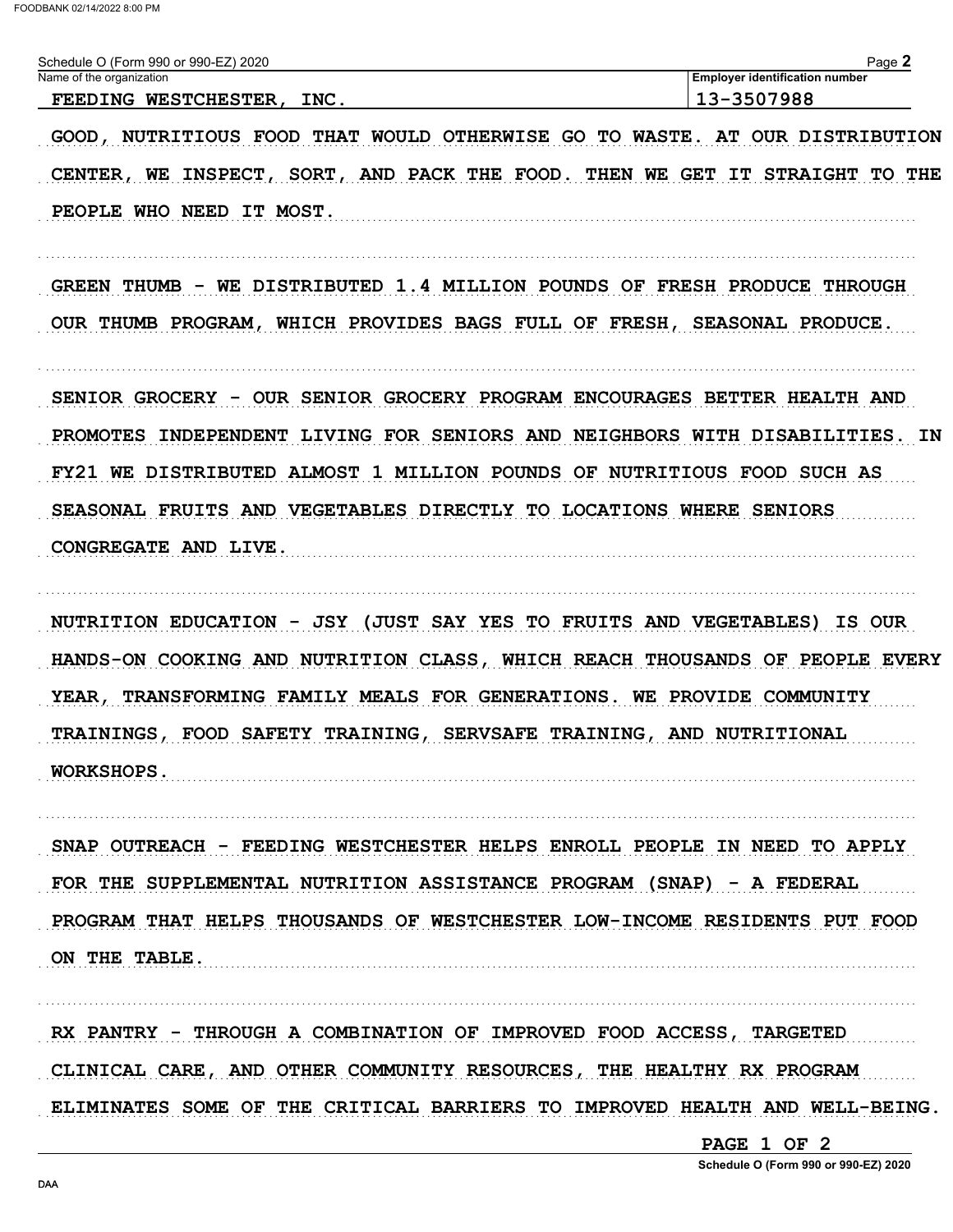Schedule O (Form 990 or 990-EZ) 2020

Name of the organization: FEEDING WESTCHESTER, INC.

Employer identification number: 13-3507988

GOOD, NUTRITIOUS FOOD THAT WOULD OTHERWISE GO TO WASTE. AT OUR DISTRIBUTION CENTER, WE INSPECT, SORT, AND PACK THE FOOD. THEN WE GET IT STRAIGHT TO THE PEOPLE WHO NEED IT MOST.

GREEN THUMB - WE DISTRIBUTED 1.4 MILLION POUNDS OF FRESH PRODUCE THROUGH OUR THUMB PROGRAM, WHICH PROVIDES BAGS FULL OF FRESH, SEASONAL PRODUCE.

SENIOR GROCERY - OUR SENIOR GROCERY PROGRAM ENCOURAGES BETTER HEALTH AND PROMOTES INDEPENDENT LIVING FOR SENIORS AND NEIGHBORS WITH DISABILITIES. IN FY21 WE DISTRIBUTED ALMOST 1 MILLION POUNDS OF NUTRITIOUS FOOD SUCH AS SEASONAL FRUITS AND VEGETABLES DIRECTLY TO LOCATIONS WHERE SENIORS CONGREGATE AND LIVE.

NUTRITION EDUCATION - JSY (JUST SAY YES TO FRUITS AND VEGETABLES) IS OUR HANDS-ON COOKING AND NUTRITION CLASS, WHICH REACH THOUSANDS OF PEOPLE EVERY YEAR, TRANSFORMING FAMILY MEALS FOR GENERATIONS. WE PROVIDE COMMUNITY TRAININGS, FOOD SAFETY TRAINING, SERVSAFE TRAINING, AND NUTRITIONAL WORKSHOPS.

SNAP OUTREACH - FEEDING WESTCHESTER HELPS ENROLL PEOPLE IN NEED TO APPLY FOR THE SUPPLEMENTAL NUTRITION ASSISTANCE PROGRAM (SNAP) - A FEDERAL PROGRAM THAT HELPS THOUSANDS OF WESTCHESTER LOW-INCOME RESIDENTS PUT FOOD ON THE TABLE.

RX PANTRY - THROUGH A COMBINATION OF IMPROVED FOOD ACCESS, TARGETED CLINICAL CARE, AND OTHER COMMUNITY RESOURCES, THE HEALTHY RX PROGRAM ELIMINATES SOME OF THE CRITICAL BARRIERS TO IMPROVED HEALTH AND WELL-BEING.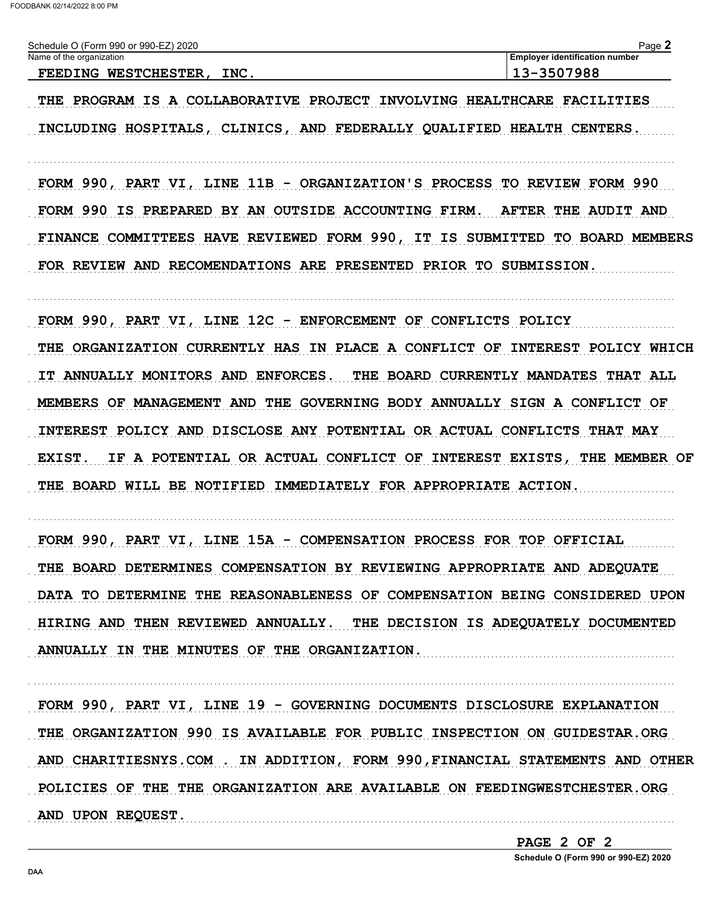Schedule O (Form 990 or 990-EZ) 2020

| Name of the organization | Employer identification number |
| --- | --- |
| FEEDING WESTCHESTER, INC. | 13-3507988 |

THE PROGRAM IS A COLLABORATIVE PROJECT INVOLVING HEALTHCARE FACILITIES INCLUDING HOSPITALS, CLINICS, AND FEDERALLY QUALIFIED HEALTH CENTERS.

FORM 990, PART VI, LINE 11B - ORGANIZATION'S PROCESS TO REVIEW FORM 990

FORM 990 IS PREPARED BY AN OUTSIDE ACCOUNTING FIRM. AFTER THE AUDIT AND FINANCE COMMITTEES HAVE REVIEWED FORM 990, IT IS SUBMITTED TO BOARD MEMBERS FOR REVIEW AND RECOMENDATIONS ARE PRESENTED PRIOR TO SUBMISSION.

FORM 990, PART VI, LINE 12C - ENFORCEMENT OF CONFLICTS POLICY

THE ORGANIZATION CURRENTLY HAS IN PLACE A CONFLICT OF INTEREST POLICY WHICH IT ANNUALLY MONITORS AND ENFORCES. THE BOARD CURRENTLY MANDATES THAT ALL MEMBERS OF MANAGEMENT AND THE GOVERNING BODY ANNUALLY SIGN A CONFLICT OF INTEREST POLICY AND DISCLOSE ANY POTENTIAL OR ACTUAL CONFLICTS THAT MAY EXIST. IF A POTENTIAL OR ACTUAL CONFLICT OF INTEREST EXISTS, THE MEMBER OF THE BOARD WILL BE NOTIFIED IMMEDIATELY FOR APPROPRIATE ACTION.

FORM 990, PART VI, LINE 15A - COMPENSATION PROCESS FOR TOP OFFICIAL

THE BOARD DETERMINES COMPENSATION BY REVIEWING APPROPRIATE AND ADEQUATE DATA TO DETERMINE THE REASONABLENESS OF COMPENSATION BEING CONSIDERED UPON HIRING AND THEN REVIEWED ANNUALLY. THE DECISION IS ADEQUATELY DOCUMENTED ANNUALLY IN THE MINUTES OF THE ORGANIZATION.

FORM 990, PART VI, LINE 19 - GOVERNING DOCUMENTS DISCLOSURE EXPLANATION

THE ORGANIZATION 990 IS AVAILABLE FOR PUBLIC INSPECTION ON GUIDESTAR.ORG AND CHARITIESNYS.COM . IN ADDITION, FORM 990,FINANCIAL STATEMENTS AND OTHER POLICIES OF THE THE ORGANIZATION ARE AVAILABLE ON FEEDINGWESTCHESTER.ORG AND UPON REQUEST.

Schedule O (Form 990 or 990-EZ) 2020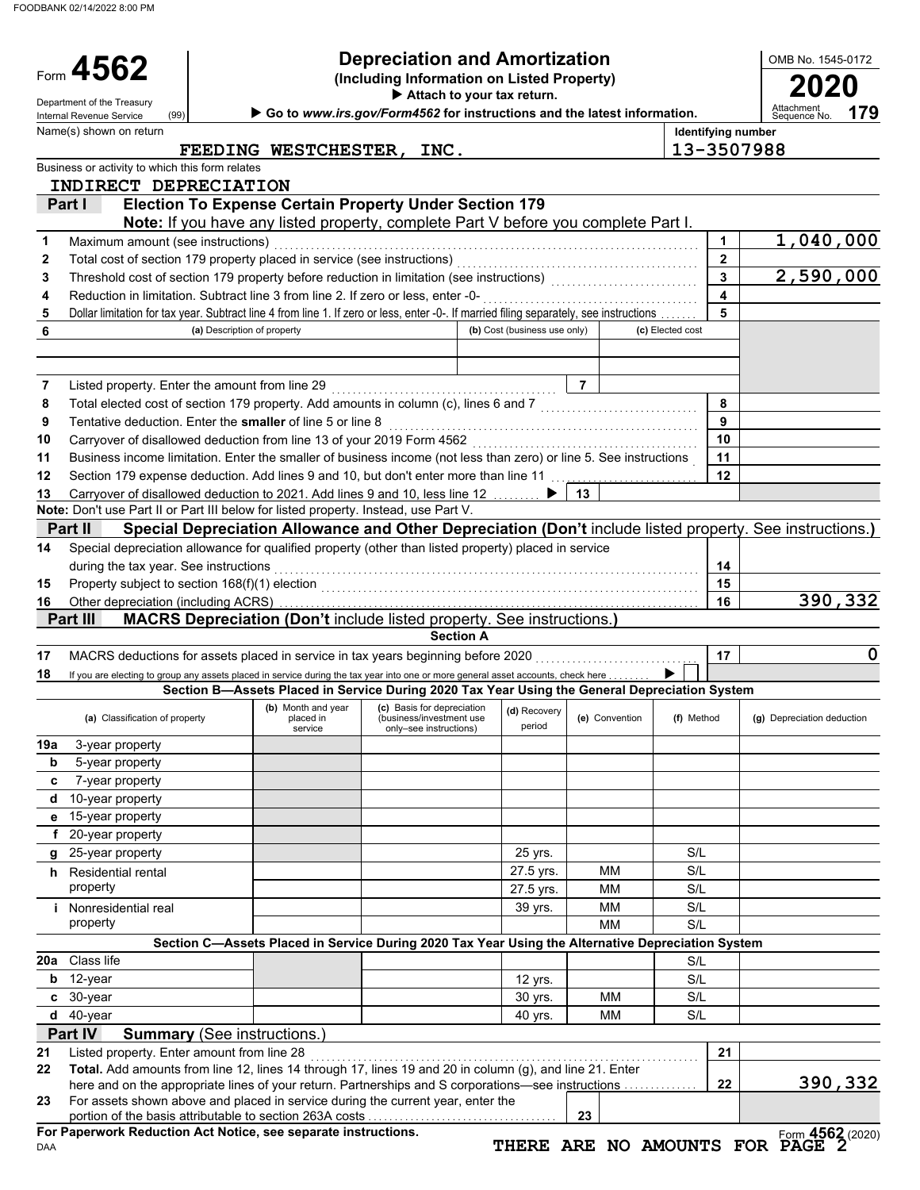Form **4562**

Department of the Treasury
Internal Revenue Service (99)

# Depreciation and Amortization

**(Including Information on Listed Property)**

▶ Attach to your tax return.

▶ Go to *www.irs.gov/Form4562* for instructions and the latest information.

OMB No. 1545-0172

**2020**

Attachment Sequence No. **179**

Name(s) shown on return: FEEDING WESTCHESTER, INC.

Identifying number: 13-3507988

Business or activity to which this form relates: INDIRECT DEPRECIATION

## Part I Election To Expense Certain Property Under Section 179

**Note:** If you have any listed property, complete Part V before you complete Part I.

| | | | |
|---|---|---|---|
| 1 | Maximum amount (see instructions) | 1 | 1,040,000 |
| 2 | Total cost of section 179 property placed in service (see instructions) | 2 | |
| 3 | Threshold cost of section 179 property before reduction in limitation (see instructions) | 3 | 2,590,000 |
| 4 | Reduction in limitation. Subtract line 3 from line 2. If zero or less, enter -0- | 4 | |
| 5 | Dollar limitation for tax year. Subtract line 4 from line 1. If zero or less, enter -0-. If married filing separately, see instructions | 5 | |

| 6 | (a) Description of property | (b) Cost (business use only) | (c) Elected cost |
|---|---|---|---|
| | | | |
| | | | |

| | | | |
|---|---|---|---|
| 7 | Listed property. Enter the amount from line 29 | 7 | |
| 8 | Total elected cost of section 179 property. Add amounts in column (c), lines 6 and 7 | 8 | |
| 9 | Tentative deduction. Enter the **smaller** of line 5 or line 8 | 9 | |
| 10 | Carryover of disallowed deduction from line 13 of your 2019 Form 4562 | 10 | |
| 11 | Business income limitation. Enter the smaller of business income (not less than zero) or line 5. See instructions | 11 | |
| 12 | Section 179 expense deduction. Add lines 9 and 10, but don't enter more than line 11 | 12 | |
| 13 | Carryover of disallowed deduction to 2021. Add lines 9 and 10, less line 12 ▶ | 13 | |

**Note:** Don't use Part II or Part III below for listed property. Instead, use Part V.

## Part II Special Depreciation Allowance and Other Depreciation (Don't include listed property. See instructions.)

| | | | |
|---|---|---|---|
| 14 | Special depreciation allowance for qualified property (other than listed property) placed in service during the tax year. See instructions | 14 | |
| 15 | Property subject to section 168(f)(1) election | 15 | |
| 16 | Other depreciation (including ACRS) | 16 | 390,332 |

## Part III MACRS Depreciation (Don't include listed property. See instructions.)

### Section A

| | | | |
|---|---|---|---|
| 17 | MACRS deductions for assets placed in service in tax years beginning before 2020 | 17 | 0 |
| 18 | If you are electing to group any assets placed in service during the tax year into one or more general asset accounts, check here ▶ ☐ | | |

### Section B—Assets Placed in Service During 2020 Tax Year Using the General Depreciation System

| (a) Classification of property | (b) Month and year placed in service | (c) Basis for depreciation (business/investment use only–see instructions) | (d) Recovery period | (e) Convention | (f) Method | (g) Depreciation deduction |
|---|---|---|---|---|---|---|
| 19a 3-year property | | | | | | |
| b 5-year property | | | | | | |
| c 7-year property | | | | | | |
| d 10-year property | | | | | | |
| e 15-year property | | | | | | |
| f 20-year property | | | | | | |
| g 25-year property | | | 25 yrs. | | S/L | |
| h Residential rental property | | | 27.5 yrs. | MM | S/L | |
| | | | 27.5 yrs. | MM | S/L | |
| i Nonresidential real property | | | 39 yrs. | MM | S/L | |
| | | | | MM | S/L | |

### Section C—Assets Placed in Service During 2020 Tax Year Using the Alternative Depreciation System

| (a) Classification of property | (b) Month and year placed in service | (c) Basis for depreciation | (d) Recovery period | (e) Convention | (f) Method | (g) Depreciation deduction |
|---|---|---|---|---|---|---|
| 20a Class life | | | | | S/L | |
| b 12-year | | | 12 yrs. | | S/L | |
| c 30-year | | | 30 yrs. | MM | S/L | |
| d 40-year | | | 40 yrs. | MM | S/L | |

## Part IV Summary (See instructions.)

| | | | |
|---|---|---|---|
| 21 | Listed property. Enter amount from line 28 | 21 | |
| 22 | **Total.** Add amounts from line 12, lines 14 through 17, lines 19 and 20 in column (g), and line 21. Enter here and on the appropriate lines of your return. Partnerships and S corporations—see instructions | 22 | 390,332 |
| 23 | For assets shown above and placed in service during the current year, enter the portion of the basis attributable to section 263A costs | 23 | |

**For Paperwork Reduction Act Notice, see separate instructions.**

DAA

THERE ARE NO AMOUNTS FOR PAGE 2

Form **4562** (2020)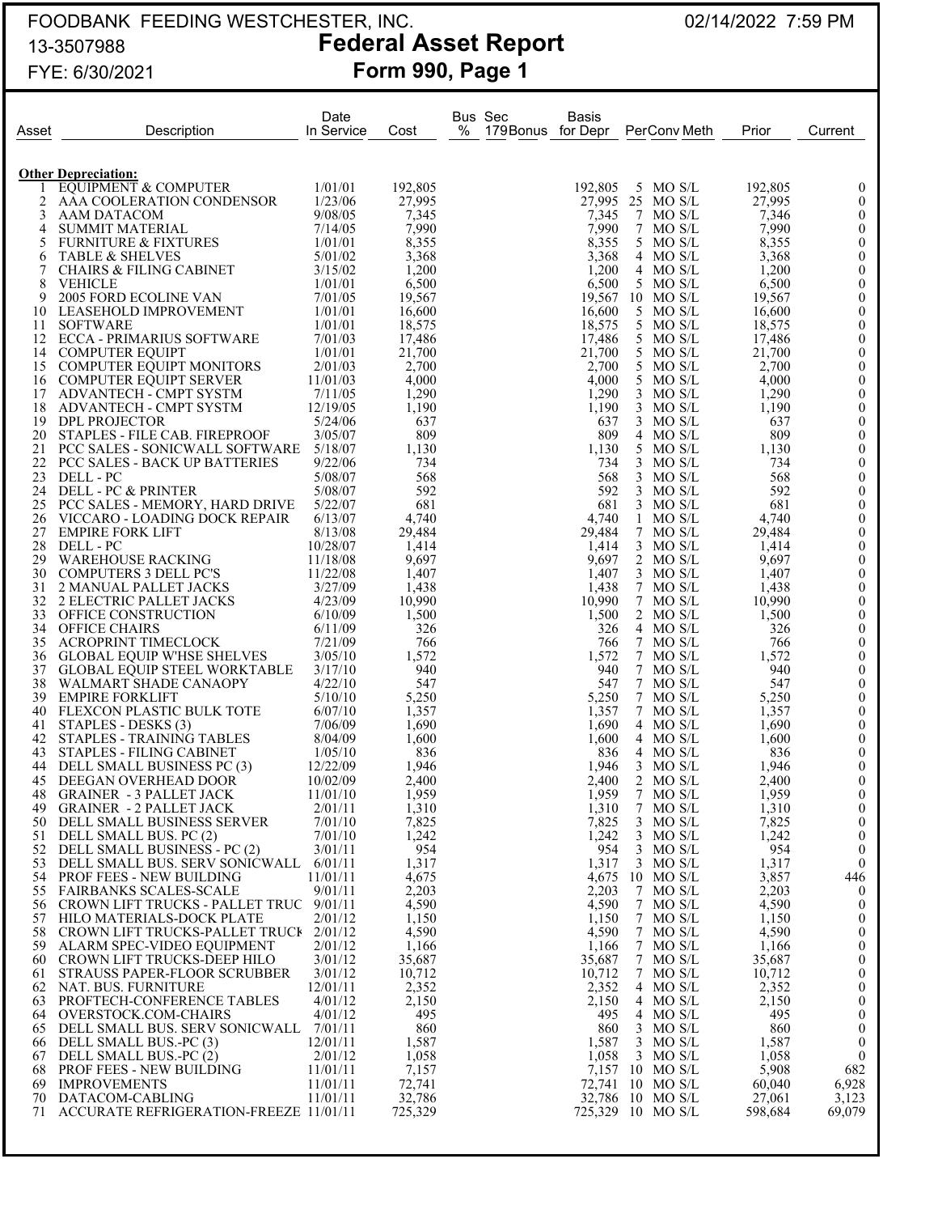FOODBANK FEEDING WESTCHESTER, INC.
13-3507988
FYE: 6/30/2021

02/14/2022 7:59 PM

# Federal Asset Report
## Form 990, Page 1

| Asset | Description | Date In Service | Cost | Bus % | Sec 179Bonus | Basis for Depr | Per | Conv | Meth | Prior | Current |
|---|---|---|---|---|---|---|---|---|---|---|---|
| | **Other Depreciation:** | | | | | | | | | | |
| 1 | EQUIPMENT & COMPUTER | 1/01/01 | 192,805 | | | 192,805 | 5 | MO | S/L | 192,805 | 0 |
| 2 | AAA COOLERATION CONDENSOR | 1/23/06 | 27,995 | | | 27,995 | 25 | MO | S/L | 27,995 | 0 |
| 3 | AAM DATACOM | 9/08/05 | 7,345 | | | 7,345 | 7 | MO | S/L | 7,346 | 0 |
| 4 | SUMMIT MATERIAL | 7/14/05 | 7,990 | | | 7,990 | 7 | MO | S/L | 7,990 | 0 |
| 5 | FURNITURE & FIXTURES | 1/01/01 | 8,355 | | | 8,355 | 5 | MO | S/L | 8,355 | 0 |
| 6 | TABLE & SHELVES | 5/01/02 | 3,368 | | | 3,368 | 4 | MO | S/L | 3,368 | 0 |
| 7 | CHAIRS & FILING CABINET | 3/15/02 | 1,200 | | | 1,200 | 4 | MO | S/L | 1,200 | 0 |
| 8 | VEHICLE | 1/01/01 | 6,500 | | | 6,500 | 5 | MO | S/L | 6,500 | 0 |
| 9 | 2005 FORD ECOLINE VAN | 7/01/05 | 19,567 | | | 19,567 | 10 | MO | S/L | 19,567 | 0 |
| 10 | LEASEHOLD IMPROVEMENT | 1/01/01 | 16,600 | | | 16,600 | 5 | MO | S/L | 16,600 | 0 |
| 11 | SOFTWARE | 1/01/01 | 18,575 | | | 18,575 | 5 | MO | S/L | 18,575 | 0 |
| 12 | ECCA - PRIMARIUS SOFTWARE | 7/01/03 | 17,486 | | | 17,486 | 5 | MO | S/L | 17,486 | 0 |
| 14 | COMPUTER EQUIPT | 1/01/01 | 21,700 | | | 21,700 | 5 | MO | S/L | 21,700 | 0 |
| 15 | COMPUTER EQUIPT MONITORS | 2/01/03 | 2,700 | | | 2,700 | 5 | MO | S/L | 2,700 | 0 |
| 16 | COMPUTER EQUIPT SERVER | 11/01/03 | 4,000 | | | 4,000 | 5 | MO | S/L | 4,000 | 0 |
| 17 | ADVANTECH - CMPT SYSTM | 7/11/05 | 1,290 | | | 1,290 | 3 | MO | S/L | 1,290 | 0 |
| 18 | ADVANTECH - CMPT SYSTM | 12/19/05 | 1,190 | | | 1,190 | 3 | MO | S/L | 1,190 | 0 |
| 19 | DPL PROJECTOR | 5/24/06 | 637 | | | 637 | 3 | MO | S/L | 637 | 0 |
| 20 | STAPLES - FILE CAB. FIREPROOF | 3/05/07 | 809 | | | 809 | 4 | MO | S/L | 809 | 0 |
| 21 | PCC SALES - SONICWALL SOFTWARE | 5/18/07 | 1,130 | | | 1,130 | 5 | MO | S/L | 1,130 | 0 |
| 22 | PCC SALES - BACK UP BATTERIES | 9/22/06 | 734 | | | 734 | 3 | MO | S/L | 734 | 0 |
| 23 | DELL - PC | 5/08/07 | 568 | | | 568 | 3 | MO | S/L | 568 | 0 |
| 24 | DELL - PC & PRINTER | 5/08/07 | 592 | | | 592 | 3 | MO | S/L | 592 | 0 |
| 25 | PCC SALES - MEMORY, HARD DRIVE | 5/22/07 | 681 | | | 681 | 3 | MO | S/L | 681 | 0 |
| 26 | VICCARO - LOADING DOCK REPAIR | 6/13/07 | 4,740 | | | 4,740 | 1 | MO | S/L | 4,740 | 0 |
| 27 | EMPIRE FORK LIFT | 8/13/08 | 29,484 | | | 29,484 | 7 | MO | S/L | 29,484 | 0 |
| 28 | DELL - PC | 10/28/07 | 1,414 | | | 1,414 | 3 | MO | S/L | 1,414 | 0 |
| 29 | WAREHOUSE RACKING | 11/18/08 | 9,697 | | | 9,697 | 2 | MO | S/L | 9,697 | 0 |
| 30 | COMPUTERS 3 DELL PC'S | 11/22/08 | 1,407 | | | 1,407 | 3 | MO | S/L | 1,407 | 0 |
| 31 | 2 MANUAL PALLET JACKS | 3/27/09 | 1,438 | | | 1,438 | 7 | MO | S/L | 1,438 | 0 |
| 32 | 2 ELECTRIC PALLET JACKS | 4/23/09 | 10,990 | | | 10,990 | 7 | MO | S/L | 10,990 | 0 |
| 33 | OFFICE CONSTRUCTION | 6/10/09 | 1,500 | | | 1,500 | 2 | MO | S/L | 1,500 | 0 |
| 34 | OFFICE CHAIRS | 6/11/09 | 326 | | | 326 | 4 | MO | S/L | 326 | 0 |
| 35 | ACROPRINT TIMECLOCK | 7/21/09 | 766 | | | 766 | 7 | MO | S/L | 766 | 0 |
| 36 | GLOBAL EQUIP W'HSE SHELVES | 3/05/10 | 1,572 | | | 1,572 | 7 | MO | S/L | 1,572 | 0 |
| 37 | GLOBAL EQUIP STEEL WORKTABLE | 3/17/10 | 940 | | | 940 | 7 | MO | S/L | 940 | 0 |
| 38 | WALMART SHADE CANAOPY | 4/22/10 | 547 | | | 547 | 7 | MO | S/L | 547 | 0 |
| 39 | EMPIRE FORKLIFT | 5/10/10 | 5,250 | | | 5,250 | 7 | MO | S/L | 5,250 | 0 |
| 40 | FLEXCON PLASTIC BULK TOTE | 6/07/10 | 1,357 | | | 1,357 | 7 | MO | S/L | 1,357 | 0 |
| 41 | STAPLES - DESKS (3) | 7/06/09 | 1,690 | | | 1,690 | 4 | MO | S/L | 1,690 | 0 |
| 42 | STAPLES - TRAINING TABLES | 8/04/09 | 1,600 | | | 1,600 | 4 | MO | S/L | 1,600 | 0 |
| 43 | STAPLES - FILING CABINET | 1/05/10 | 836 | | | 836 | 4 | MO | S/L | 836 | 0 |
| 44 | DELL SMALL BUSINESS PC (3) | 12/22/09 | 1,946 | | | 1,946 | 3 | MO | S/L | 1,946 | 0 |
| 45 | DEEGAN OVERHEAD DOOR | 10/02/09 | 2,400 | | | 2,400 | 2 | MO | S/L | 2,400 | 0 |
| 48 | GRAINER - 3 PALLET JACK | 11/01/10 | 1,959 | | | 1,959 | 7 | MO | S/L | 1,959 | 0 |
| 49 | GRAINER - 2 PALLET JACK | 2/01/11 | 1,310 | | | 1,310 | 7 | MO | S/L | 1,310 | 0 |
| 50 | DELL SMALL BUSINESS SERVER | 7/01/10 | 7,825 | | | 7,825 | 3 | MO | S/L | 7,825 | 0 |
| 51 | DELL SMALL BUS. PC (2) | 7/01/10 | 1,242 | | | 1,242 | 3 | MO | S/L | 1,242 | 0 |
| 52 | DELL SMALL BUSINESS - PC (2) | 3/01/11 | 954 | | | 954 | 3 | MO | S/L | 954 | 0 |
| 53 | DELL SMALL BUS. SERV SONICWALL | 6/01/11 | 1,317 | | | 1,317 | 3 | MO | S/L | 1,317 | 0 |
| 54 | PROF FEES - NEW BUILDING | 11/01/11 | 4,675 | | | 4,675 | 10 | MO | S/L | 3,857 | 446 |
| 55 | FAIRBANKS SCALES-SCALE | 9/01/11 | 2,203 | | | 2,203 | 7 | MO | S/L | 2,203 | 0 |
| 56 | CROWN LIFT TRUCKS - PALLET TRUC | 9/01/11 | 4,590 | | | 4,590 | 7 | MO | S/L | 4,590 | 0 |
| 57 | HILO MATERIALS-DOCK PLATE | 2/01/12 | 1,150 | | | 1,150 | 7 | MO | S/L | 1,150 | 0 |
| 58 | CROWN LIFT TRUCKS-PALLET TRUCK | 2/01/12 | 4,590 | | | 4,590 | 7 | MO | S/L | 4,590 | 0 |
| 59 | ALARM SPEC-VIDEO EQUIPMENT | 2/01/12 | 1,166 | | | 1,166 | 7 | MO | S/L | 1,166 | 0 |
| 60 | CROWN LIFT TRUCKS-DEEP HILO | 3/01/12 | 35,687 | | | 35,687 | 7 | MO | S/L | 35,687 | 0 |
| 61 | STRAUSS PAPER-FLOOR SCRUBBER | 3/01/12 | 10,712 | | | 10,712 | 7 | MO | S/L | 10,712 | 0 |
| 62 | NAT. BUS. FURNITURE | 12/01/11 | 2,352 | | | 2,352 | 4 | MO | S/L | 2,352 | 0 |
| 63 | PROFTECH-CONFERENCE TABLES | 4/01/12 | 2,150 | | | 2,150 | 4 | MO | S/L | 2,150 | 0 |
| 64 | OVERSTOCK.COM-CHAIRS | 4/01/12 | 495 | | | 495 | 4 | MO | S/L | 495 | 0 |
| 65 | DELL SMALL BUS. SERV SONICWALL | 7/01/11 | 860 | | | 860 | 3 | MO | S/L | 860 | 0 |
| 66 | DELL SMALL BUS.-PC (3) | 12/01/11 | 1,587 | | | 1,587 | 3 | MO | S/L | 1,587 | 0 |
| 67 | DELL SMALL BUS.-PC (2) | 2/01/12 | 1,058 | | | 1,058 | 3 | MO | S/L | 1,058 | 0 |
| 68 | PROF FEES - NEW BUILDING | 11/01/11 | 7,157 | | | 7,157 | 10 | MO | S/L | 5,908 | 682 |
| 69 | IMPROVEMENTS | 11/01/11 | 72,741 | | | 72,741 | 10 | MO | S/L | 60,040 | 6,928 |
| 70 | DATACOM-CABLING | 11/01/11 | 32,786 | | | 32,786 | 10 | MO | S/L | 27,061 | 3,123 |
| 71 | ACCURATE REFRIGERATION-FREEZE | 11/01/11 | 725,329 | | | 725,329 | 10 | MO | S/L | 598,684 | 69,079 |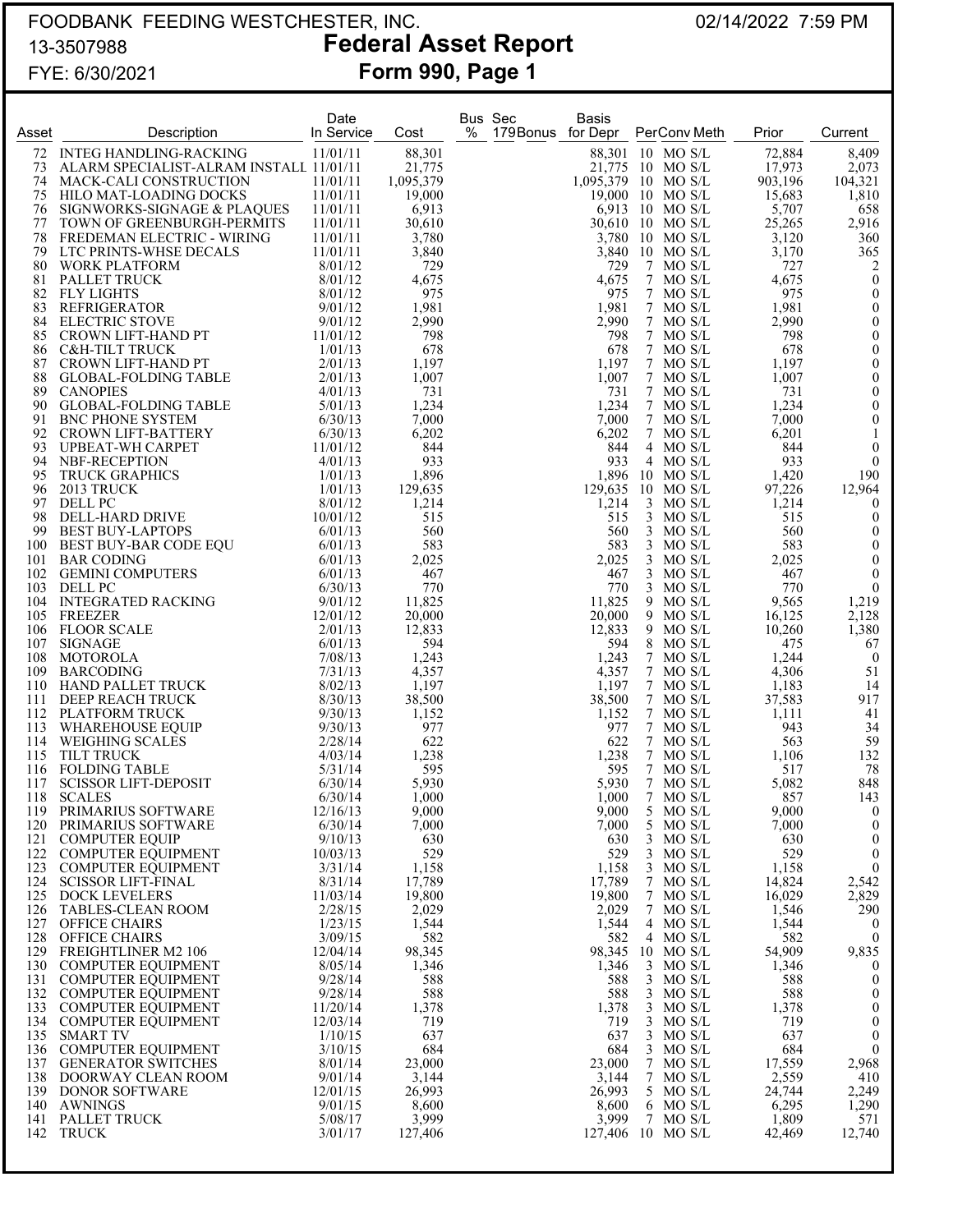FOODBANK FEEDING WESTCHESTER, INC.

13-3507988

FYE: 6/30/2021

02/14/2022 7:59 PM

# Federal Asset Report

## Form 990, Page 1

| Asset | Description | Date In Service | Cost | Bus % | Sec 179Bonus | Basis for Depr | Per | Conv | Meth | Prior | Current |
|---|---|---|---|---|---|---|---|---|---|---|---|
| 72 | INTEG HANDLING-RACKING | 11/01/11 | 88,301 | | | 88,301 | 10 | MO | S/L | 72,884 | 8,409 |
| 73 | ALARM SPECIALIST-ALRAM INSTALL | 11/01/11 | 21,775 | | | 21,775 | 10 | MO | S/L | 17,973 | 2,073 |
| 74 | MACK-CALI CONSTRUCTION | 11/01/11 | 1,095,379 | | | 1,095,379 | 10 | MO | S/L | 903,196 | 104,321 |
| 75 | HILO MAT-LOADING DOCKS | 11/01/11 | 19,000 | | | 19,000 | 10 | MO | S/L | 15,683 | 1,810 |
| 76 | SIGNWORKS-SIGNAGE & PLAQUES | 11/01/11 | 6,913 | | | 6,913 | 10 | MO | S/L | 5,707 | 658 |
| 77 | TOWN OF GREENBURGH-PERMITS | 11/01/11 | 30,610 | | | 30,610 | 10 | MO | S/L | 25,265 | 2,916 |
| 78 | FREDEMAN ELECTRIC - WIRING | 11/01/11 | 3,780 | | | 3,780 | 10 | MO | S/L | 3,120 | 360 |
| 79 | LTC PRINTS-WHSE DECALS | 11/01/11 | 3,840 | | | 3,840 | 10 | MO | S/L | 3,170 | 365 |
| 80 | WORK PLATFORM | 8/01/12 | 729 | | | 729 | 7 | MO | S/L | 727 | 2 |
| 81 | PALLET TRUCK | 8/01/12 | 4,675 | | | 4,675 | 7 | MO | S/L | 4,675 | 0 |
| 82 | FLY LIGHTS | 8/01/12 | 975 | | | 975 | 7 | MO | S/L | 975 | 0 |
| 83 | REFRIGERATOR | 9/01/12 | 1,981 | | | 1,981 | 7 | MO | S/L | 1,981 | 0 |
| 84 | ELECTRIC STOVE | 9/01/12 | 2,990 | | | 2,990 | 7 | MO | S/L | 2,990 | 0 |
| 85 | CROWN LIFT-HAND PT | 11/01/12 | 798 | | | 798 | 7 | MO | S/L | 798 | 0 |
| 86 | C&H-TILT TRUCK | 1/01/13 | 678 | | | 678 | 7 | MO | S/L | 678 | 0 |
| 87 | CROWN LIFT-HAND PT | 2/01/13 | 1,197 | | | 1,197 | 7 | MO | S/L | 1,197 | 0 |
| 88 | GLOBAL-FOLDING TABLE | 2/01/13 | 1,007 | | | 1,007 | 7 | MO | S/L | 1,007 | 0 |
| 89 | CANOPIES | 4/01/13 | 731 | | | 731 | 7 | MO | S/L | 731 | 0 |
| 90 | GLOBAL-FOLDING TABLE | 5/01/13 | 1,234 | | | 1,234 | 7 | MO | S/L | 1,234 | 0 |
| 91 | BNC PHONE SYSTEM | 6/30/13 | 7,000 | | | 7,000 | 7 | MO | S/L | 7,000 | 0 |
| 92 | CROWN LIFT-BATTERY | 6/30/13 | 6,202 | | | 6,202 | 7 | MO | S/L | 6,201 | 1 |
| 93 | UPBEAT-WH CARPET | 11/01/12 | 844 | | | 844 | 4 | MO | S/L | 844 | 0 |
| 94 | NBF-RECEPTION | 4/01/13 | 933 | | | 933 | 4 | MO | S/L | 933 | 0 |
| 95 | TRUCK GRAPHICS | 1/01/13 | 1,896 | | | 1,896 | 10 | MO | S/L | 1,420 | 190 |
| 96 | 2013 TRUCK | 1/01/13 | 129,635 | | | 129,635 | 10 | MO | S/L | 97,226 | 12,964 |
| 97 | DELL PC | 8/01/12 | 1,214 | | | 1,214 | 3 | MO | S/L | 1,214 | 0 |
| 98 | DELL-HARD DRIVE | 10/01/12 | 515 | | | 515 | 3 | MO | S/L | 515 | 0 |
| 99 | BEST BUY-LAPTOPS | 6/01/13 | 560 | | | 560 | 3 | MO | S/L | 560 | 0 |
| 100 | BEST BUY-BAR CODE EQU | 6/01/13 | 583 | | | 583 | 3 | MO | S/L | 583 | 0 |
| 101 | BAR CODING | 6/01/13 | 2,025 | | | 2,025 | 3 | MO | S/L | 2,025 | 0 |
| 102 | GEMINI COMPUTERS | 6/01/13 | 467 | | | 467 | 3 | MO | S/L | 467 | 0 |
| 103 | DELL PC | 6/30/13 | 770 | | | 770 | 3 | MO | S/L | 770 | 0 |
| 104 | INTEGRATED RACKING | 9/01/12 | 11,825 | | | 11,825 | 9 | MO | S/L | 9,565 | 1,219 |
| 105 | FREEZER | 12/01/12 | 20,000 | | | 20,000 | 9 | MO | S/L | 16,125 | 2,128 |
| 106 | FLOOR SCALE | 2/01/13 | 12,833 | | | 12,833 | 9 | MO | S/L | 10,260 | 1,380 |
| 107 | SIGNAGE | 6/01/13 | 594 | | | 594 | 8 | MO | S/L | 475 | 67 |
| 108 | MOTOROLA | 7/08/13 | 1,243 | | | 1,243 | 7 | MO | S/L | 1,244 | 0 |
| 109 | BARCODING | 7/31/13 | 4,357 | | | 4,357 | 7 | MO | S/L | 4,306 | 51 |
| 110 | HAND PALLET TRUCK | 8/02/13 | 1,197 | | | 1,197 | 7 | MO | S/L | 1,183 | 14 |
| 111 | DEEP REACH TRUCK | 8/30/13 | 38,500 | | | 38,500 | 7 | MO | S/L | 37,583 | 917 |
| 112 | PLATFORM TRUCK | 9/30/13 | 1,152 | | | 1,152 | 7 | MO | S/L | 1,111 | 41 |
| 113 | WHAREHOUSE EQUIP | 9/30/13 | 977 | | | 977 | 7 | MO | S/L | 943 | 34 |
| 114 | WEIGHING SCALES | 2/28/14 | 622 | | | 622 | 7 | MO | S/L | 563 | 59 |
| 115 | TILT TRUCK | 4/03/14 | 1,238 | | | 1,238 | 7 | MO | S/L | 1,106 | 132 |
| 116 | FOLDING TABLE | 5/31/14 | 595 | | | 595 | 7 | MO | S/L | 517 | 78 |
| 117 | SCISSOR LIFT-DEPOSIT | 6/30/14 | 5,930 | | | 5,930 | 7 | MO | S/L | 5,082 | 848 |
| 118 | SCALES | 6/30/14 | 1,000 | | | 1,000 | 7 | MO | S/L | 857 | 143 |
| 119 | PRIMARIUS SOFTWARE | 12/16/13 | 9,000 | | | 9,000 | 5 | MO | S/L | 9,000 | 0 |
| 120 | PRIMARIUS SOFTWARE | 6/30/14 | 7,000 | | | 7,000 | 5 | MO | S/L | 7,000 | 0 |
| 121 | COMPUTER EQUIP | 9/10/13 | 630 | | | 630 | 3 | MO | S/L | 630 | 0 |
| 122 | COMPUTER EQUIPMENT | 10/03/13 | 529 | | | 529 | 3 | MO | S/L | 529 | 0 |
| 123 | COMPUTER EQUIPMENT | 3/31/14 | 1,158 | | | 1,158 | 3 | MO | S/L | 1,158 | 0 |
| 124 | SCISSOR LIFT-FINAL | 8/31/14 | 17,789 | | | 17,789 | 7 | MO | S/L | 14,824 | 2,542 |
| 125 | DOCK LEVELERS | 11/03/14 | 19,800 | | | 19,800 | 7 | MO | S/L | 16,029 | 2,829 |
| 126 | TABLES-CLEAN ROOM | 2/28/15 | 2,029 | | | 2,029 | 7 | MO | S/L | 1,546 | 290 |
| 127 | OFFICE CHAIRS | 1/23/15 | 1,544 | | | 1,544 | 4 | MO | S/L | 1,544 | 0 |
| 128 | OFFICE CHAIRS | 3/09/15 | 582 | | | 582 | 4 | MO | S/L | 582 | 0 |
| 129 | FREIGHTLINER M2 106 | 12/04/14 | 98,345 | | | 98,345 | 10 | MO | S/L | 54,909 | 9,835 |
| 130 | COMPUTER EQUIPMENT | 8/05/14 | 1,346 | | | 1,346 | 3 | MO | S/L | 1,346 | 0 |
| 131 | COMPUTER EQUIPMENT | 9/28/14 | 588 | | | 588 | 3 | MO | S/L | 588 | 0 |
| 132 | COMPUTER EQUIPMENT | 9/28/14 | 588 | | | 588 | 3 | MO | S/L | 588 | 0 |
| 133 | COMPUTER EQUIPMENT | 11/20/14 | 1,378 | | | 1,378 | 3 | MO | S/L | 1,378 | 0 |
| 134 | COMPUTER EQUIPMENT | 12/03/14 | 719 | | | 719 | 3 | MO | S/L | 719 | 0 |
| 135 | SMART TV | 1/10/15 | 637 | | | 637 | 3 | MO | S/L | 637 | 0 |
| 136 | COMPUTER EQUIPMENT | 3/10/15 | 684 | | | 684 | 3 | MO | S/L | 684 | 0 |
| 137 | GENERATOR SWITCHES | 8/01/14 | 23,000 | | | 23,000 | 7 | MO | S/L | 17,559 | 2,968 |
| 138 | DOORWAY CLEAN ROOM | 9/01/14 | 3,144 | | | 3,144 | 7 | MO | S/L | 2,559 | 410 |
| 139 | DONOR SOFTWARE | 12/01/15 | 26,993 | | | 26,993 | 5 | MO | S/L | 24,744 | 2,249 |
| 140 | AWNINGS | 9/01/15 | 8,600 | | | 8,600 | 6 | MO | S/L | 6,295 | 1,290 |
| 141 | PALLET TRUCK | 5/08/17 | 3,999 | | | 3,999 | 7 | MO | S/L | 1,809 | 571 |
| 142 | TRUCK | 3/01/17 | 127,406 | | | 127,406 | 10 | MO | S/L | 42,469 | 12,740 |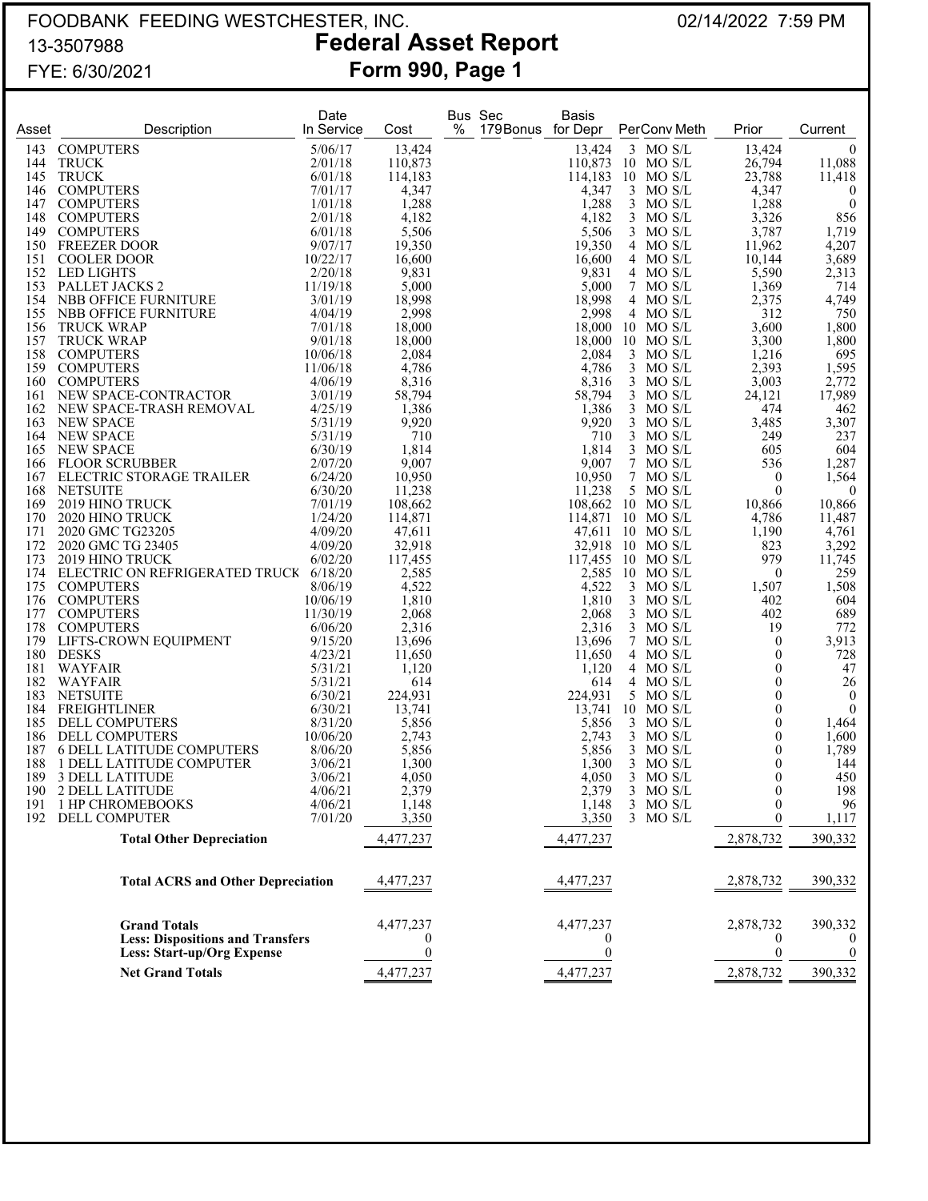FOODBANK FEEDING WESTCHESTER, INC. 02/14/2022 7:59 PM

13-3507988

# Federal Asset Report

FYE: 6/30/2021

## Form 990, Page 1

| Asset | Description | Date In Service | Cost | Bus % | Sec 179Bonus | Basis for Depr | Per | Conv | Meth | Prior | Current |
|---|---|---|---|---|---|---|---|---|---|---|---|
| 143 | COMPUTERS | 5/06/17 | 13,424 | | | 13,424 | 3 | MO | S/L | 13,424 | 0 |
| 144 | TRUCK | 2/01/18 | 110,873 | | | 110,873 | 10 | MO | S/L | 26,794 | 11,088 |
| 145 | TRUCK | 6/01/18 | 114,183 | | | 114,183 | 10 | MO | S/L | 23,788 | 11,418 |
| 146 | COMPUTERS | 7/01/17 | 4,347 | | | 4,347 | 3 | MO | S/L | 4,347 | 0 |
| 147 | COMPUTERS | 1/01/18 | 1,288 | | | 1,288 | 3 | MO | S/L | 1,288 | 0 |
| 148 | COMPUTERS | 2/01/18 | 4,182 | | | 4,182 | 3 | MO | S/L | 3,326 | 856 |
| 149 | COMPUTERS | 6/01/18 | 5,506 | | | 5,506 | 3 | MO | S/L | 3,787 | 1,719 |
| 150 | FREEZER DOOR | 9/07/17 | 19,350 | | | 19,350 | 4 | MO | S/L | 11,962 | 4,207 |
| 151 | COOLER DOOR | 10/22/17 | 16,600 | | | 16,600 | 4 | MO | S/L | 10,144 | 3,689 |
| 152 | LED LIGHTS | 2/20/18 | 9,831 | | | 9,831 | 4 | MO | S/L | 5,590 | 2,313 |
| 153 | PALLET JACKS 2 | 11/19/18 | 5,000 | | | 5,000 | 7 | MO | S/L | 1,369 | 714 |
| 154 | NBB OFFICE FURNITURE | 3/01/19 | 18,998 | | | 18,998 | 4 | MO | S/L | 2,375 | 4,749 |
| 155 | NBB OFFICE FURNITURE | 4/04/19 | 2,998 | | | 2,998 | 4 | MO | S/L | 312 | 750 |
| 156 | TRUCK WRAP | 7/01/18 | 18,000 | | | 18,000 | 10 | MO | S/L | 3,600 | 1,800 |
| 157 | TRUCK WRAP | 9/01/18 | 18,000 | | | 18,000 | 10 | MO | S/L | 3,300 | 1,800 |
| 158 | COMPUTERS | 10/06/18 | 2,084 | | | 2,084 | 3 | MO | S/L | 1,216 | 695 |
| 159 | COMPUTERS | 11/06/18 | 4,786 | | | 4,786 | 3 | MO | S/L | 2,393 | 1,595 |
| 160 | COMPUTERS | 4/06/19 | 8,316 | | | 8,316 | 3 | MO | S/L | 3,003 | 2,772 |
| 161 | NEW SPACE-CONTRACTOR | 3/01/19 | 58,794 | | | 58,794 | 3 | MO | S/L | 24,121 | 17,989 |
| 162 | NEW SPACE-TRASH REMOVAL | 4/25/19 | 1,386 | | | 1,386 | 3 | MO | S/L | 474 | 462 |
| 163 | NEW SPACE | 5/31/19 | 9,920 | | | 9,920 | 3 | MO | S/L | 3,485 | 3,307 |
| 164 | NEW SPACE | 5/31/19 | 710 | | | 710 | 3 | MO | S/L | 249 | 237 |
| 165 | NEW SPACE | 6/30/19 | 1,814 | | | 1,814 | 3 | MO | S/L | 605 | 604 |
| 166 | FLOOR SCRUBBER | 2/07/20 | 9,007 | | | 9,007 | 7 | MO | S/L | 536 | 1,287 |
| 167 | ELECTRIC STORAGE TRAILER | 6/24/20 | 10,950 | | | 10,950 | 7 | MO | S/L | 0 | 1,564 |
| 168 | NETSUITE | 6/30/20 | 11,238 | | | 11,238 | 5 | MO | S/L | 0 | 0 |
| 169 | 2019 HINO TRUCK | 7/01/19 | 108,662 | | | 108,662 | 10 | MO | S/L | 10,866 | 10,866 |
| 170 | 2020 HINO TRUCK | 1/24/20 | 114,871 | | | 114,871 | 10 | MO | S/L | 4,786 | 11,487 |
| 171 | 2020 GMC TG23205 | 4/09/20 | 47,611 | | | 47,611 | 10 | MO | S/L | 1,190 | 4,761 |
| 172 | 2020 GMC TG 23405 | 4/09/20 | 32,918 | | | 32,918 | 10 | MO | S/L | 823 | 3,292 |
| 173 | 2019 HINO TRUCK | 6/02/20 | 117,455 | | | 117,455 | 10 | MO | S/L | 979 | 11,745 |
| 174 | ELECTRIC ON REFRIGERATED TRUCK | 6/18/20 | 2,585 | | | 2,585 | 10 | MO | S/L | 0 | 259 |
| 175 | COMPUTERS | 8/06/19 | 4,522 | | | 4,522 | 3 | MO | S/L | 1,507 | 1,508 |
| 176 | COMPUTERS | 10/06/19 | 1,810 | | | 1,810 | 3 | MO | S/L | 402 | 604 |
| 177 | COMPUTERS | 11/30/19 | 2,068 | | | 2,068 | 3 | MO | S/L | 402 | 689 |
| 178 | COMPUTERS | 6/06/20 | 2,316 | | | 2,316 | 3 | MO | S/L | 19 | 772 |
| 179 | LIFTS-CROWN EQUIPMENT | 9/15/20 | 13,696 | | | 13,696 | 7 | MO | S/L | 0 | 3,913 |
| 180 | DESKS | 4/23/21 | 11,650 | | | 11,650 | 4 | MO | S/L | 0 | 728 |
| 181 | WAYFAIR | 5/31/21 | 1,120 | | | 1,120 | 4 | MO | S/L | 0 | 47 |
| 182 | WAYFAIR | 5/31/21 | 614 | | | 614 | 4 | MO | S/L | 0 | 26 |
| 183 | NETSUITE | 6/30/21 | 224,931 | | | 224,931 | 5 | MO | S/L | 0 | 0 |
| 184 | FREIGHTLINER | 6/30/21 | 13,741 | | | 13,741 | 10 | MO | S/L | 0 | 0 |
| 185 | DELL COMPUTERS | 8/31/20 | 5,856 | | | 5,856 | 3 | MO | S/L | 0 | 1,464 |
| 186 | DELL COMPUTERS | 10/06/20 | 2,743 | | | 2,743 | 3 | MO | S/L | 0 | 1,600 |
| 187 | 6 DELL LATITUDE COMPUTERS | 8/06/20 | 5,856 | | | 5,856 | 3 | MO | S/L | 0 | 1,789 |
| 188 | 1 DELL LATITUDE COMPUTER | 3/06/21 | 1,300 | | | 1,300 | 3 | MO | S/L | 0 | 144 |
| 189 | 3 DELL LATITUDE | 3/06/21 | 4,050 | | | 4,050 | 3 | MO | S/L | 0 | 450 |
| 190 | 2 DELL LATITUDE | 4/06/21 | 2,379 | | | 2,379 | 3 | MO | S/L | 0 | 198 |
| 191 | 1 HP CHROMEBOOKS | 4/06/21 | 1,148 | | | 1,148 | 3 | MO | S/L | 0 | 96 |
| 192 | DELL COMPUTER | 7/01/20 | 3,350 | | | 3,350 | 3 | MO | S/L | 0 | 1,117 |
| | **Total Other Depreciation** | | 4,477,237 | | | 4,477,237 | | | | 2,878,732 | 390,332 |
| | **Total ACRS and Other Depreciation** | | 4,477,237 | | | 4,477,237 | | | | 2,878,732 | 390,332 |
| | **Grand Totals** | | 4,477,237 | | | 4,477,237 | | | | 2,878,732 | 390,332 |
| | **Less: Dispositions and Transfers** | | 0 | | | 0 | | | | 0 | 0 |
| | **Less: Start-up/Org Expense** | | 0 | | | 0 | | | | 0 | 0 |
| | **Net Grand Totals** | | 4,477,237 | | | 4,477,237 | | | | 2,878,732 | 390,332 |